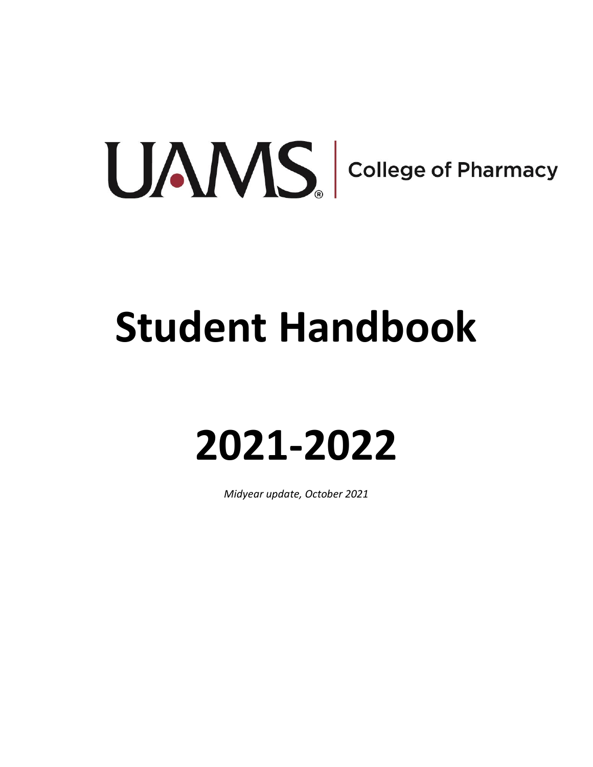UAMS | College of Pharmacy

# Student Handbook

# 2021-2022

*Midyear update, October 2021*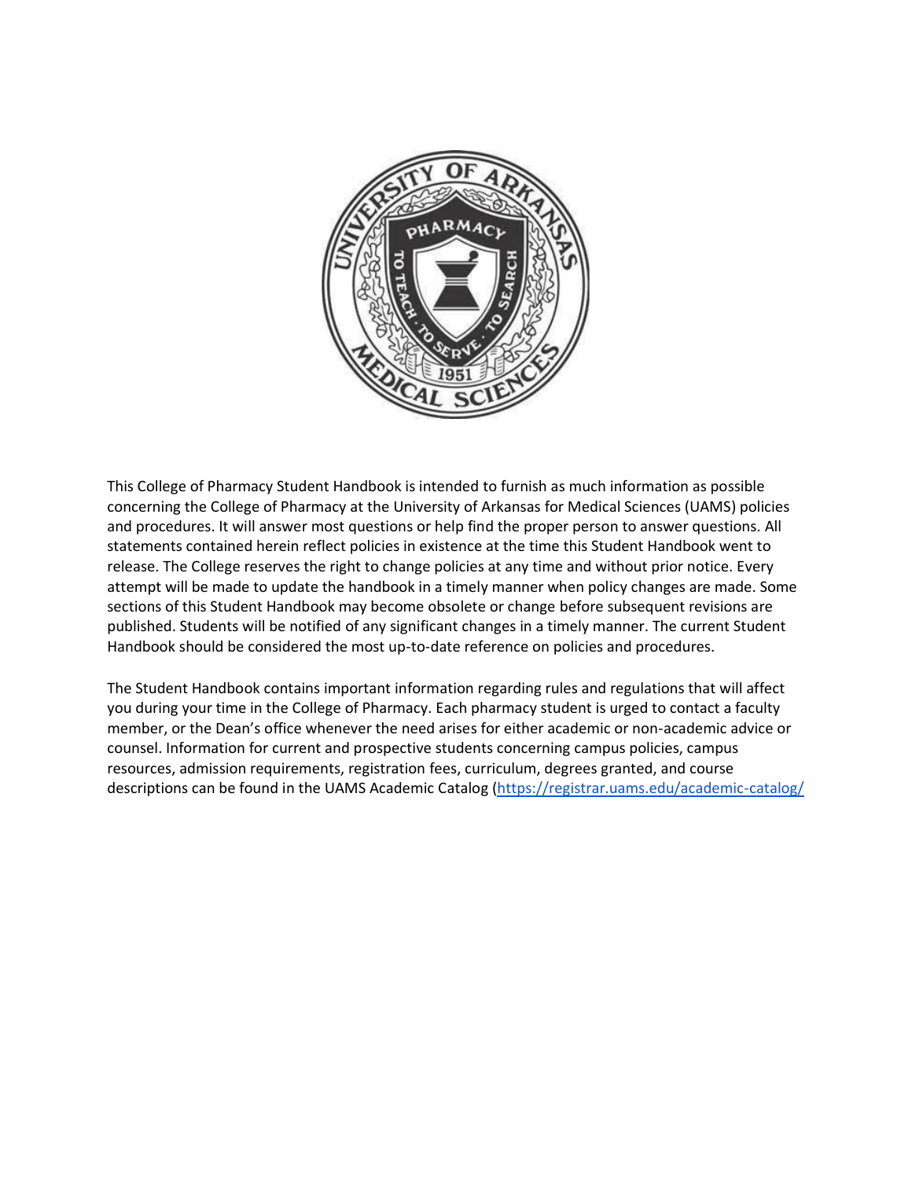This College of Pharmacy Student Handbook is intended to furnish as much information as possible concerning the College of Pharmacy at the University of Arkansas for Medical Sciences (UAMS) policies and procedures. It will answer most questions or help find the proper person to answer questions. All statements contained herein reflect policies in existence at the time this Student Handbook went to release. The College reserves the right to change policies at any time and without prior notice. Every attempt will be made to update the handbook in a timely manner when policy changes are made. Some sections of this Student Handbook may become obsolete or change before subsequent revisions are published. Students will be notified of any significant changes in a timely manner. The current Student Handbook should be considered the most up-to-date reference on policies and procedures.

The Student Handbook contains important information regarding rules and regulations that will affect you during your time in the College of Pharmacy. Each pharmacy student is urged to contact a faculty member, or the Dean's office whenever the need arises for either academic or non-academic advice or counsel. Information for current and prospective students concerning campus policies, campus resources, admission requirements, registration fees, curriculum, degrees granted, and course descriptions can be found in the UAMS Academic Catalog (https://registrar.uams.edu/academic-catalog/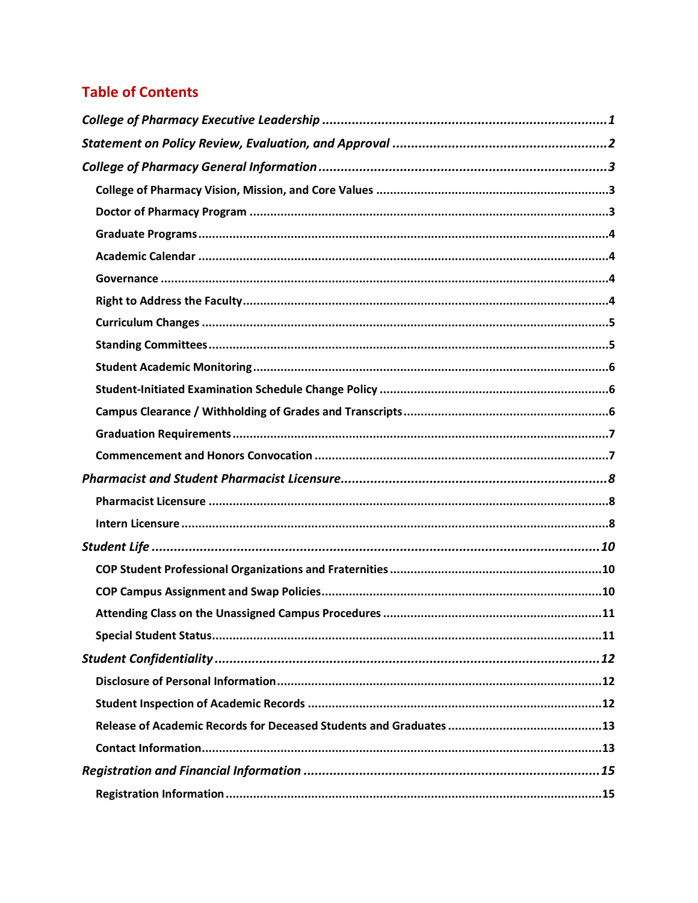## Table of Contents

*College of Pharmacy Executive Leadership* ............................................................................ *1*

*Statement on Policy Review, Evaluation, and Approval* ........................................................... *2*

*College of Pharmacy General Information* .............................................................................. *3*

- **College of Pharmacy Vision, Mission, and Core Values** ................................................................... **3**
- **Doctor of Pharmacy Program** ..................................................................................................... **3**
- **Graduate Programs** ................................................................................................................. **4**
- **Academic Calendar** .................................................................................................................. **4**
- **Governance** ............................................................................................................................ **4**
- **Right to Address the Faculty** ..................................................................................................... **4**
- **Curriculum Changes** ................................................................................................................. **5**
- **Standing Committees** ................................................................................................................ **5**
- **Student Academic Monitoring** .................................................................................................... **6**
- **Student-Initiated Examination Schedule Change Policy** ................................................................... **6**
- **Campus Clearance / Withholding of Grades and Transcripts** ........................................................... **6**
- **Graduation Requirements** .......................................................................................................... **7**
- **Commencement and Honors Convocation** .................................................................................... **7**

*Pharmacist and Student Pharmacist Licensure* ........................................................................ *8*

- **Pharmacist Licensure** ............................................................................................................... **8**
- **Intern Licensure** ...................................................................................................................... **8**

*Student Life* ......................................................................................................................... *10*

- **COP Student Professional Organizations and Fraternities** ............................................................... **10**
- **COP Campus Assignment and Swap Policies** ................................................................................ **10**
- **Attending Class on the Unassigned Campus Procedures** ................................................................. **11**
- **Special Student Status** ............................................................................................................. **11**

*Student Confidentiality* ......................................................................................................... *12*

- **Disclosure of Personal Information** ............................................................................................. **12**
- **Student Inspection of Academic Records** ..................................................................................... **12**
- **Release of Academic Records for Deceased Students and Graduates** ............................................... **13**
- **Contact Information** ................................................................................................................. **13**

*Registration and Financial Information* ................................................................................. *15*

- **Registration Information** ........................................................................................................... **15**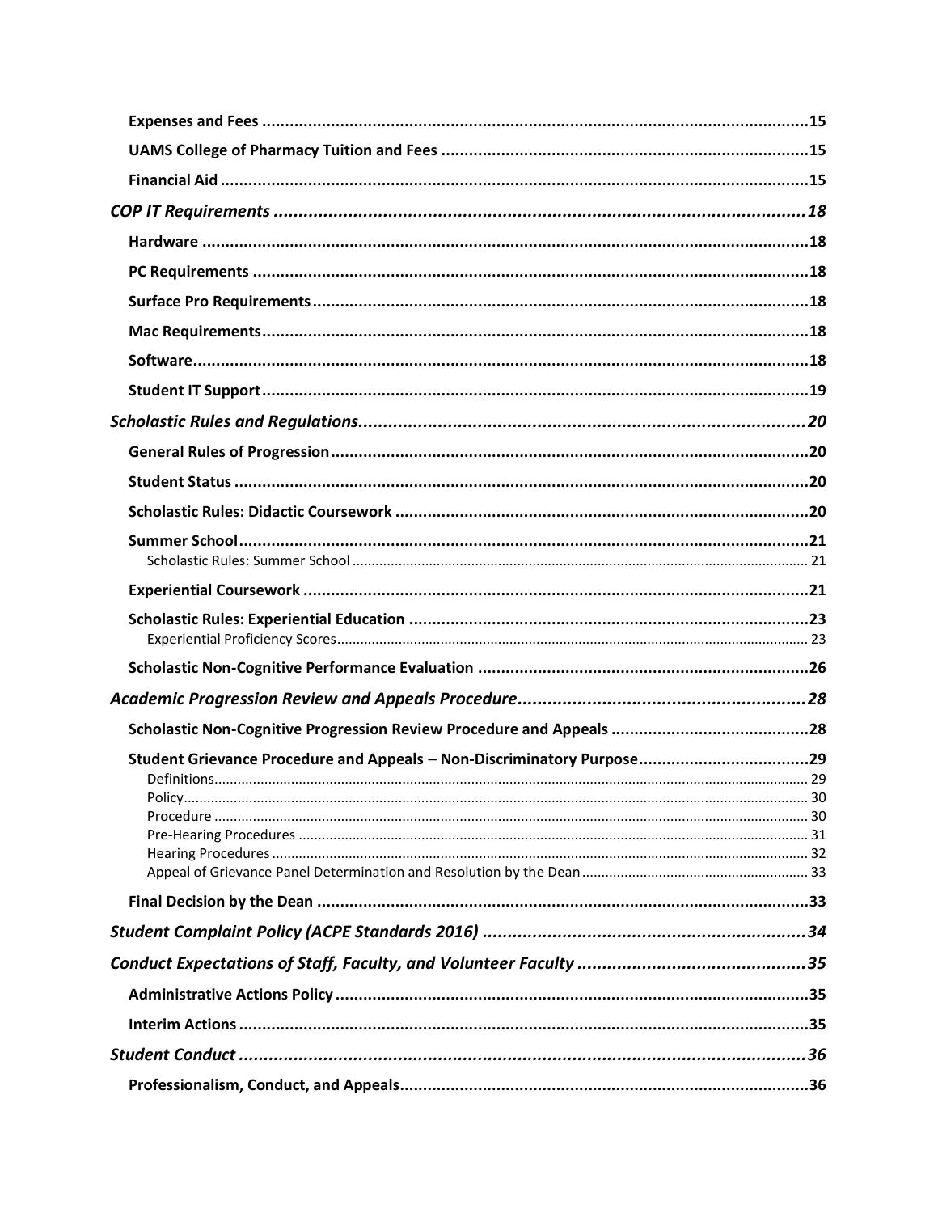**Expenses and Fees** ..... 15

**UAMS College of Pharmacy Tuition and Fees** ..... 15

**Financial Aid** ..... 15

***COP IT Requirements*** ..... 18

**Hardware** ..... 18

**PC Requirements** ..... 18

**Surface Pro Requirements** ..... 18

**Mac Requirements** ..... 18

**Software** ..... 18

**Student IT Support** ..... 19

***Scholastic Rules and Regulations*** ..... 20

**General Rules of Progression** ..... 20

**Student Status** ..... 20

**Scholastic Rules: Didactic Coursework** ..... 20

**Summer School** ..... 21

Scholastic Rules: Summer School ..... 21

**Experiential Coursework** ..... 21

**Scholastic Rules: Experiential Education** ..... 23

Experiential Proficiency Scores ..... 23

**Scholastic Non-Cognitive Performance Evaluation** ..... 26

***Academic Progression Review and Appeals Procedure*** ..... 28

**Scholastic Non-Cognitive Progression Review Procedure and Appeals** ..... 28

**Student Grievance Procedure and Appeals – Non-Discriminatory Purpose** ..... 29

Definitions ..... 29

Policy ..... 30

Procedure ..... 30

Pre-Hearing Procedures ..... 31

Hearing Procedures ..... 32

Appeal of Grievance Panel Determination and Resolution by the Dean ..... 33

**Final Decision by the Dean** ..... 33

***Student Complaint Policy (ACPE Standards 2016)*** ..... 34

***Conduct Expectations of Staff, Faculty, and Volunteer Faculty*** ..... 35

**Administrative Actions Policy** ..... 35

**Interim Actions** ..... 35

***Student Conduct*** ..... 36

**Professionalism, Conduct, and Appeals** ..... 36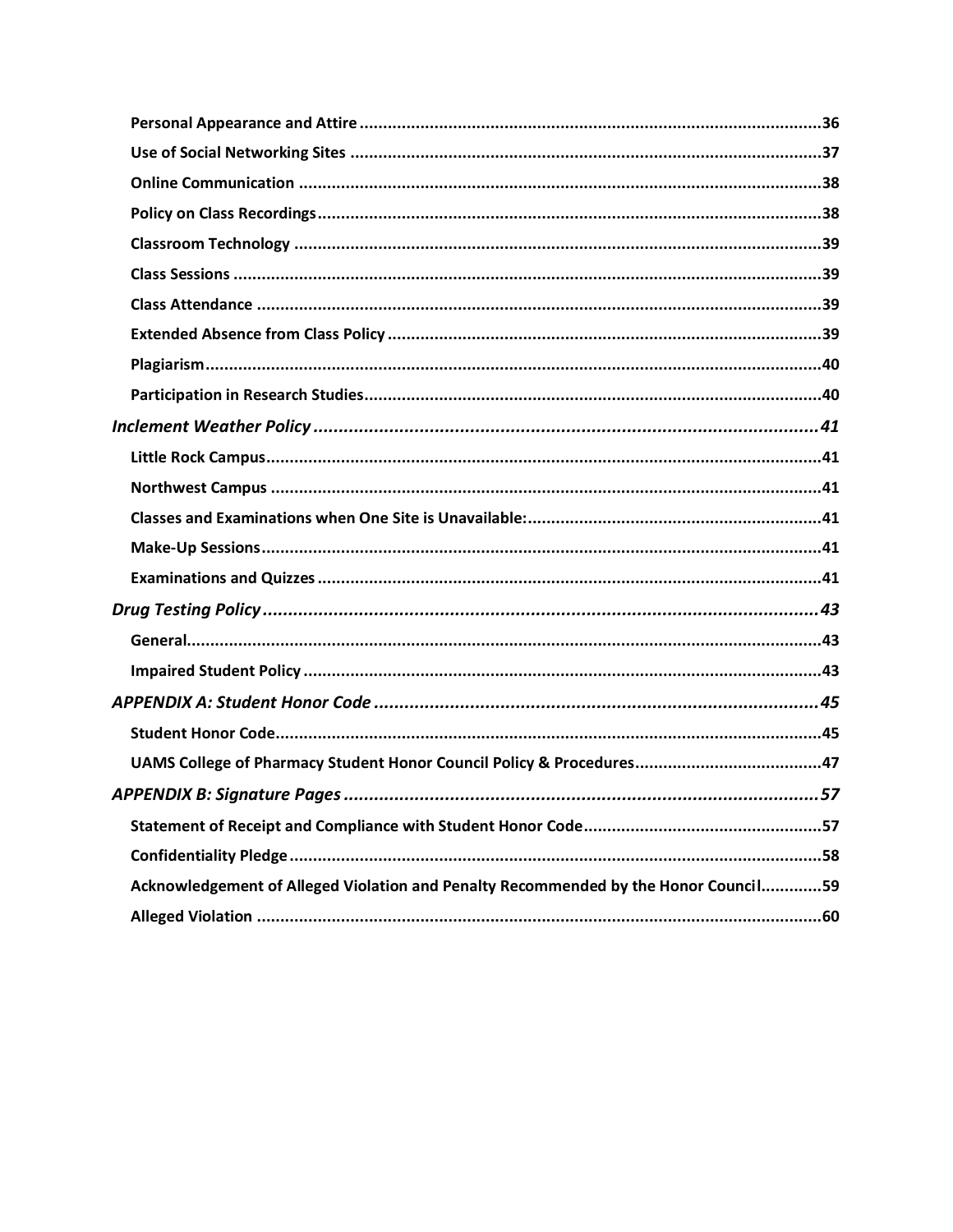**Personal Appearance and Attire** ........................................................................................36

**Use of Social Networking Sites** ........................................................................................37

**Online Communication** ........................................................................................38

**Policy on Class Recordings** ........................................................................................38

**Classroom Technology** ........................................................................................39

**Class Sessions** ........................................................................................39

**Class Attendance** ........................................................................................39

**Extended Absence from Class Policy** ........................................................................................39

**Plagiarism** ........................................................................................40

**Participation in Research Studies** ........................................................................................40

***Inclement Weather Policy*** ........................................................................................***41***

**Little Rock Campus** ........................................................................................41

**Northwest Campus** ........................................................................................41

**Classes and Examinations when One Site is Unavailable:** ........................................................................................41

**Make-Up Sessions** ........................................................................................41

**Examinations and Quizzes** ........................................................................................41

***Drug Testing Policy*** ........................................................................................***43***

**General** ........................................................................................43

**Impaired Student Policy** ........................................................................................43

***APPENDIX A: Student Honor Code*** ........................................................................................***45***

**Student Honor Code** ........................................................................................45

**UAMS College of Pharmacy Student Honor Council Policy & Procedures** ........................................................................................47

***APPENDIX B: Signature Pages*** ........................................................................................***57***

**Statement of Receipt and Compliance with Student Honor Code** ........................................................................................57

**Confidentiality Pledge** ........................................................................................58

**Acknowledgement of Alleged Violation and Penalty Recommended by the Honor Council** ........................................................................................59

**Alleged Violation** ........................................................................................60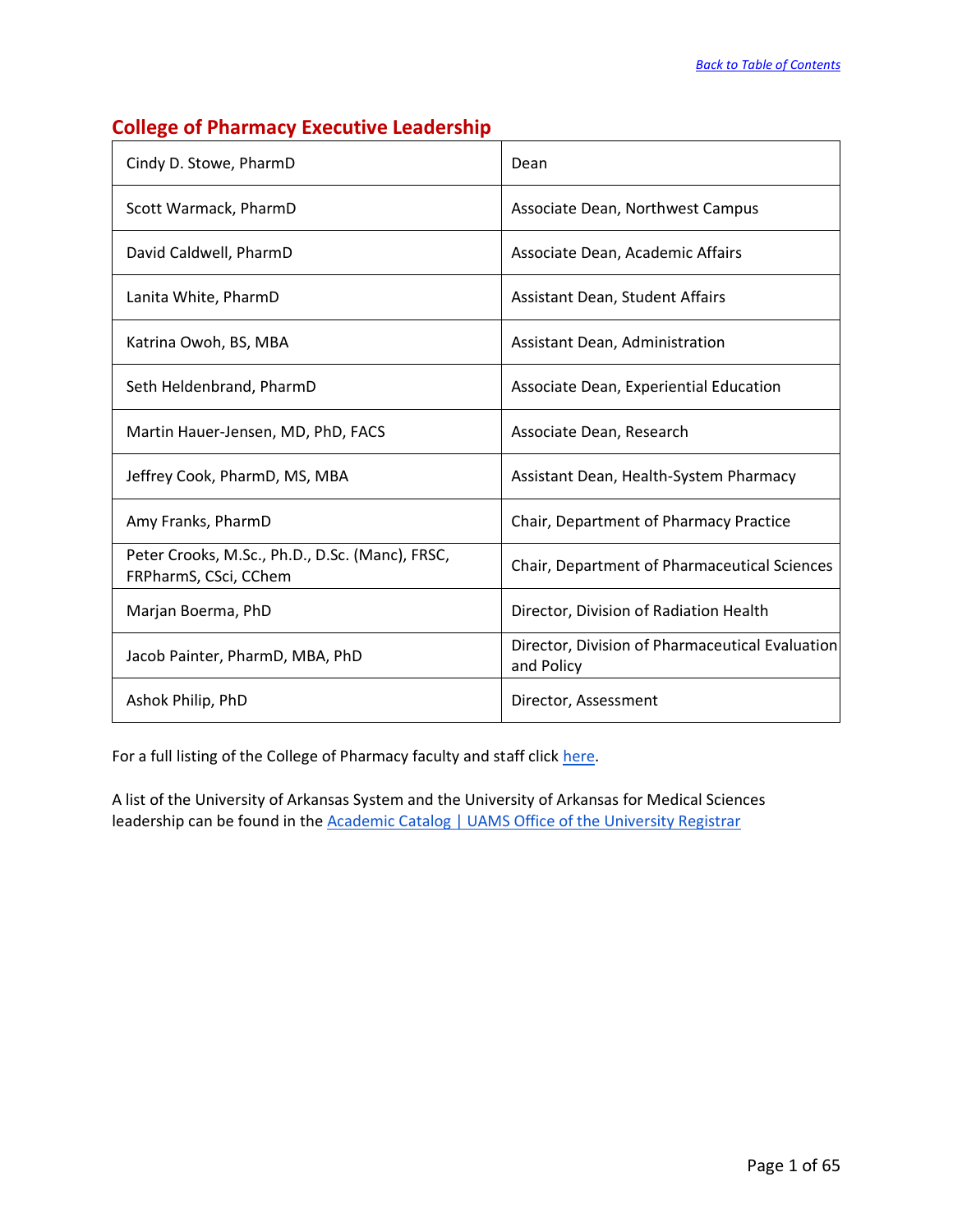## College of Pharmacy Executive Leadership

| | |
|---|---|
| Cindy D. Stowe, PharmD | Dean |
| Scott Warmack, PharmD | Associate Dean, Northwest Campus |
| David Caldwell, PharmD | Associate Dean, Academic Affairs |
| Lanita White, PharmD | Assistant Dean, Student Affairs |
| Katrina Owoh, BS, MBA | Assistant Dean, Administration |
| Seth Heldenbrand, PharmD | Associate Dean, Experiential Education |
| Martin Hauer-Jensen, MD, PhD, FACS | Associate Dean, Research |
| Jeffrey Cook, PharmD, MS, MBA | Assistant Dean, Health-System Pharmacy |
| Amy Franks, PharmD | Chair, Department of Pharmacy Practice |
| Peter Crooks, M.Sc., Ph.D., D.Sc. (Manc), FRSC, FRPharmS, CSci, CChem | Chair, Department of Pharmaceutical Sciences |
| Marjan Boerma, PhD | Director, Division of Radiation Health |
| Jacob Painter, PharmD, MBA, PhD | Director, Division of Pharmaceutical Evaluation and Policy |
| Ashok Philip, PhD | Director, Assessment |

For a full listing of the College of Pharmacy faculty and staff click here.

A list of the University of Arkansas System and the University of Arkansas for Medical Sciences leadership can be found in the Academic Catalog | UAMS Office of the University Registrar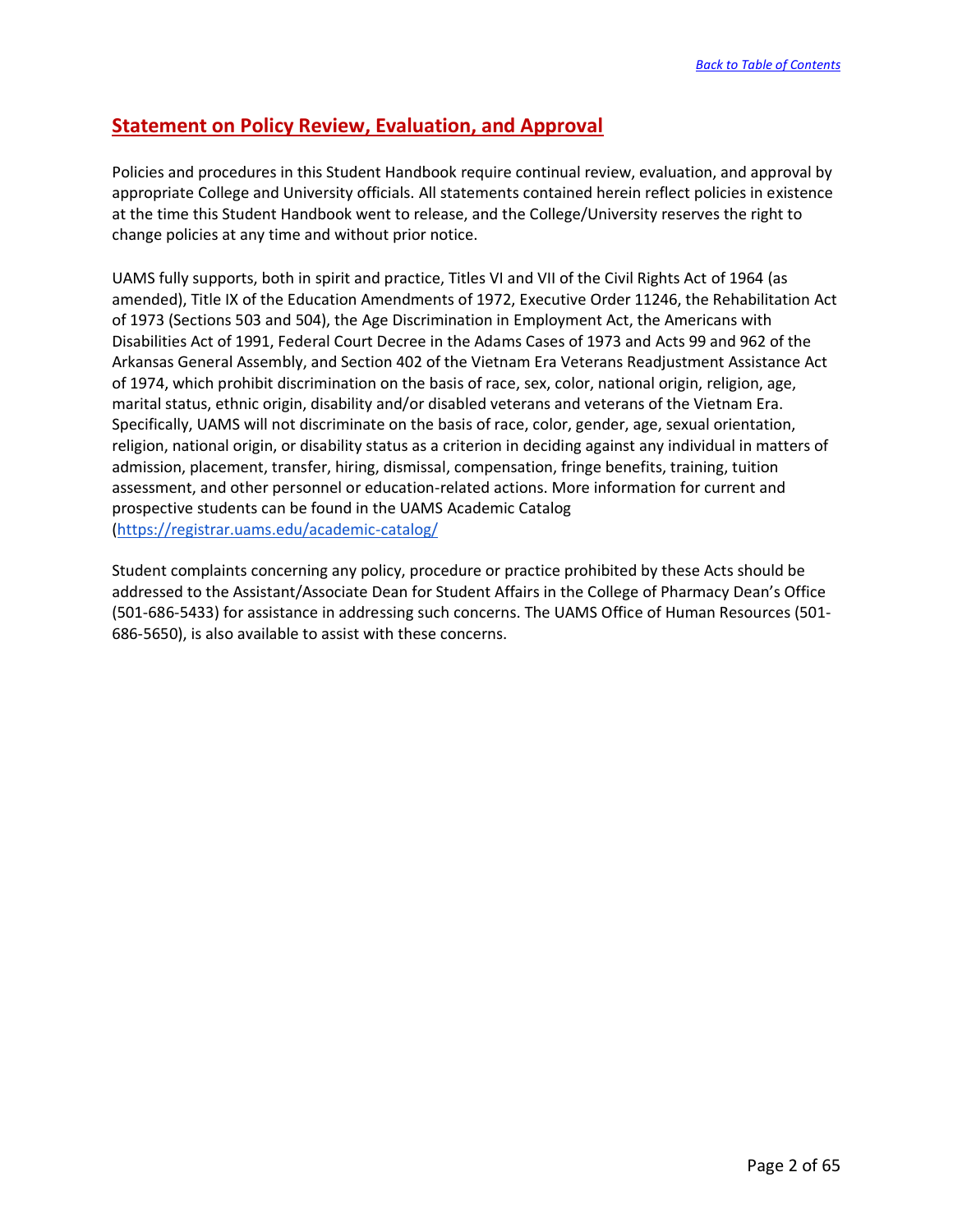[Back to Table of Contents](#)

## Statement on Policy Review, Evaluation, and Approval

Policies and procedures in this Student Handbook require continual review, evaluation, and approval by appropriate College and University officials. All statements contained herein reflect policies in existence at the time this Student Handbook went to release, and the College/University reserves the right to change policies at any time and without prior notice.

UAMS fully supports, both in spirit and practice, Titles VI and VII of the Civil Rights Act of 1964 (as amended), Title IX of the Education Amendments of 1972, Executive Order 11246, the Rehabilitation Act of 1973 (Sections 503 and 504), the Age Discrimination in Employment Act, the Americans with Disabilities Act of 1991, Federal Court Decree in the Adams Cases of 1973 and Acts 99 and 962 of the Arkansas General Assembly, and Section 402 of the Vietnam Era Veterans Readjustment Assistance Act of 1974, which prohibit discrimination on the basis of race, sex, color, national origin, religion, age, marital status, ethnic origin, disability and/or disabled veterans and veterans of the Vietnam Era. Specifically, UAMS will not discriminate on the basis of race, color, gender, age, sexual orientation, religion, national origin, or disability status as a criterion in deciding against any individual in matters of admission, placement, transfer, hiring, dismissal, compensation, fringe benefits, training, tuition assessment, and other personnel or education-related actions. More information for current and prospective students can be found in the UAMS Academic Catalog (https://registrar.uams.edu/academic-catalog/

Student complaints concerning any policy, procedure or practice prohibited by these Acts should be addressed to the Assistant/Associate Dean for Student Affairs in the College of Pharmacy Dean's Office (501-686-5433) for assistance in addressing such concerns. The UAMS Office of Human Resources (501-686-5650), is also available to assist with these concerns.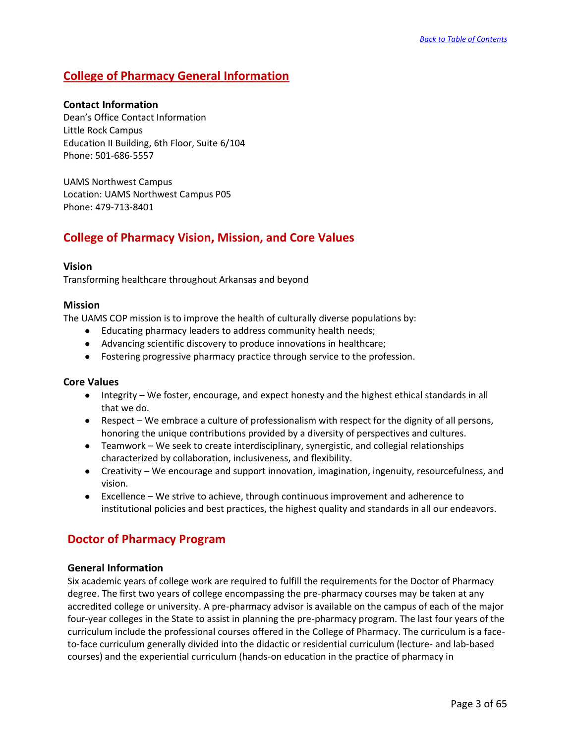## College of Pharmacy General Information

### Contact Information

Dean's Office Contact Information
Little Rock Campus
Education II Building, 6th Floor, Suite 6/104
Phone: 501-686-5557

UAMS Northwest Campus
Location: UAMS Northwest Campus P05
Phone: 479-713-8401

## College of Pharmacy Vision, Mission, and Core Values

### Vision

Transforming healthcare throughout Arkansas and beyond

### Mission

The UAMS COP mission is to improve the health of culturally diverse populations by:

- Educating pharmacy leaders to address community health needs;
- Advancing scientific discovery to produce innovations in healthcare;
- Fostering progressive pharmacy practice through service to the profession.

### Core Values

- Integrity – We foster, encourage, and expect honesty and the highest ethical standards in all that we do.
- Respect – We embrace a culture of professionalism with respect for the dignity of all persons, honoring the unique contributions provided by a diversity of perspectives and cultures.
- Teamwork – We seek to create interdisciplinary, synergistic, and collegial relationships characterized by collaboration, inclusiveness, and flexibility.
- Creativity – We encourage and support innovation, imagination, ingenuity, resourcefulness, and vision.
- Excellence – We strive to achieve, through continuous improvement and adherence to institutional policies and best practices, the highest quality and standards in all our endeavors.

## Doctor of Pharmacy Program

### General Information

Six academic years of college work are required to fulfill the requirements for the Doctor of Pharmacy degree. The first two years of college encompassing the pre-pharmacy courses may be taken at any accredited college or university. A pre-pharmacy advisor is available on the campus of each of the major four-year colleges in the State to assist in planning the pre-pharmacy program. The last four years of the curriculum include the professional courses offered in the College of Pharmacy. The curriculum is a face-to-face curriculum generally divided into the didactic or residential curriculum (lecture- and lab-based courses) and the experiential curriculum (hands-on education in the practice of pharmacy in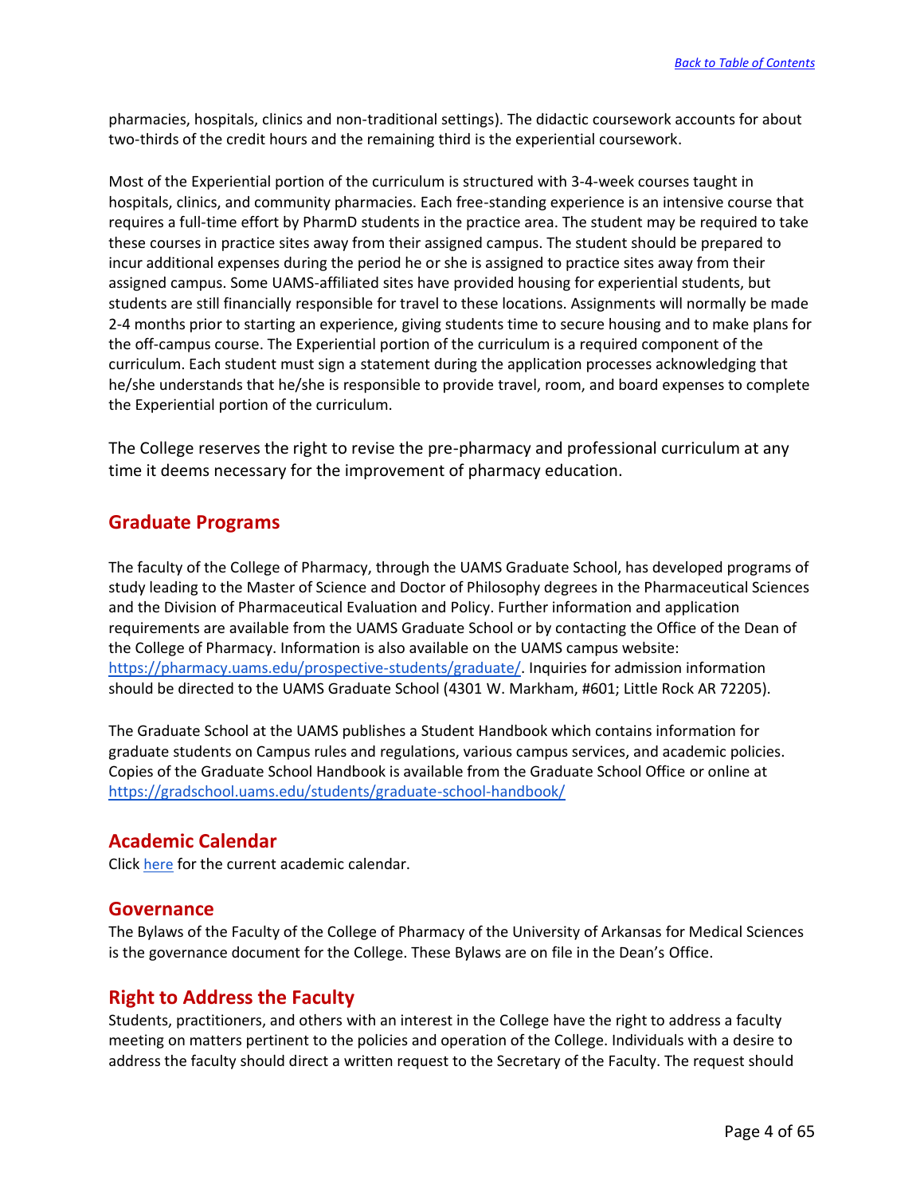pharmacies, hospitals, clinics and non-traditional settings). The didactic coursework accounts for about two-thirds of the credit hours and the remaining third is the experiential coursework.

Most of the Experiential portion of the curriculum is structured with 3-4-week courses taught in hospitals, clinics, and community pharmacies. Each free-standing experience is an intensive course that requires a full-time effort by PharmD students in the practice area. The student may be required to take these courses in practice sites away from their assigned campus. The student should be prepared to incur additional expenses during the period he or she is assigned to practice sites away from their assigned campus. Some UAMS-affiliated sites have provided housing for experiential students, but students are still financially responsible for travel to these locations. Assignments will normally be made 2-4 months prior to starting an experience, giving students time to secure housing and to make plans for the off-campus course. The Experiential portion of the curriculum is a required component of the curriculum. Each student must sign a statement during the application processes acknowledging that he/she understands that he/she is responsible to provide travel, room, and board expenses to complete the Experiential portion of the curriculum.

The College reserves the right to revise the pre-pharmacy and professional curriculum at any time it deems necessary for the improvement of pharmacy education.

## Graduate Programs

The faculty of the College of Pharmacy, through the UAMS Graduate School, has developed programs of study leading to the Master of Science and Doctor of Philosophy degrees in the Pharmaceutical Sciences and the Division of Pharmaceutical Evaluation and Policy. Further information and application requirements are available from the UAMS Graduate School or by contacting the Office of the Dean of the College of Pharmacy. Information is also available on the UAMS campus website: https://pharmacy.uams.edu/prospective-students/graduate/. Inquiries for admission information should be directed to the UAMS Graduate School (4301 W. Markham, #601; Little Rock AR 72205).

The Graduate School at the UAMS publishes a Student Handbook which contains information for graduate students on Campus rules and regulations, various campus services, and academic policies. Copies of the Graduate School Handbook is available from the Graduate School Office or online at https://gradschool.uams.edu/students/graduate-school-handbook/

## Academic Calendar

Click here for the current academic calendar.

## Governance

The Bylaws of the Faculty of the College of Pharmacy of the University of Arkansas for Medical Sciences is the governance document for the College. These Bylaws are on file in the Dean's Office.

## Right to Address the Faculty

Students, practitioners, and others with an interest in the College have the right to address a faculty meeting on matters pertinent to the policies and operation of the College. Individuals with a desire to address the faculty should direct a written request to the Secretary of the Faculty. The request should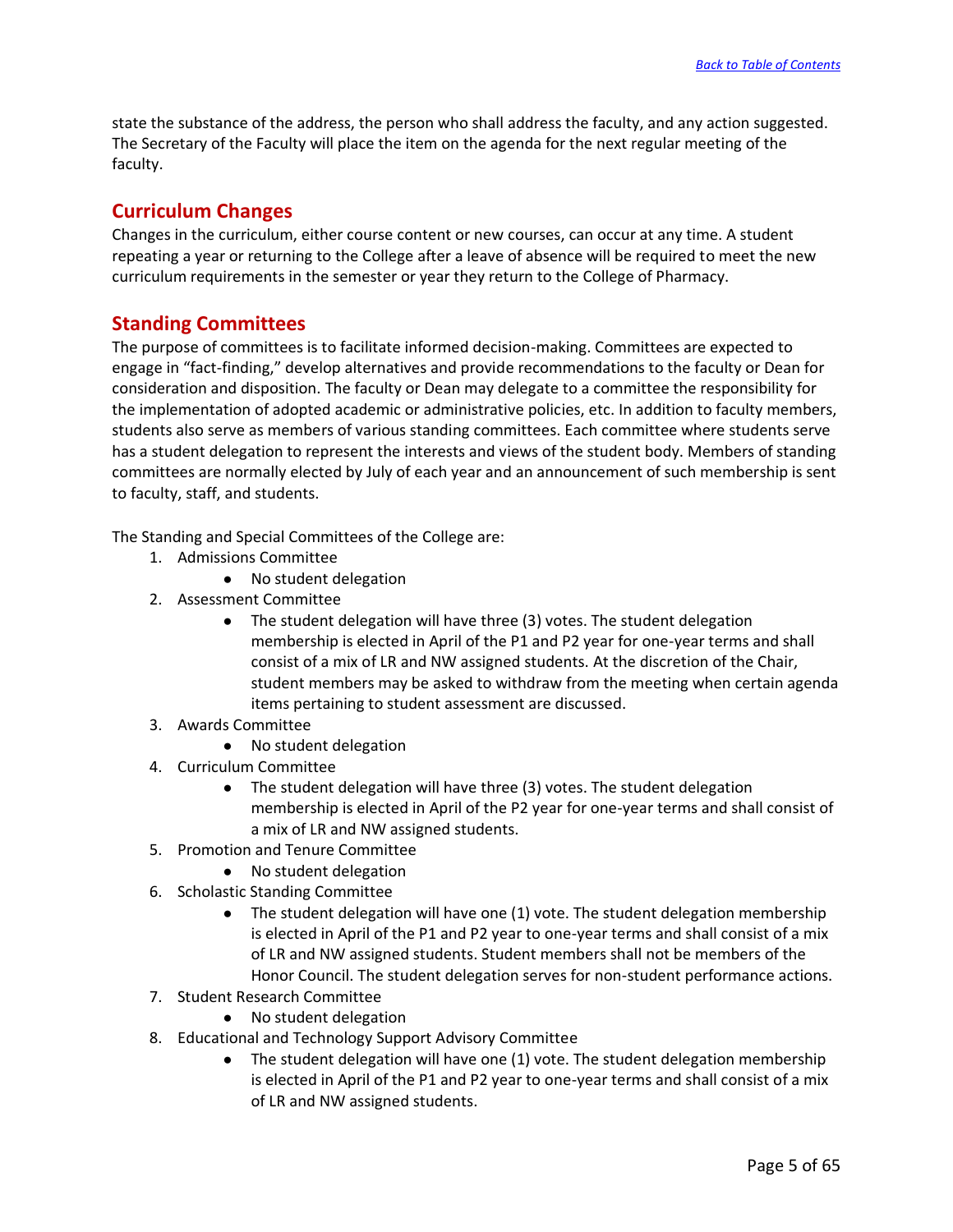state the substance of the address, the person who shall address the faculty, and any action suggested. The Secretary of the Faculty will place the item on the agenda for the next regular meeting of the faculty.

## Curriculum Changes

Changes in the curriculum, either course content or new courses, can occur at any time. A student repeating a year or returning to the College after a leave of absence will be required to meet the new curriculum requirements in the semester or year they return to the College of Pharmacy.

## Standing Committees

The purpose of committees is to facilitate informed decision-making. Committees are expected to engage in "fact-finding," develop alternatives and provide recommendations to the faculty or Dean for consideration and disposition. The faculty or Dean may delegate to a committee the responsibility for the implementation of adopted academic or administrative policies, etc. In addition to faculty members, students also serve as members of various standing committees. Each committee where students serve has a student delegation to represent the interests and views of the student body. Members of standing committees are normally elected by July of each year and an announcement of such membership is sent to faculty, staff, and students.

The Standing and Special Committees of the College are:

1. Admissions Committee
    - No student delegation
2. Assessment Committee
    - The student delegation will have three (3) votes. The student delegation membership is elected in April of the P1 and P2 year for one-year terms and shall consist of a mix of LR and NW assigned students. At the discretion of the Chair, student members may be asked to withdraw from the meeting when certain agenda items pertaining to student assessment are discussed.
3. Awards Committee
    - No student delegation
4. Curriculum Committee
    - The student delegation will have three (3) votes. The student delegation membership is elected in April of the P2 year for one-year terms and shall consist of a mix of LR and NW assigned students.
5. Promotion and Tenure Committee
    - No student delegation
6. Scholastic Standing Committee
    - The student delegation will have one (1) vote. The student delegation membership is elected in April of the P1 and P2 year to one-year terms and shall consist of a mix of LR and NW assigned students. Student members shall not be members of the Honor Council. The student delegation serves for non-student performance actions.
7. Student Research Committee
    - No student delegation
8. Educational and Technology Support Advisory Committee
    - The student delegation will have one (1) vote. The student delegation membership is elected in April of the P1 and P2 year to one-year terms and shall consist of a mix of LR and NW assigned students.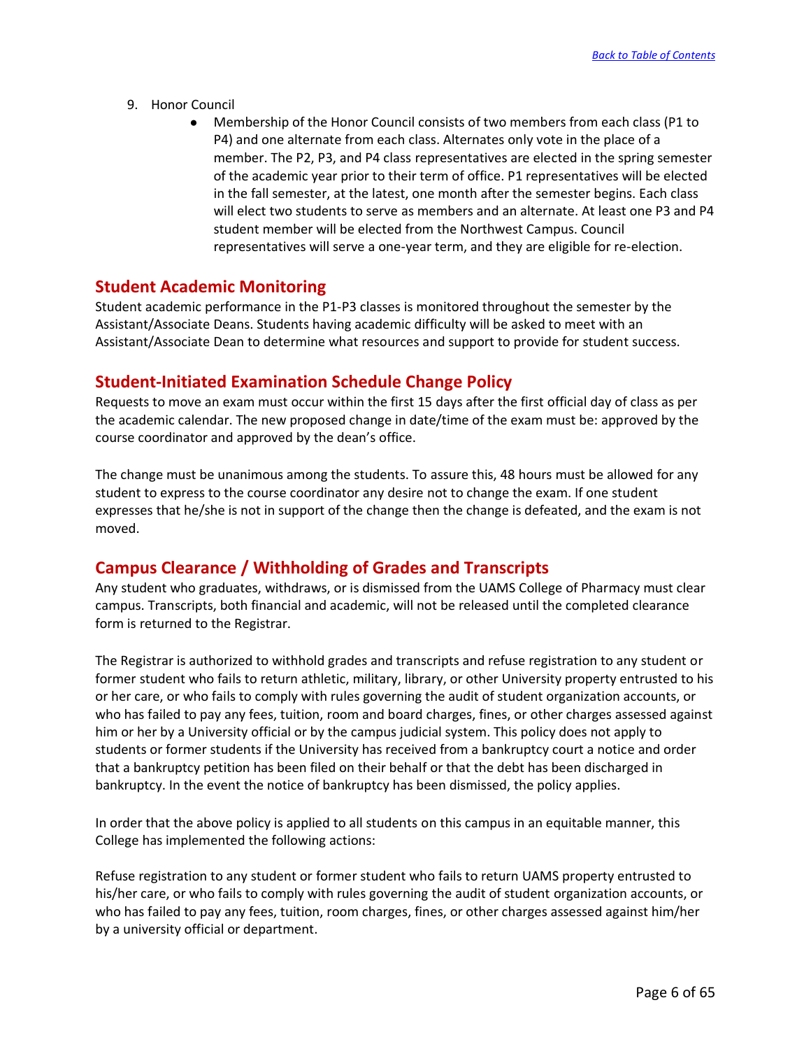9. Honor Council
    - Membership of the Honor Council consists of two members from each class (P1 to P4) and one alternate from each class. Alternates only vote in the place of a member. The P2, P3, and P4 class representatives are elected in the spring semester of the academic year prior to their term of office. P1 representatives will be elected in the fall semester, at the latest, one month after the semester begins. Each class will elect two students to serve as members and an alternate. At least one P3 and P4 student member will be elected from the Northwest Campus. Council representatives will serve a one-year term, and they are eligible for re-election.

## Student Academic Monitoring

Student academic performance in the P1-P3 classes is monitored throughout the semester by the Assistant/Associate Deans. Students having academic difficulty will be asked to meet with an Assistant/Associate Dean to determine what resources and support to provide for student success.

## Student-Initiated Examination Schedule Change Policy

Requests to move an exam must occur within the first 15 days after the first official day of class as per the academic calendar. The new proposed change in date/time of the exam must be: approved by the course coordinator and approved by the dean's office.

The change must be unanimous among the students. To assure this, 48 hours must be allowed for any student to express to the course coordinator any desire not to change the exam. If one student expresses that he/she is not in support of the change then the change is defeated, and the exam is not moved.

## Campus Clearance / Withholding of Grades and Transcripts

Any student who graduates, withdraws, or is dismissed from the UAMS College of Pharmacy must clear campus. Transcripts, both financial and academic, will not be released until the completed clearance form is returned to the Registrar.

The Registrar is authorized to withhold grades and transcripts and refuse registration to any student or former student who fails to return athletic, military, library, or other University property entrusted to his or her care, or who fails to comply with rules governing the audit of student organization accounts, or who has failed to pay any fees, tuition, room and board charges, fines, or other charges assessed against him or her by a University official or by the campus judicial system. This policy does not apply to students or former students if the University has received from a bankruptcy court a notice and order that a bankruptcy petition has been filed on their behalf or that the debt has been discharged in bankruptcy. In the event the notice of bankruptcy has been dismissed, the policy applies.

In order that the above policy is applied to all students on this campus in an equitable manner, this College has implemented the following actions:

Refuse registration to any student or former student who fails to return UAMS property entrusted to his/her care, or who fails to comply with rules governing the audit of student organization accounts, or who has failed to pay any fees, tuition, room charges, fines, or other charges assessed against him/her by a university official or department.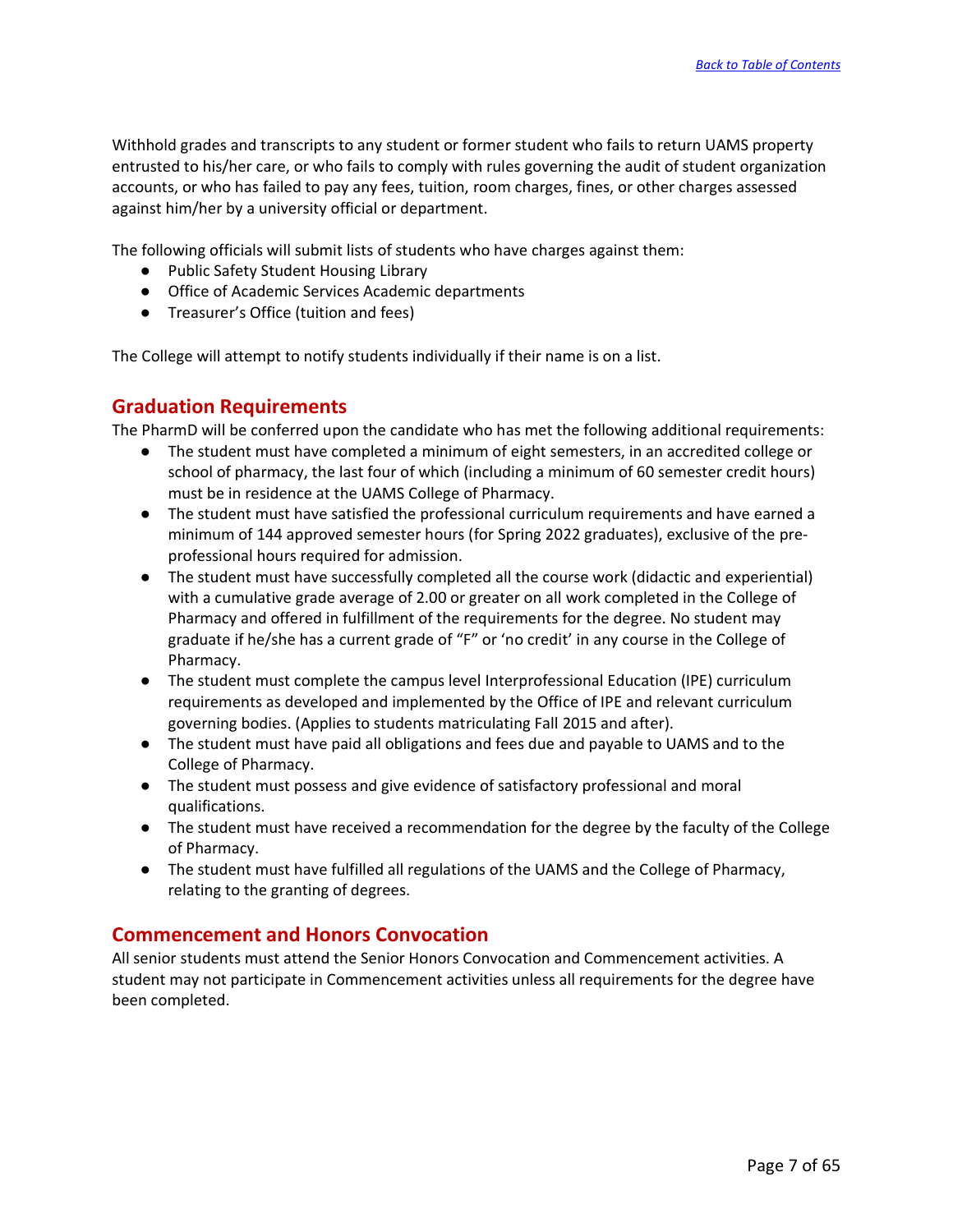Withhold grades and transcripts to any student or former student who fails to return UAMS property entrusted to his/her care, or who fails to comply with rules governing the audit of student organization accounts, or who has failed to pay any fees, tuition, room charges, fines, or other charges assessed against him/her by a university official or department.

The following officials will submit lists of students who have charges against them:

- Public Safety Student Housing Library
- Office of Academic Services Academic departments
- Treasurer's Office (tuition and fees)

The College will attempt to notify students individually if their name is on a list.

## Graduation Requirements

The PharmD will be conferred upon the candidate who has met the following additional requirements:

- The student must have completed a minimum of eight semesters, in an accredited college or school of pharmacy, the last four of which (including a minimum of 60 semester credit hours) must be in residence at the UAMS College of Pharmacy.
- The student must have satisfied the professional curriculum requirements and have earned a minimum of 144 approved semester hours (for Spring 2022 graduates), exclusive of the pre-professional hours required for admission.
- The student must have successfully completed all the course work (didactic and experiential) with a cumulative grade average of 2.00 or greater on all work completed in the College of Pharmacy and offered in fulfillment of the requirements for the degree. No student may graduate if he/she has a current grade of "F" or 'no credit' in any course in the College of Pharmacy.
- The student must complete the campus level Interprofessional Education (IPE) curriculum requirements as developed and implemented by the Office of IPE and relevant curriculum governing bodies. (Applies to students matriculating Fall 2015 and after).
- The student must have paid all obligations and fees due and payable to UAMS and to the College of Pharmacy.
- The student must possess and give evidence of satisfactory professional and moral qualifications.
- The student must have received a recommendation for the degree by the faculty of the College of Pharmacy.
- The student must have fulfilled all regulations of the UAMS and the College of Pharmacy, relating to the granting of degrees.

## Commencement and Honors Convocation

All senior students must attend the Senior Honors Convocation and Commencement activities. A student may not participate in Commencement activities unless all requirements for the degree have been completed.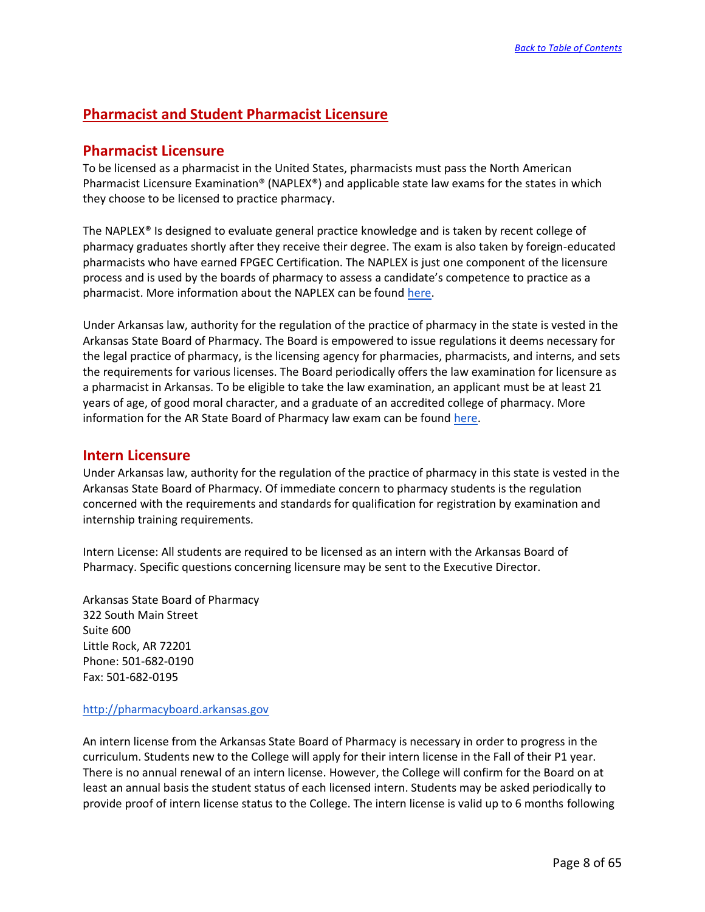## Pharmacist and Student Pharmacist Licensure

### Pharmacist Licensure

To be licensed as a pharmacist in the United States, pharmacists must pass the North American Pharmacist Licensure Examination® (NAPLEX®) and applicable state law exams for the states in which they choose to be licensed to practice pharmacy.

The NAPLEX® Is designed to evaluate general practice knowledge and is taken by recent college of pharmacy graduates shortly after they receive their degree. The exam is also taken by foreign-educated pharmacists who have earned FPGEC Certification. The NAPLEX is just one component of the licensure process and is used by the boards of pharmacy to assess a candidate's competence to practice as a pharmacist. More information about the NAPLEX can be found here.

Under Arkansas law, authority for the regulation of the practice of pharmacy in the state is vested in the Arkansas State Board of Pharmacy. The Board is empowered to issue regulations it deems necessary for the legal practice of pharmacy, is the licensing agency for pharmacies, pharmacists, and interns, and sets the requirements for various licenses. The Board periodically offers the law examination for licensure as a pharmacist in Arkansas. To be eligible to take the law examination, an applicant must be at least 21 years of age, of good moral character, and a graduate of an accredited college of pharmacy. More information for the AR State Board of Pharmacy law exam can be found here.

### Intern Licensure

Under Arkansas law, authority for the regulation of the practice of pharmacy in this state is vested in the Arkansas State Board of Pharmacy. Of immediate concern to pharmacy students is the regulation concerned with the requirements and standards for qualification for registration by examination and internship training requirements.

Intern License: All students are required to be licensed as an intern with the Arkansas Board of Pharmacy. Specific questions concerning licensure may be sent to the Executive Director.

Arkansas State Board of Pharmacy
322 South Main Street
Suite 600
Little Rock, AR 72201
Phone: 501-682-0190
Fax: 501-682-0195

http://pharmacyboard.arkansas.gov

An intern license from the Arkansas State Board of Pharmacy is necessary in order to progress in the curriculum. Students new to the College will apply for their intern license in the Fall of their P1 year. There is no annual renewal of an intern license. However, the College will confirm for the Board on at least an annual basis the student status of each licensed intern. Students may be asked periodically to provide proof of intern license status to the College. The intern license is valid up to 6 months following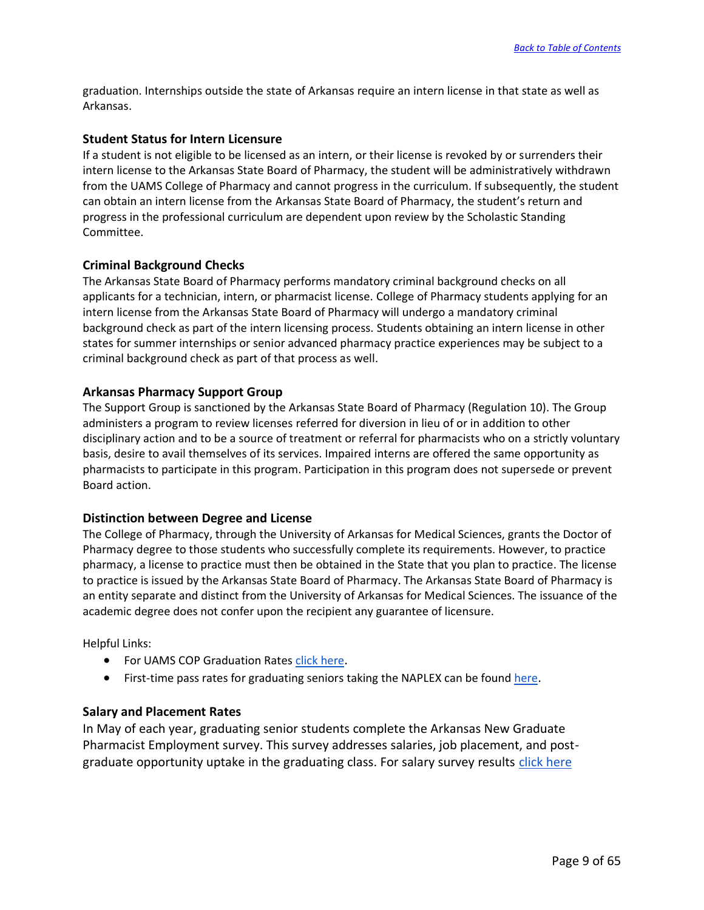graduation. Internships outside the state of Arkansas require an intern license in that state as well as Arkansas.

### Student Status for Intern Licensure

If a student is not eligible to be licensed as an intern, or their license is revoked by or surrenders their intern license to the Arkansas State Board of Pharmacy, the student will be administratively withdrawn from the UAMS College of Pharmacy and cannot progress in the curriculum. If subsequently, the student can obtain an intern license from the Arkansas State Board of Pharmacy, the student's return and progress in the professional curriculum are dependent upon review by the Scholastic Standing Committee.

### Criminal Background Checks

The Arkansas State Board of Pharmacy performs mandatory criminal background checks on all applicants for a technician, intern, or pharmacist license. College of Pharmacy students applying for an intern license from the Arkansas State Board of Pharmacy will undergo a mandatory criminal background check as part of the intern licensing process. Students obtaining an intern license in other states for summer internships or senior advanced pharmacy practice experiences may be subject to a criminal background check as part of that process as well.

### Arkansas Pharmacy Support Group

The Support Group is sanctioned by the Arkansas State Board of Pharmacy (Regulation 10). The Group administers a program to review licenses referred for diversion in lieu of or in addition to other disciplinary action and to be a source of treatment or referral for pharmacists who on a strictly voluntary basis, desire to avail themselves of its services. Impaired interns are offered the same opportunity as pharmacists to participate in this program. Participation in this program does not supersede or prevent Board action.

### Distinction between Degree and License

The College of Pharmacy, through the University of Arkansas for Medical Sciences, grants the Doctor of Pharmacy degree to those students who successfully complete its requirements. However, to practice pharmacy, a license to practice must then be obtained in the State that you plan to practice. The license to practice is issued by the Arkansas State Board of Pharmacy. The Arkansas State Board of Pharmacy is an entity separate and distinct from the University of Arkansas for Medical Sciences. The issuance of the academic degree does not confer upon the recipient any guarantee of licensure.

Helpful Links:

- For UAMS COP Graduation Rates click here.
- First-time pass rates for graduating seniors taking the NAPLEX can be found here.

### Salary and Placement Rates

In May of each year, graduating senior students complete the Arkansas New Graduate Pharmacist Employment survey. This survey addresses salaries, job placement, and post-graduate opportunity uptake in the graduating class. For salary survey results click here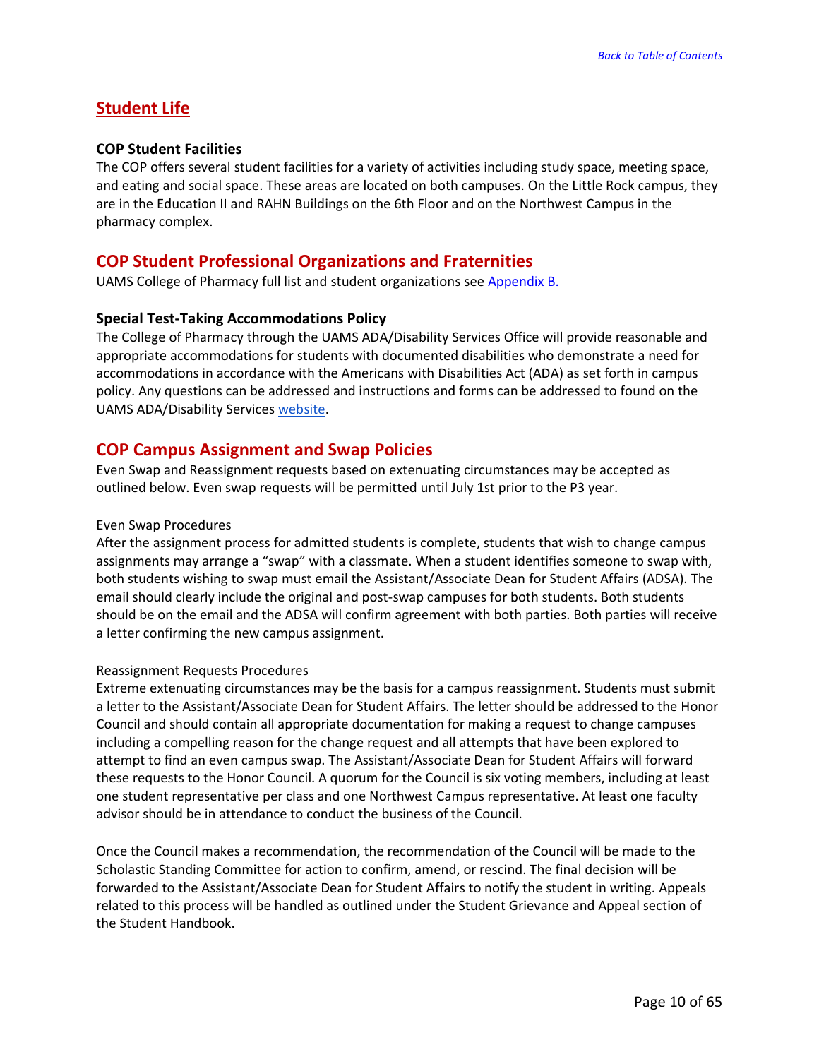## Student Life

### COP Student Facilities

The COP offers several student facilities for a variety of activities including study space, meeting space, and eating and social space. These areas are located on both campuses. On the Little Rock campus, they are in the Education II and RAHN Buildings on the 6th Floor and on the Northwest Campus in the pharmacy complex.

## COP Student Professional Organizations and Fraternities

UAMS College of Pharmacy full list and student organizations see Appendix B.

### Special Test-Taking Accommodations Policy

The College of Pharmacy through the UAMS ADA/Disability Services Office will provide reasonable and appropriate accommodations for students with documented disabilities who demonstrate a need for accommodations in accordance with the Americans with Disabilities Act (ADA) as set forth in campus policy. Any questions can be addressed and instructions and forms can be addressed to found on the UAMS ADA/Disability Services website.

## COP Campus Assignment and Swap Policies

Even Swap and Reassignment requests based on extenuating circumstances may be accepted as outlined below. Even swap requests will be permitted until July 1st prior to the P3 year.

Even Swap Procedures

After the assignment process for admitted students is complete, students that wish to change campus assignments may arrange a "swap" with a classmate. When a student identifies someone to swap with, both students wishing to swap must email the Assistant/Associate Dean for Student Affairs (ADSA). The email should clearly include the original and post-swap campuses for both students. Both students should be on the email and the ADSA will confirm agreement with both parties. Both parties will receive a letter confirming the new campus assignment.

Reassignment Requests Procedures

Extreme extenuating circumstances may be the basis for a campus reassignment. Students must submit a letter to the Assistant/Associate Dean for Student Affairs. The letter should be addressed to the Honor Council and should contain all appropriate documentation for making a request to change campuses including a compelling reason for the change request and all attempts that have been explored to attempt to find an even campus swap. The Assistant/Associate Dean for Student Affairs will forward these requests to the Honor Council. A quorum for the Council is six voting members, including at least one student representative per class and one Northwest Campus representative. At least one faculty advisor should be in attendance to conduct the business of the Council.

Once the Council makes a recommendation, the recommendation of the Council will be made to the Scholastic Standing Committee for action to confirm, amend, or rescind. The final decision will be forwarded to the Assistant/Associate Dean for Student Affairs to notify the student in writing. Appeals related to this process will be handled as outlined under the Student Grievance and Appeal section of the Student Handbook.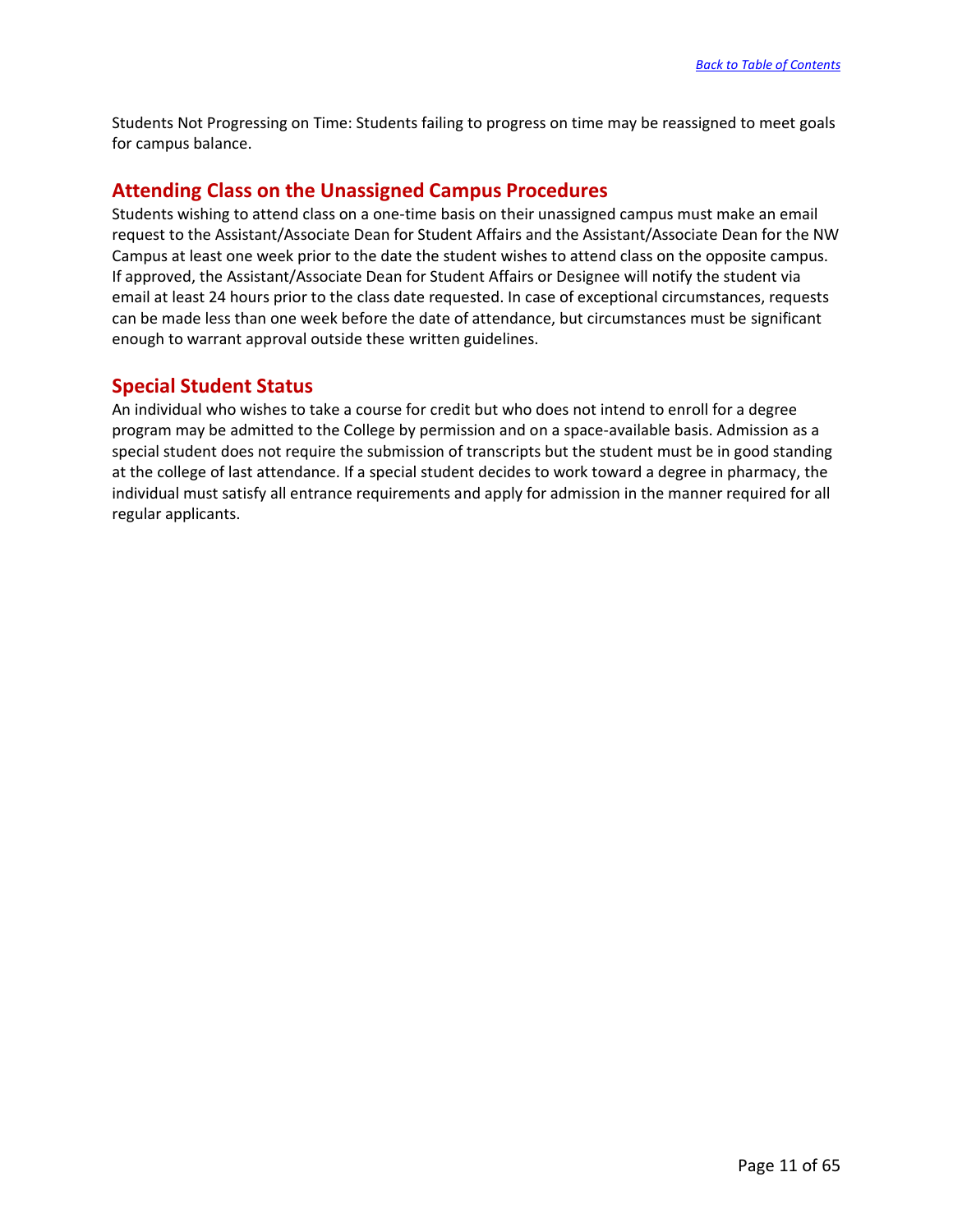Students Not Progressing on Time: Students failing to progress on time may be reassigned to meet goals for campus balance.

## Attending Class on the Unassigned Campus Procedures

Students wishing to attend class on a one-time basis on their unassigned campus must make an email request to the Assistant/Associate Dean for Student Affairs and the Assistant/Associate Dean for the NW Campus at least one week prior to the date the student wishes to attend class on the opposite campus. If approved, the Assistant/Associate Dean for Student Affairs or Designee will notify the student via email at least 24 hours prior to the class date requested. In case of exceptional circumstances, requests can be made less than one week before the date of attendance, but circumstances must be significant enough to warrant approval outside these written guidelines.

## Special Student Status

An individual who wishes to take a course for credit but who does not intend to enroll for a degree program may be admitted to the College by permission and on a space-available basis. Admission as a special student does not require the submission of transcripts but the student must be in good standing at the college of last attendance. If a special student decides to work toward a degree in pharmacy, the individual must satisfy all entrance requirements and apply for admission in the manner required for all regular applicants.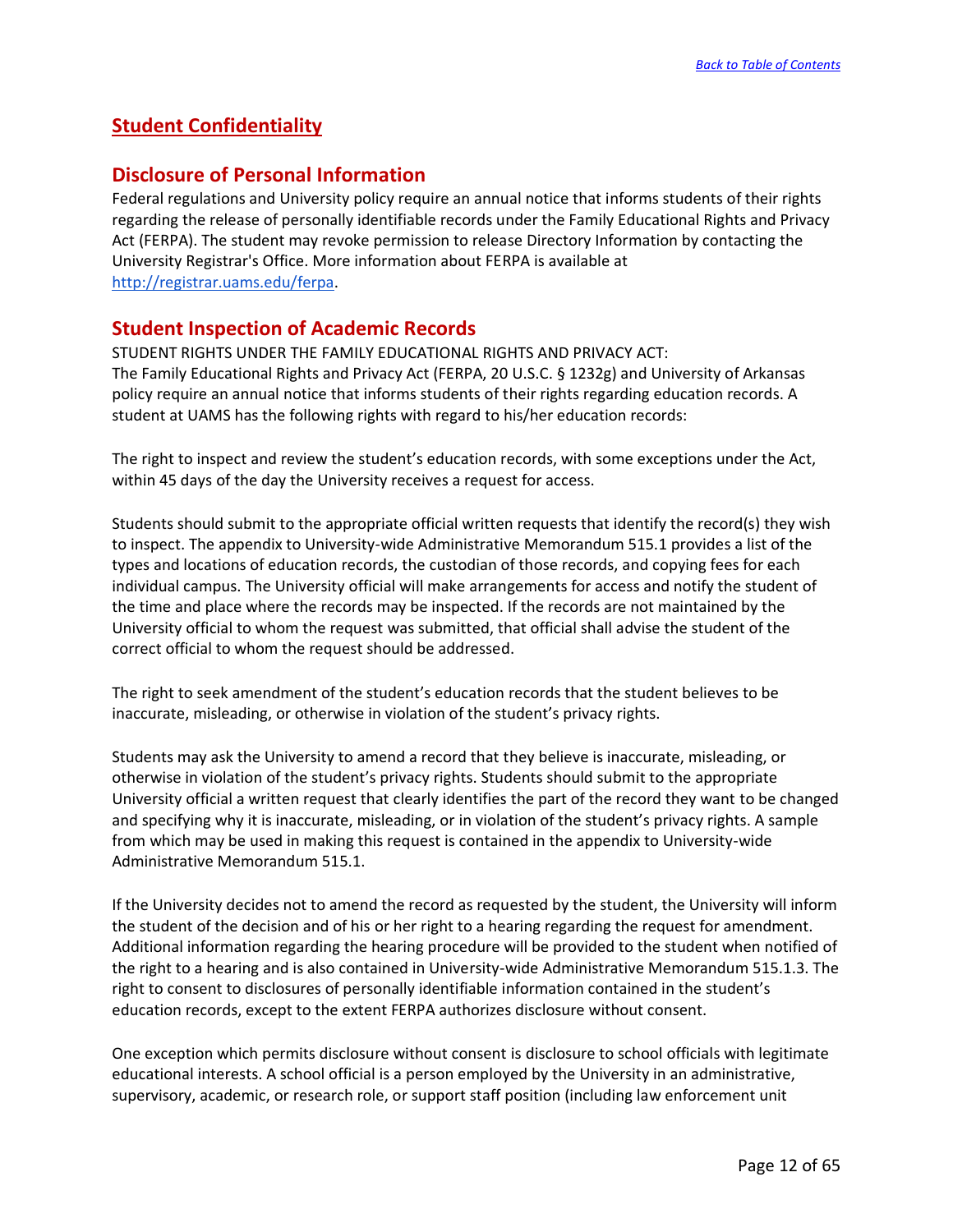## Student Confidentiality

### Disclosure of Personal Information

Federal regulations and University policy require an annual notice that informs students of their rights regarding the release of personally identifiable records under the Family Educational Rights and Privacy Act (FERPA). The student may revoke permission to release Directory Information by contacting the University Registrar's Office. More information about FERPA is available at http://registrar.uams.edu/ferpa.

### Student Inspection of Academic Records

STUDENT RIGHTS UNDER THE FAMILY EDUCATIONAL RIGHTS AND PRIVACY ACT:
The Family Educational Rights and Privacy Act (FERPA, 20 U.S.C. § 1232g) and University of Arkansas policy require an annual notice that informs students of their rights regarding education records. A student at UAMS has the following rights with regard to his/her education records:

The right to inspect and review the student's education records, with some exceptions under the Act, within 45 days of the day the University receives a request for access.

Students should submit to the appropriate official written requests that identify the record(s) they wish to inspect. The appendix to University-wide Administrative Memorandum 515.1 provides a list of the types and locations of education records, the custodian of those records, and copying fees for each individual campus. The University official will make arrangements for access and notify the student of the time and place where the records may be inspected. If the records are not maintained by the University official to whom the request was submitted, that official shall advise the student of the correct official to whom the request should be addressed.

The right to seek amendment of the student's education records that the student believes to be inaccurate, misleading, or otherwise in violation of the student's privacy rights.

Students may ask the University to amend a record that they believe is inaccurate, misleading, or otherwise in violation of the student's privacy rights. Students should submit to the appropriate University official a written request that clearly identifies the part of the record they want to be changed and specifying why it is inaccurate, misleading, or in violation of the student's privacy rights. A sample from which may be used in making this request is contained in the appendix to University-wide Administrative Memorandum 515.1.

If the University decides not to amend the record as requested by the student, the University will inform the student of the decision and of his or her right to a hearing regarding the request for amendment. Additional information regarding the hearing procedure will be provided to the student when notified of the right to a hearing and is also contained in University-wide Administrative Memorandum 515.1.3. The right to consent to disclosures of personally identifiable information contained in the student's education records, except to the extent FERPA authorizes disclosure without consent.

One exception which permits disclosure without consent is disclosure to school officials with legitimate educational interests. A school official is a person employed by the University in an administrative, supervisory, academic, or research role, or support staff position (including law enforcement unit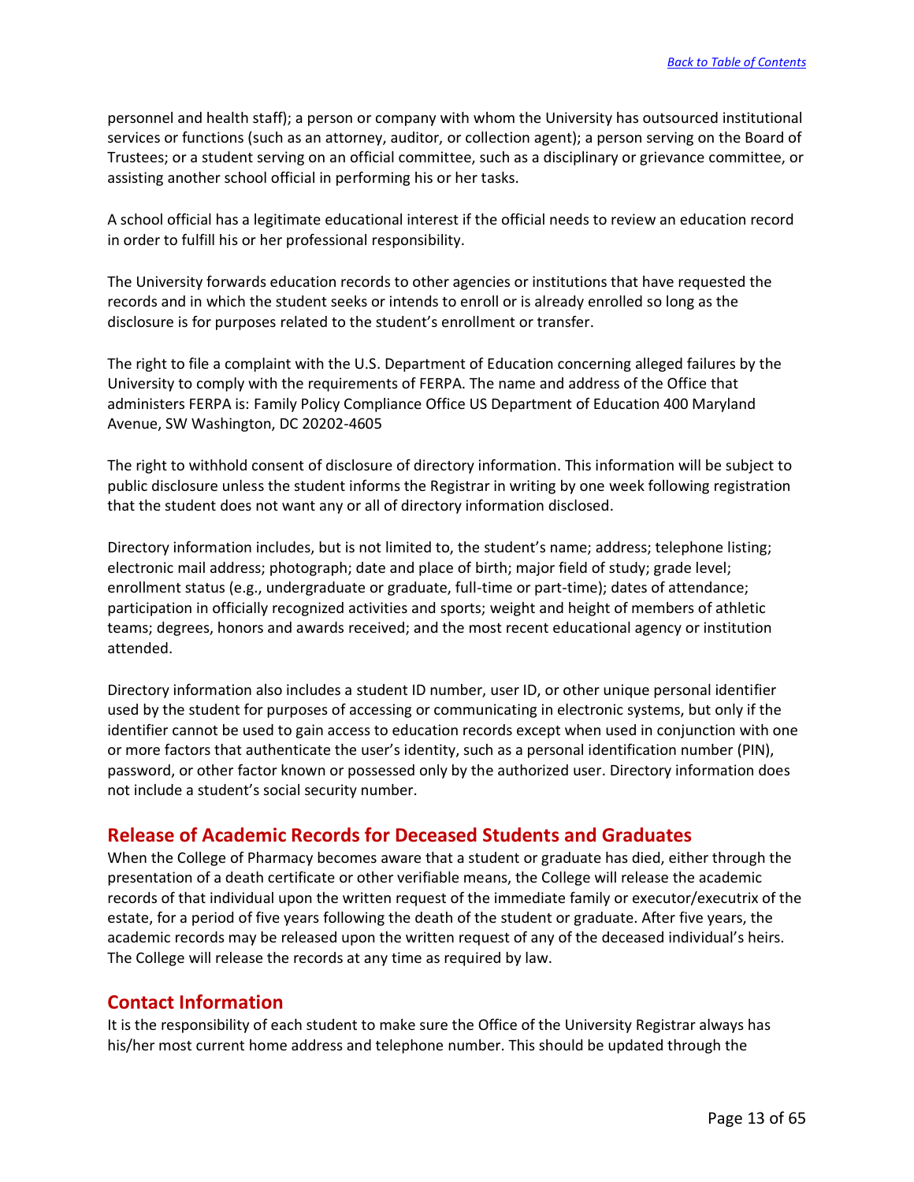personnel and health staff); a person or company with whom the University has outsourced institutional services or functions (such as an attorney, auditor, or collection agent); a person serving on the Board of Trustees; or a student serving on an official committee, such as a disciplinary or grievance committee, or assisting another school official in performing his or her tasks.

A school official has a legitimate educational interest if the official needs to review an education record in order to fulfill his or her professional responsibility.

The University forwards education records to other agencies or institutions that have requested the records and in which the student seeks or intends to enroll or is already enrolled so long as the disclosure is for purposes related to the student's enrollment or transfer.

The right to file a complaint with the U.S. Department of Education concerning alleged failures by the University to comply with the requirements of FERPA. The name and address of the Office that administers FERPA is: Family Policy Compliance Office US Department of Education 400 Maryland Avenue, SW Washington, DC 20202-4605

The right to withhold consent of disclosure of directory information. This information will be subject to public disclosure unless the student informs the Registrar in writing by one week following registration that the student does not want any or all of directory information disclosed.

Directory information includes, but is not limited to, the student's name; address; telephone listing; electronic mail address; photograph; date and place of birth; major field of study; grade level; enrollment status (e.g., undergraduate or graduate, full-time or part-time); dates of attendance; participation in officially recognized activities and sports; weight and height of members of athletic teams; degrees, honors and awards received; and the most recent educational agency or institution attended.

Directory information also includes a student ID number, user ID, or other unique personal identifier used by the student for purposes of accessing or communicating in electronic systems, but only if the identifier cannot be used to gain access to education records except when used in conjunction with one or more factors that authenticate the user's identity, such as a personal identification number (PIN), password, or other factor known or possessed only by the authorized user. Directory information does not include a student's social security number.

## Release of Academic Records for Deceased Students and Graduates

When the College of Pharmacy becomes aware that a student or graduate has died, either through the presentation of a death certificate or other verifiable means, the College will release the academic records of that individual upon the written request of the immediate family or executor/executrix of the estate, for a period of five years following the death of the student or graduate. After five years, the academic records may be released upon the written request of any of the deceased individual's heirs. The College will release the records at any time as required by law.

## Contact Information

It is the responsibility of each student to make sure the Office of the University Registrar always has his/her most current home address and telephone number. This should be updated through the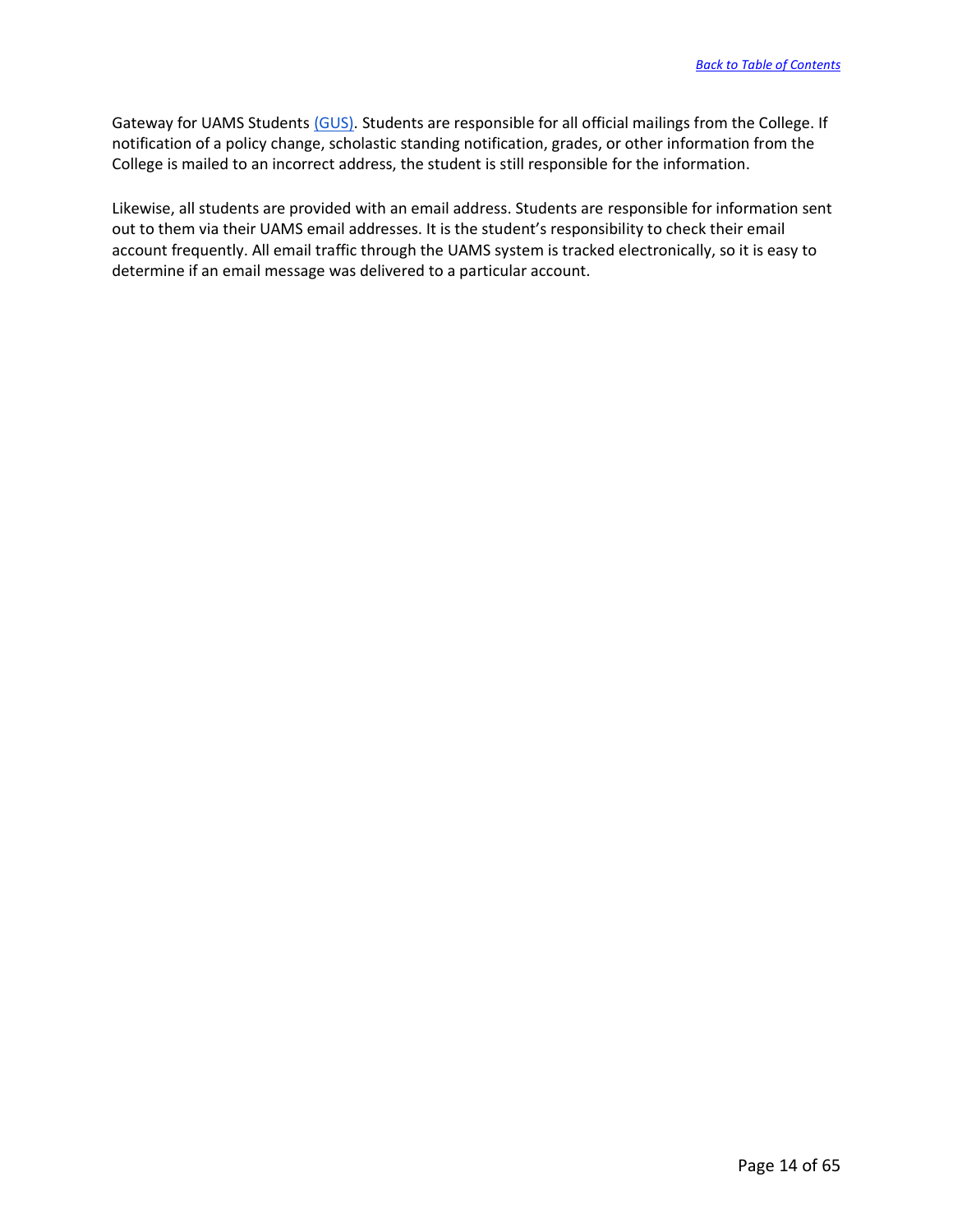Gateway for UAMS Students [(GUS)](). Students are responsible for all official mailings from the College. If notification of a policy change, scholastic standing notification, grades, or other information from the College is mailed to an incorrect address, the student is still responsible for the information.

Likewise, all students are provided with an email address. Students are responsible for information sent out to them via their UAMS email addresses. It is the student's responsibility to check their email account frequently. All email traffic through the UAMS system is tracked electronically, so it is easy to determine if an email message was delivered to a particular account.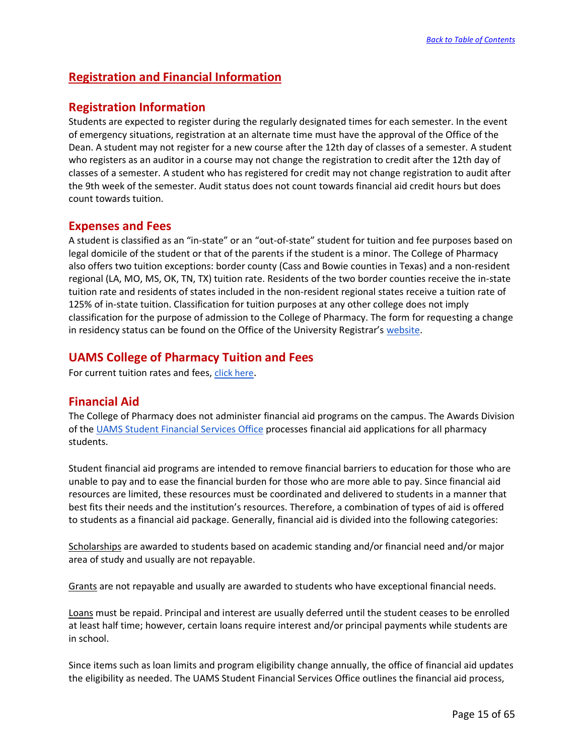## Registration and Financial Information

### Registration Information

Students are expected to register during the regularly designated times for each semester. In the event of emergency situations, registration at an alternate time must have the approval of the Office of the Dean. A student may not register for a new course after the 12th day of classes of a semester. A student who registers as an auditor in a course may not change the registration to credit after the 12th day of classes of a semester. A student who has registered for credit may not change registration to audit after the 9th week of the semester. Audit status does not count towards financial aid credit hours but does count towards tuition.

### Expenses and Fees

A student is classified as an "in-state" or an "out-of-state" student for tuition and fee purposes based on legal domicile of the student or that of the parents if the student is a minor. The College of Pharmacy also offers two tuition exceptions: border county (Cass and Bowie counties in Texas) and a non-resident regional (LA, MO, MS, OK, TN, TX) tuition rate. Residents of the two border counties receive the in-state tuition rate and residents of states included in the non-resident regional states receive a tuition rate of 125% of in-state tuition. Classification for tuition purposes at any other college does not imply classification for the purpose of admission to the College of Pharmacy. The form for requesting a change in residency status can be found on the Office of the University Registrar's website.

### UAMS College of Pharmacy Tuition and Fees

For current tuition rates and fees, click here.

### Financial Aid

The College of Pharmacy does not administer financial aid programs on the campus. The Awards Division of the UAMS Student Financial Services Office processes financial aid applications for all pharmacy students.

Student financial aid programs are intended to remove financial barriers to education for those who are unable to pay and to ease the financial burden for those who are more able to pay. Since financial aid resources are limited, these resources must be coordinated and delivered to students in a manner that best fits their needs and the institution's resources. Therefore, a combination of types of aid is offered to students as a financial aid package. Generally, financial aid is divided into the following categories:

Scholarships are awarded to students based on academic standing and/or financial need and/or major area of study and usually are not repayable.

Grants are not repayable and usually are awarded to students who have exceptional financial needs.

Loans must be repaid. Principal and interest are usually deferred until the student ceases to be enrolled at least half time; however, certain loans require interest and/or principal payments while students are in school.

Since items such as loan limits and program eligibility change annually, the office of financial aid updates the eligibility as needed. The UAMS Student Financial Services Office outlines the financial aid process,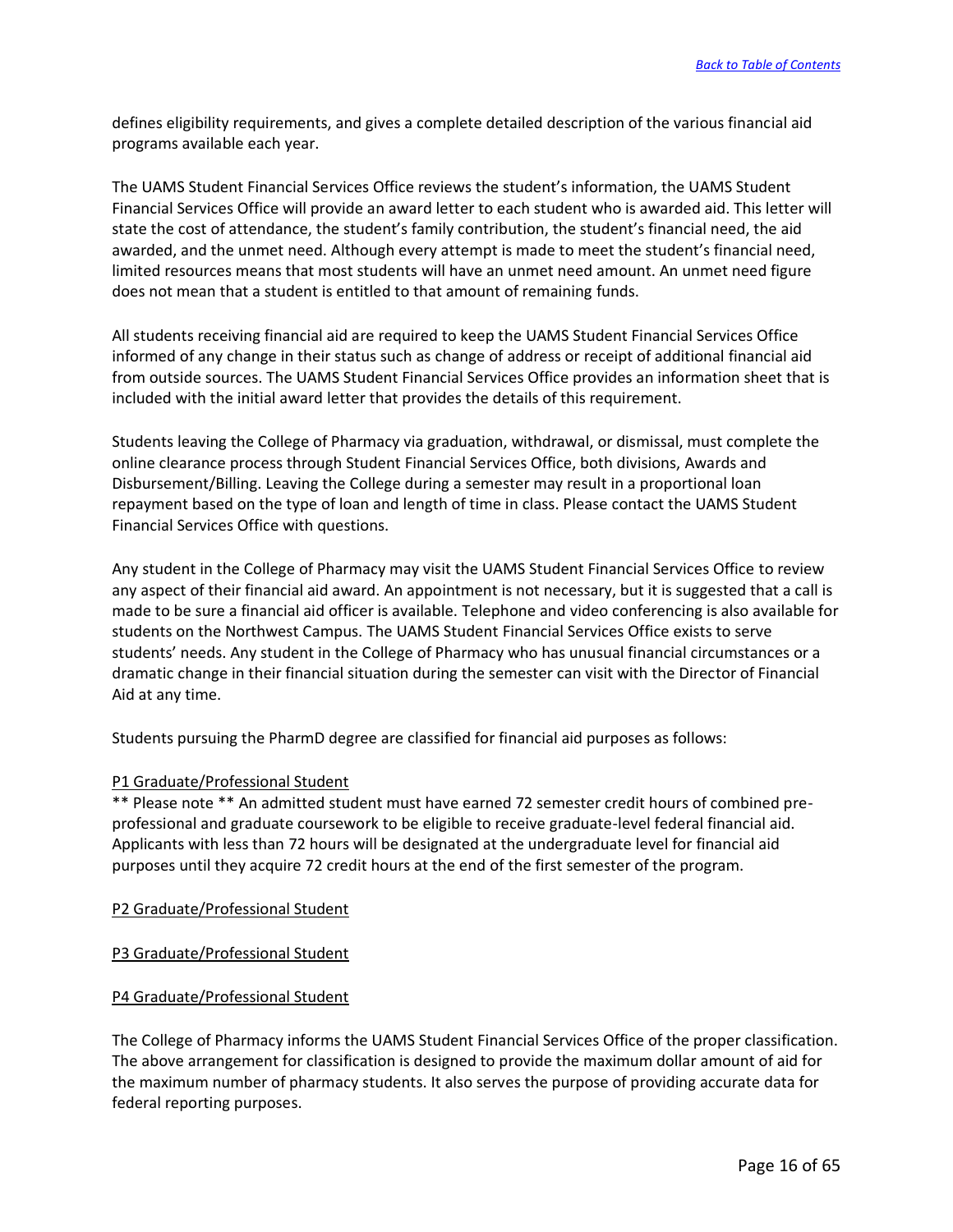defines eligibility requirements, and gives a complete detailed description of the various financial aid programs available each year.

The UAMS Student Financial Services Office reviews the student's information, the UAMS Student Financial Services Office will provide an award letter to each student who is awarded aid. This letter will state the cost of attendance, the student's family contribution, the student's financial need, the aid awarded, and the unmet need. Although every attempt is made to meet the student's financial need, limited resources means that most students will have an unmet need amount. An unmet need figure does not mean that a student is entitled to that amount of remaining funds.

All students receiving financial aid are required to keep the UAMS Student Financial Services Office informed of any change in their status such as change of address or receipt of additional financial aid from outside sources. The UAMS Student Financial Services Office provides an information sheet that is included with the initial award letter that provides the details of this requirement.

Students leaving the College of Pharmacy via graduation, withdrawal, or dismissal, must complete the online clearance process through Student Financial Services Office, both divisions, Awards and Disbursement/Billing. Leaving the College during a semester may result in a proportional loan repayment based on the type of loan and length of time in class. Please contact the UAMS Student Financial Services Office with questions.

Any student in the College of Pharmacy may visit the UAMS Student Financial Services Office to review any aspect of their financial aid award. An appointment is not necessary, but it is suggested that a call is made to be sure a financial aid officer is available. Telephone and video conferencing is also available for students on the Northwest Campus. The UAMS Student Financial Services Office exists to serve students' needs. Any student in the College of Pharmacy who has unusual financial circumstances or a dramatic change in their financial situation during the semester can visit with the Director of Financial Aid at any time.

Students pursuing the PharmD degree are classified for financial aid purposes as follows:

P1 Graduate/Professional Student

** Please note ** An admitted student must have earned 72 semester credit hours of combined pre-professional and graduate coursework to be eligible to receive graduate-level federal financial aid. Applicants with less than 72 hours will be designated at the undergraduate level for financial aid purposes until they acquire 72 credit hours at the end of the first semester of the program.

P2 Graduate/Professional Student

P3 Graduate/Professional Student

P4 Graduate/Professional Student

The College of Pharmacy informs the UAMS Student Financial Services Office of the proper classification. The above arrangement for classification is designed to provide the maximum dollar amount of aid for the maximum number of pharmacy students. It also serves the purpose of providing accurate data for federal reporting purposes.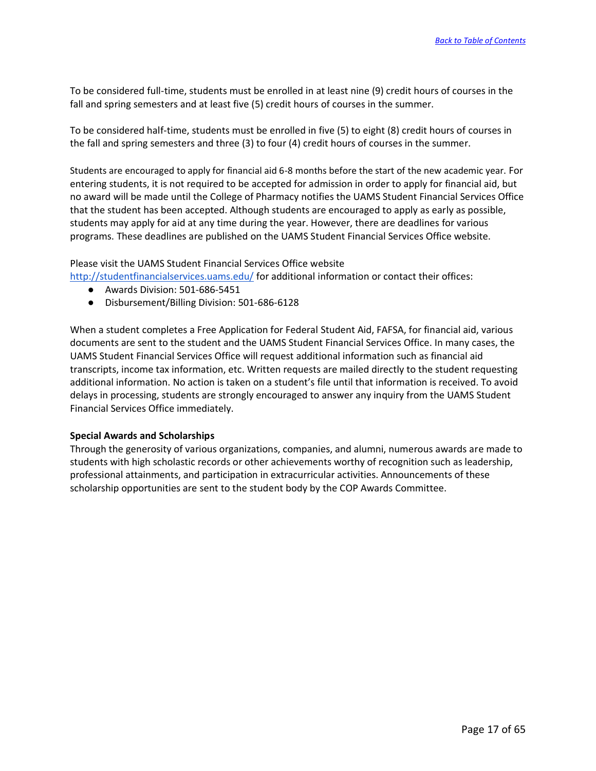To be considered full-time, students must be enrolled in at least nine (9) credit hours of courses in the fall and spring semesters and at least five (5) credit hours of courses in the summer.

To be considered half-time, students must be enrolled in five (5) to eight (8) credit hours of courses in the fall and spring semesters and three (3) to four (4) credit hours of courses in the summer.

Students are encouraged to apply for financial aid 6-8 months before the start of the new academic year. For entering students, it is not required to be accepted for admission in order to apply for financial aid, but no award will be made until the College of Pharmacy notifies the UAMS Student Financial Services Office that the student has been accepted. Although students are encouraged to apply as early as possible, students may apply for aid at any time during the year. However, there are deadlines for various programs. These deadlines are published on the UAMS Student Financial Services Office website.

Please visit the UAMS Student Financial Services Office website [http://studentfinancialservices.uams.edu/](http://studentfinancialservices.uams.edu/) for additional information or contact their offices:

- Awards Division: 501-686-5451
- Disbursement/Billing Division: 501-686-6128

When a student completes a Free Application for Federal Student Aid, FAFSA, for financial aid, various documents are sent to the student and the UAMS Student Financial Services Office. In many cases, the UAMS Student Financial Services Office will request additional information such as financial aid transcripts, income tax information, etc. Written requests are mailed directly to the student requesting additional information. No action is taken on a student's file until that information is received. To avoid delays in processing, students are strongly encouraged to answer any inquiry from the UAMS Student Financial Services Office immediately.

**Special Awards and Scholarships**

Through the generosity of various organizations, companies, and alumni, numerous awards are made to students with high scholastic records or other achievements worthy of recognition such as leadership, professional attainments, and participation in extracurricular activities. Announcements of these scholarship opportunities are sent to the student body by the COP Awards Committee.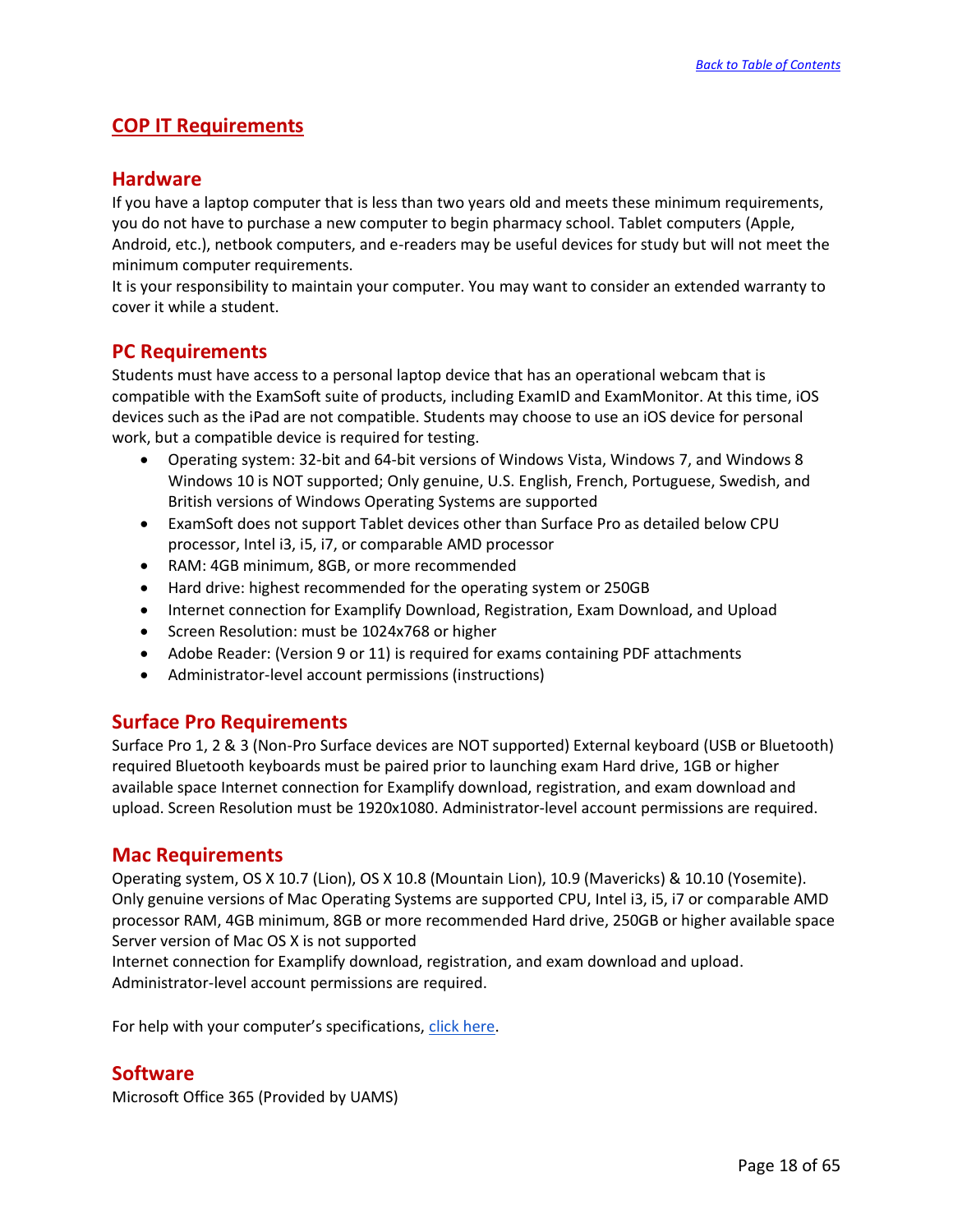[Back to Table of Contents](#)

# COP IT Requirements

## Hardware

If you have a laptop computer that is less than two years old and meets these minimum requirements, you do not have to purchase a new computer to begin pharmacy school. Tablet computers (Apple, Android, etc.), netbook computers, and e-readers may be useful devices for study but will not meet the minimum computer requirements.
It is your responsibility to maintain your computer. You may want to consider an extended warranty to cover it while a student.

## PC Requirements

Students must have access to a personal laptop device that has an operational webcam that is compatible with the ExamSoft suite of products, including ExamID and ExamMonitor. At this time, iOS devices such as the iPad are not compatible. Students may choose to use an iOS device for personal work, but a compatible device is required for testing.

- Operating system: 32-bit and 64-bit versions of Windows Vista, Windows 7, and Windows 8 Windows 10 is NOT supported; Only genuine, U.S. English, French, Portuguese, Swedish, and British versions of Windows Operating Systems are supported
- ExamSoft does not support Tablet devices other than Surface Pro as detailed below CPU processor, Intel i3, i5, i7, or comparable AMD processor
- RAM: 4GB minimum, 8GB, or more recommended
- Hard drive: highest recommended for the operating system or 250GB
- Internet connection for Examplify Download, Registration, Exam Download, and Upload
- Screen Resolution: must be 1024x768 or higher
- Adobe Reader: (Version 9 or 11) is required for exams containing PDF attachments
- Administrator-level account permissions (instructions)

## Surface Pro Requirements

Surface Pro 1, 2 & 3 (Non-Pro Surface devices are NOT supported) External keyboard (USB or Bluetooth) required Bluetooth keyboards must be paired prior to launching exam Hard drive, 1GB or higher available space Internet connection for Examplify download, registration, and exam download and upload. Screen Resolution must be 1920x1080. Administrator-level account permissions are required.

## Mac Requirements

Operating system, OS X 10.7 (Lion), OS X 10.8 (Mountain Lion), 10.9 (Mavericks) & 10.10 (Yosemite). Only genuine versions of Mac Operating Systems are supported CPU, Intel i3, i5, i7 or comparable AMD processor RAM, 4GB minimum, 8GB or more recommended Hard drive, 250GB or higher available space Server version of Mac OS X is not supported
Internet connection for Examplify download, registration, and exam download and upload.
Administrator-level account permissions are required.

For help with your computer's specifications, [click here](#).

## Software

Microsoft Office 365 (Provided by UAMS)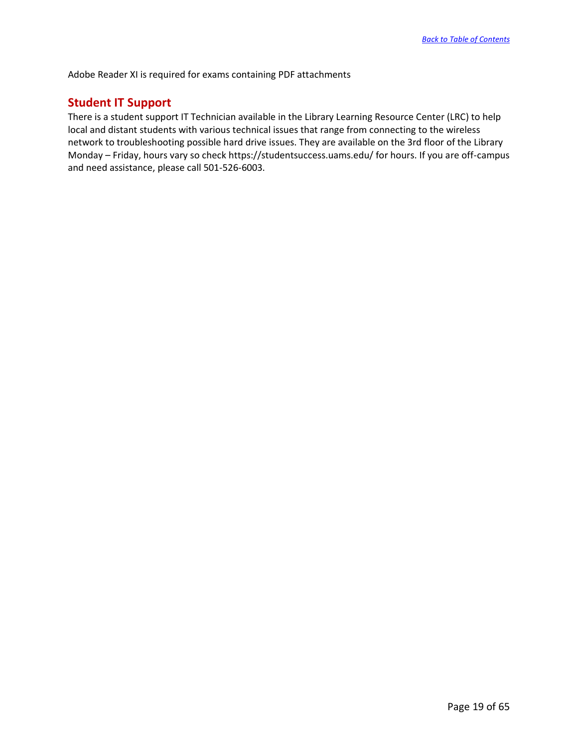Adobe Reader XI is required for exams containing PDF attachments

## Student IT Support

There is a student support IT Technician available in the Library Learning Resource Center (LRC) to help local and distant students with various technical issues that range from connecting to the wireless network to troubleshooting possible hard drive issues. They are available on the 3rd floor of the Library Monday – Friday, hours vary so check https://studentsuccess.uams.edu/ for hours. If you are off-campus and need assistance, please call 501-526-6003.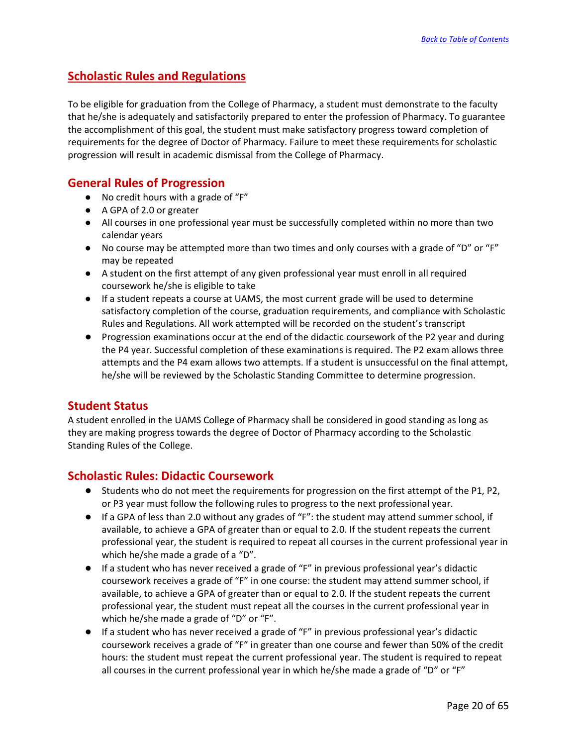## Scholastic Rules and Regulations

To be eligible for graduation from the College of Pharmacy, a student must demonstrate to the faculty that he/she is adequately and satisfactorily prepared to enter the profession of Pharmacy. To guarantee the accomplishment of this goal, the student must make satisfactory progress toward completion of requirements for the degree of Doctor of Pharmacy. Failure to meet these requirements for scholastic progression will result in academic dismissal from the College of Pharmacy.

### General Rules of Progression

- No credit hours with a grade of "F"
- A GPA of 2.0 or greater
- All courses in one professional year must be successfully completed within no more than two calendar years
- No course may be attempted more than two times and only courses with a grade of "D" or "F" may be repeated
- A student on the first attempt of any given professional year must enroll in all required coursework he/she is eligible to take
- If a student repeats a course at UAMS, the most current grade will be used to determine satisfactory completion of the course, graduation requirements, and compliance with Scholastic Rules and Regulations. All work attempted will be recorded on the student's transcript
- Progression examinations occur at the end of the didactic coursework of the P2 year and during the P4 year. Successful completion of these examinations is required. The P2 exam allows three attempts and the P4 exam allows two attempts. If a student is unsuccessful on the final attempt, he/she will be reviewed by the Scholastic Standing Committee to determine progression.

### Student Status

A student enrolled in the UAMS College of Pharmacy shall be considered in good standing as long as they are making progress towards the degree of Doctor of Pharmacy according to the Scholastic Standing Rules of the College.

### Scholastic Rules: Didactic Coursework

- Students who do not meet the requirements for progression on the first attempt of the P1, P2, or P3 year must follow the following rules to progress to the next professional year.
- If a GPA of less than 2.0 without any grades of "F": the student may attend summer school, if available, to achieve a GPA of greater than or equal to 2.0. If the student repeats the current professional year, the student is required to repeat all courses in the current professional year in which he/she made a grade of a "D".
- If a student who has never received a grade of "F" in previous professional year's didactic coursework receives a grade of "F" in one course: the student may attend summer school, if available, to achieve a GPA of greater than or equal to 2.0. If the student repeats the current professional year, the student must repeat all the courses in the current professional year in which he/she made a grade of "D" or "F".
- If a student who has never received a grade of "F" in previous professional year's didactic coursework receives a grade of "F" in greater than one course and fewer than 50% of the credit hours: the student must repeat the current professional year. The student is required to repeat all courses in the current professional year in which he/she made a grade of "D" or "F"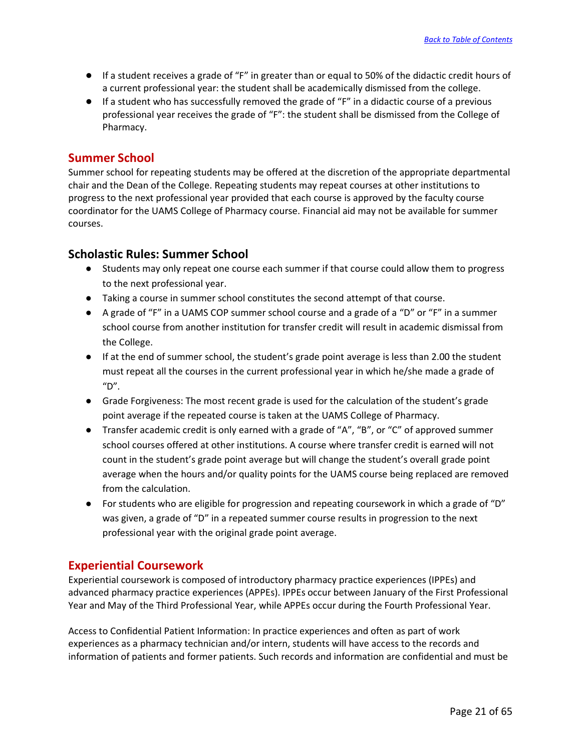- If a student receives a grade of “F” in greater than or equal to 50% of the didactic credit hours of a current professional year: the student shall be academically dismissed from the college.
- If a student who has successfully removed the grade of “F” in a didactic course of a previous professional year receives the grade of “F”: the student shall be dismissed from the College of Pharmacy.

## Summer School

Summer school for repeating students may be offered at the discretion of the appropriate departmental chair and the Dean of the College. Repeating students may repeat courses at other institutions to progress to the next professional year provided that each course is approved by the faculty course coordinator for the UAMS College of Pharmacy course. Financial aid may not be available for summer courses.

### Scholastic Rules: Summer School

- Students may only repeat one course each summer if that course could allow them to progress to the next professional year.
- Taking a course in summer school constitutes the second attempt of that course.
- A grade of “F” in a UAMS COP summer school course and a grade of a “D” or “F” in a summer school course from another institution for transfer credit will result in academic dismissal from the College.
- If at the end of summer school, the student’s grade point average is less than 2.00 the student must repeat all the courses in the current professional year in which he/she made a grade of “D”.
- Grade Forgiveness: The most recent grade is used for the calculation of the student’s grade point average if the repeated course is taken at the UAMS College of Pharmacy.
- Transfer academic credit is only earned with a grade of “A”, “B”, or “C” of approved summer school courses offered at other institutions. A course where transfer credit is earned will not count in the student’s grade point average but will change the student’s overall grade point average when the hours and/or quality points for the UAMS course being replaced are removed from the calculation.
- For students who are eligible for progression and repeating coursework in which a grade of “D” was given, a grade of “D” in a repeated summer course results in progression to the next professional year with the original grade point average.

## Experiential Coursework

Experiential coursework is composed of introductory pharmacy practice experiences (IPPEs) and advanced pharmacy practice experiences (APPEs). IPPEs occur between January of the First Professional Year and May of the Third Professional Year, while APPEs occur during the Fourth Professional Year.

Access to Confidential Patient Information: In practice experiences and often as part of work experiences as a pharmacy technician and/or intern, students will have access to the records and information of patients and former patients. Such records and information are confidential and must be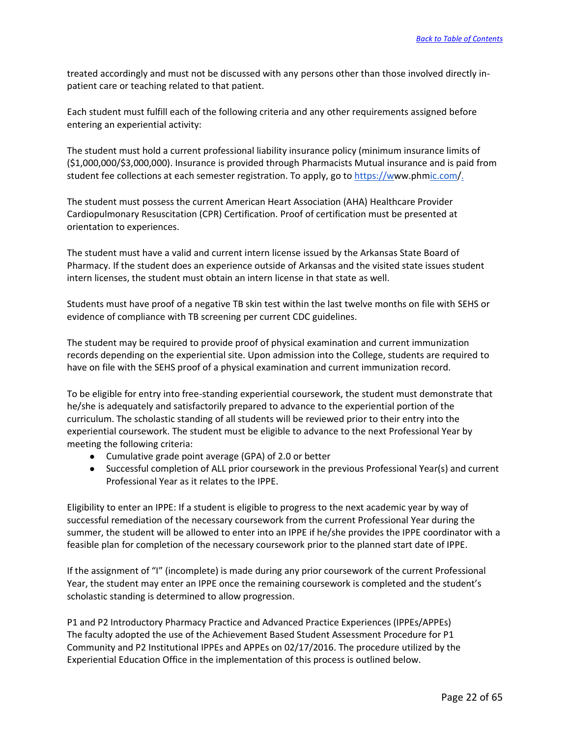treated accordingly and must not be discussed with any persons other than those involved directly in-patient care or teaching related to that patient.

Each student must fulfill each of the following criteria and any other requirements assigned before entering an experiential activity:

The student must hold a current professional liability insurance policy (minimum insurance limits of ($1,000,000/$3,000,000). Insurance is provided through Pharmacists Mutual insurance and is paid from student fee collections at each semester registration. To apply, go to https://www.phmic.com/.

The student must possess the current American Heart Association (AHA) Healthcare Provider Cardiopulmonary Resuscitation (CPR) Certification. Proof of certification must be presented at orientation to experiences.

The student must have a valid and current intern license issued by the Arkansas State Board of Pharmacy. If the student does an experience outside of Arkansas and the visited state issues student intern licenses, the student must obtain an intern license in that state as well.

Students must have proof of a negative TB skin test within the last twelve months on file with SEHS or evidence of compliance with TB screening per current CDC guidelines.

The student may be required to provide proof of physical examination and current immunization records depending on the experiential site. Upon admission into the College, students are required to have on file with the SEHS proof of a physical examination and current immunization record.

To be eligible for entry into free-standing experiential coursework, the student must demonstrate that he/she is adequately and satisfactorily prepared to advance to the experiential portion of the curriculum. The scholastic standing of all students will be reviewed prior to their entry into the experiential coursework. The student must be eligible to advance to the next Professional Year by meeting the following criteria:

- Cumulative grade point average (GPA) of 2.0 or better
- Successful completion of ALL prior coursework in the previous Professional Year(s) and current Professional Year as it relates to the IPPE.

Eligibility to enter an IPPE: If a student is eligible to progress to the next academic year by way of successful remediation of the necessary coursework from the current Professional Year during the summer, the student will be allowed to enter into an IPPE if he/she provides the IPPE coordinator with a feasible plan for completion of the necessary coursework prior to the planned start date of IPPE.

If the assignment of "I" (incomplete) is made during any prior coursework of the current Professional Year, the student may enter an IPPE once the remaining coursework is completed and the student's scholastic standing is determined to allow progression.

P1 and P2 Introductory Pharmacy Practice and Advanced Practice Experiences (IPPEs/APPEs)
The faculty adopted the use of the Achievement Based Student Assessment Procedure for P1 Community and P2 Institutional IPPEs and APPEs on 02/17/2016. The procedure utilized by the Experiential Education Office in the implementation of this process is outlined below.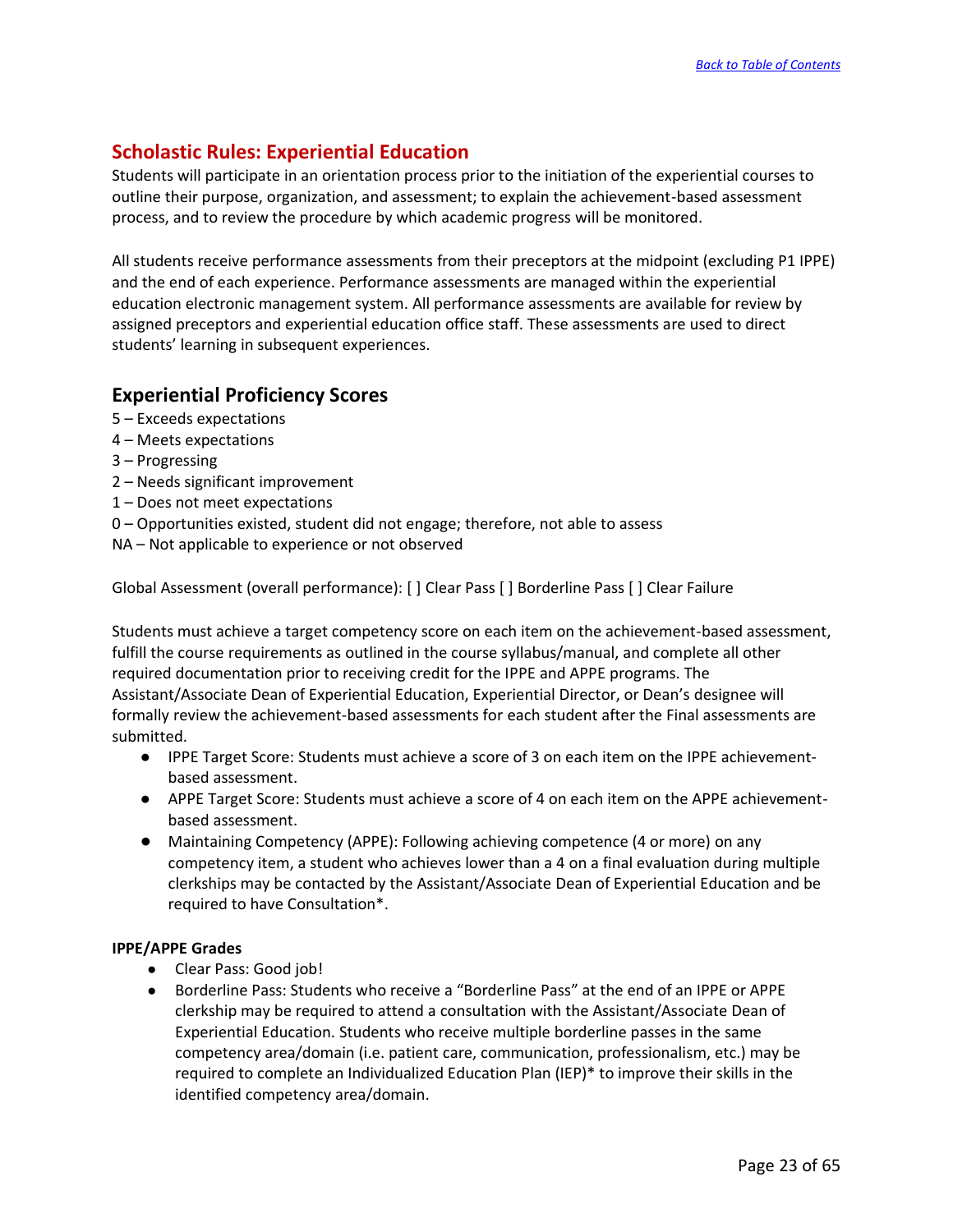## Scholastic Rules: Experiential Education

Students will participate in an orientation process prior to the initiation of the experiential courses to outline their purpose, organization, and assessment; to explain the achievement-based assessment process, and to review the procedure by which academic progress will be monitored.

All students receive performance assessments from their preceptors at the midpoint (excluding P1 IPPE) and the end of each experience. Performance assessments are managed within the experiential education electronic management system. All performance assessments are available for review by assigned preceptors and experiential education office staff. These assessments are used to direct students' learning in subsequent experiences.

### Experiential Proficiency Scores

5 – Exceeds expectations
4 – Meets expectations
3 – Progressing
2 – Needs significant improvement
1 – Does not meet expectations
0 – Opportunities existed, student did not engage; therefore, not able to assess
NA – Not applicable to experience or not observed

Global Assessment (overall performance): [ ] Clear Pass [ ] Borderline Pass [ ] Clear Failure

Students must achieve a target competency score on each item on the achievement-based assessment, fulfill the course requirements as outlined in the course syllabus/manual, and complete all other required documentation prior to receiving credit for the IPPE and APPE programs. The Assistant/Associate Dean of Experiential Education, Experiential Director, or Dean's designee will formally review the achievement-based assessments for each student after the Final assessments are submitted.

- IPPE Target Score: Students must achieve a score of 3 on each item on the IPPE achievement-based assessment.
- APPE Target Score: Students must achieve a score of 4 on each item on the APPE achievement-based assessment.
- Maintaining Competency (APPE): Following achieving competence (4 or more) on any competency item, a student who achieves lower than a 4 on a final evaluation during multiple clerkships may be contacted by the Assistant/Associate Dean of Experiential Education and be required to have Consultation*.

**IPPE/APPE Grades**

- Clear Pass: Good job!
- Borderline Pass: Students who receive a "Borderline Pass" at the end of an IPPE or APPE clerkship may be required to attend a consultation with the Assistant/Associate Dean of Experiential Education. Students who receive multiple borderline passes in the same competency area/domain (i.e. patient care, communication, professionalism, etc.) may be required to complete an Individualized Education Plan (IEP)* to improve their skills in the identified competency area/domain.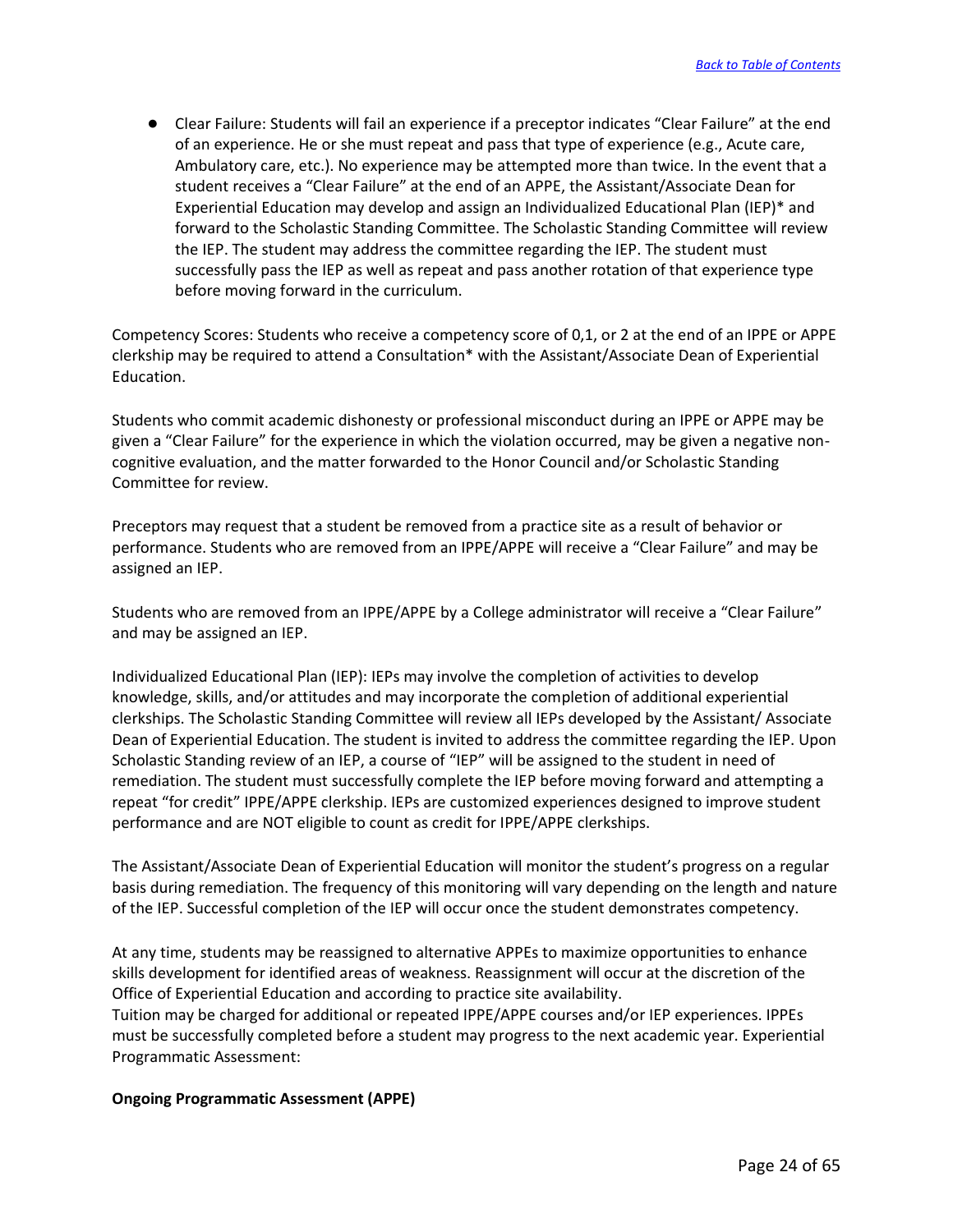- Clear Failure: Students will fail an experience if a preceptor indicates "Clear Failure" at the end of an experience. He or she must repeat and pass that type of experience (e.g., Acute care, Ambulatory care, etc.). No experience may be attempted more than twice. In the event that a student receives a "Clear Failure" at the end of an APPE, the Assistant/Associate Dean for Experiential Education may develop and assign an Individualized Educational Plan (IEP)* and forward to the Scholastic Standing Committee. The Scholastic Standing Committee will review the IEP. The student may address the committee regarding the IEP. The student must successfully pass the IEP as well as repeat and pass another rotation of that experience type before moving forward in the curriculum.

Competency Scores: Students who receive a competency score of 0,1, or 2 at the end of an IPPE or APPE clerkship may be required to attend a Consultation* with the Assistant/Associate Dean of Experiential Education.

Students who commit academic dishonesty or professional misconduct during an IPPE or APPE may be given a "Clear Failure" for the experience in which the violation occurred, may be given a negative non-cognitive evaluation, and the matter forwarded to the Honor Council and/or Scholastic Standing Committee for review.

Preceptors may request that a student be removed from a practice site as a result of behavior or performance. Students who are removed from an IPPE/APPE will receive a "Clear Failure" and may be assigned an IEP.

Students who are removed from an IPPE/APPE by a College administrator will receive a "Clear Failure" and may be assigned an IEP.

Individualized Educational Plan (IEP): IEPs may involve the completion of activities to develop knowledge, skills, and/or attitudes and may incorporate the completion of additional experiential clerkships. The Scholastic Standing Committee will review all IEPs developed by the Assistant/ Associate Dean of Experiential Education. The student is invited to address the committee regarding the IEP. Upon Scholastic Standing review of an IEP, a course of "IEP" will be assigned to the student in need of remediation. The student must successfully complete the IEP before moving forward and attempting a repeat "for credit" IPPE/APPE clerkship. IEPs are customized experiences designed to improve student performance and are NOT eligible to count as credit for IPPE/APPE clerkships.

The Assistant/Associate Dean of Experiential Education will monitor the student's progress on a regular basis during remediation. The frequency of this monitoring will vary depending on the length and nature of the IEP. Successful completion of the IEP will occur once the student demonstrates competency.

At any time, students may be reassigned to alternative APPEs to maximize opportunities to enhance skills development for identified areas of weakness. Reassignment will occur at the discretion of the Office of Experiential Education and according to practice site availability.
Tuition may be charged for additional or repeated IPPE/APPE courses and/or IEP experiences. IPPEs must be successfully completed before a student may progress to the next academic year. Experiential Programmatic Assessment:

**Ongoing Programmatic Assessment (APPE)**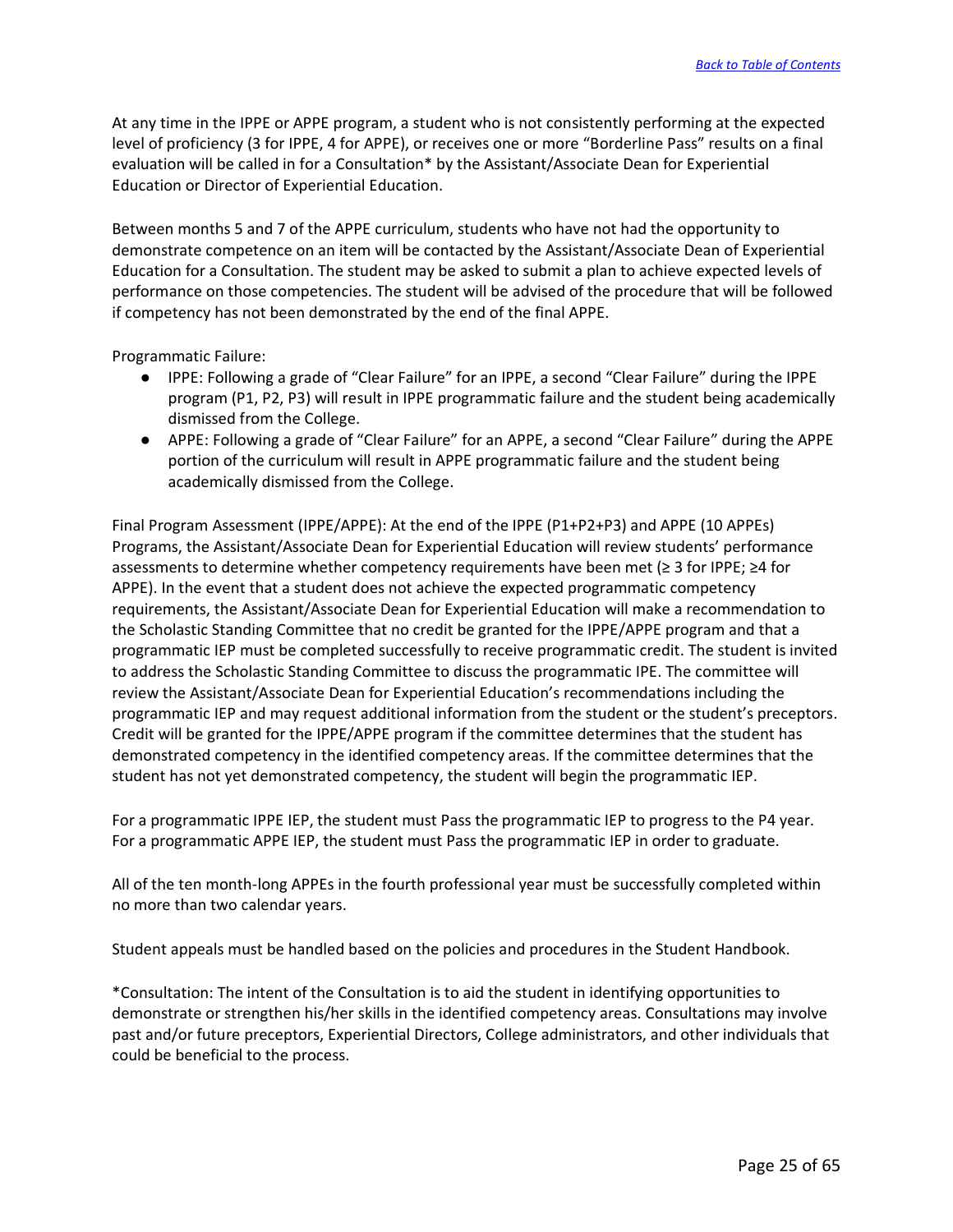At any time in the IPPE or APPE program, a student who is not consistently performing at the expected level of proficiency (3 for IPPE, 4 for APPE), or receives one or more "Borderline Pass" results on a final evaluation will be called in for a Consultation* by the Assistant/Associate Dean for Experiential Education or Director of Experiential Education.

Between months 5 and 7 of the APPE curriculum, students who have not had the opportunity to demonstrate competence on an item will be contacted by the Assistant/Associate Dean of Experiential Education for a Consultation. The student may be asked to submit a plan to achieve expected levels of performance on those competencies. The student will be advised of the procedure that will be followed if competency has not been demonstrated by the end of the final APPE.

Programmatic Failure:

- IPPE: Following a grade of "Clear Failure" for an IPPE, a second "Clear Failure" during the IPPE program (P1, P2, P3) will result in IPPE programmatic failure and the student being academically dismissed from the College.
- APPE: Following a grade of "Clear Failure" for an APPE, a second "Clear Failure" during the APPE portion of the curriculum will result in APPE programmatic failure and the student being academically dismissed from the College.

Final Program Assessment (IPPE/APPE): At the end of the IPPE (P1+P2+P3) and APPE (10 APPEs) Programs, the Assistant/Associate Dean for Experiential Education will review students' performance assessments to determine whether competency requirements have been met (≥ 3 for IPPE; ≥4 for APPE). In the event that a student does not achieve the expected programmatic competency requirements, the Assistant/Associate Dean for Experiential Education will make a recommendation to the Scholastic Standing Committee that no credit be granted for the IPPE/APPE program and that a programmatic IEP must be completed successfully to receive programmatic credit. The student is invited to address the Scholastic Standing Committee to discuss the programmatic IPE. The committee will review the Assistant/Associate Dean for Experiential Education's recommendations including the programmatic IEP and may request additional information from the student or the student's preceptors. Credit will be granted for the IPPE/APPE program if the committee determines that the student has demonstrated competency in the identified competency areas. If the committee determines that the student has not yet demonstrated competency, the student will begin the programmatic IEP.

For a programmatic IPPE IEP, the student must Pass the programmatic IEP to progress to the P4 year. For a programmatic APPE IEP, the student must Pass the programmatic IEP in order to graduate.

All of the ten month-long APPEs in the fourth professional year must be successfully completed within no more than two calendar years.

Student appeals must be handled based on the policies and procedures in the Student Handbook.

*Consultation: The intent of the Consultation is to aid the student in identifying opportunities to demonstrate or strengthen his/her skills in the identified competency areas. Consultations may involve past and/or future preceptors, Experiential Directors, College administrators, and other individuals that could be beneficial to the process.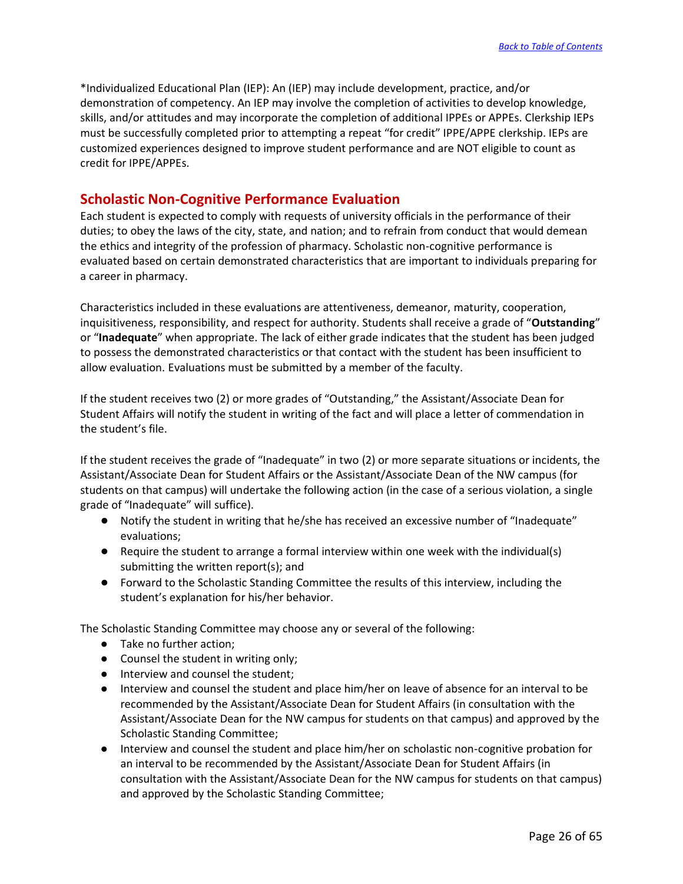*Individualized Educational Plan (IEP): An (IEP) may include development, practice, and/or demonstration of competency. An IEP may involve the completion of activities to develop knowledge, skills, and/or attitudes and may incorporate the completion of additional IPPEs or APPEs. Clerkship IEPs must be successfully completed prior to attempting a repeat "for credit" IPPE/APPE clerkship. IEPs are customized experiences designed to improve student performance and are NOT eligible to count as credit for IPPE/APPEs.

## Scholastic Non-Cognitive Performance Evaluation

Each student is expected to comply with requests of university officials in the performance of their duties; to obey the laws of the city, state, and nation; and to refrain from conduct that would demean the ethics and integrity of the profession of pharmacy. Scholastic non-cognitive performance is evaluated based on certain demonstrated characteristics that are important to individuals preparing for a career in pharmacy.

Characteristics included in these evaluations are attentiveness, demeanor, maturity, cooperation, inquisitiveness, responsibility, and respect for authority. Students shall receive a grade of "**Outstanding**" or "**Inadequate**" when appropriate. The lack of either grade indicates that the student has been judged to possess the demonstrated characteristics or that contact with the student has been insufficient to allow evaluation. Evaluations must be submitted by a member of the faculty.

If the student receives two (2) or more grades of "Outstanding," the Assistant/Associate Dean for Student Affairs will notify the student in writing of the fact and will place a letter of commendation in the student's file.

If the student receives the grade of "Inadequate" in two (2) or more separate situations or incidents, the Assistant/Associate Dean for Student Affairs or the Assistant/Associate Dean of the NW campus (for students on that campus) will undertake the following action (in the case of a serious violation, a single grade of "Inadequate" will suffice).

- Notify the student in writing that he/she has received an excessive number of "Inadequate" evaluations;
- Require the student to arrange a formal interview within one week with the individual(s) submitting the written report(s); and
- Forward to the Scholastic Standing Committee the results of this interview, including the student's explanation for his/her behavior.

The Scholastic Standing Committee may choose any or several of the following:

- Take no further action;
- Counsel the student in writing only;
- Interview and counsel the student;
- Interview and counsel the student and place him/her on leave of absence for an interval to be recommended by the Assistant/Associate Dean for Student Affairs (in consultation with the Assistant/Associate Dean for the NW campus for students on that campus) and approved by the Scholastic Standing Committee;
- Interview and counsel the student and place him/her on scholastic non-cognitive probation for an interval to be recommended by the Assistant/Associate Dean for Student Affairs (in consultation with the Assistant/Associate Dean for the NW campus for students on that campus) and approved by the Scholastic Standing Committee;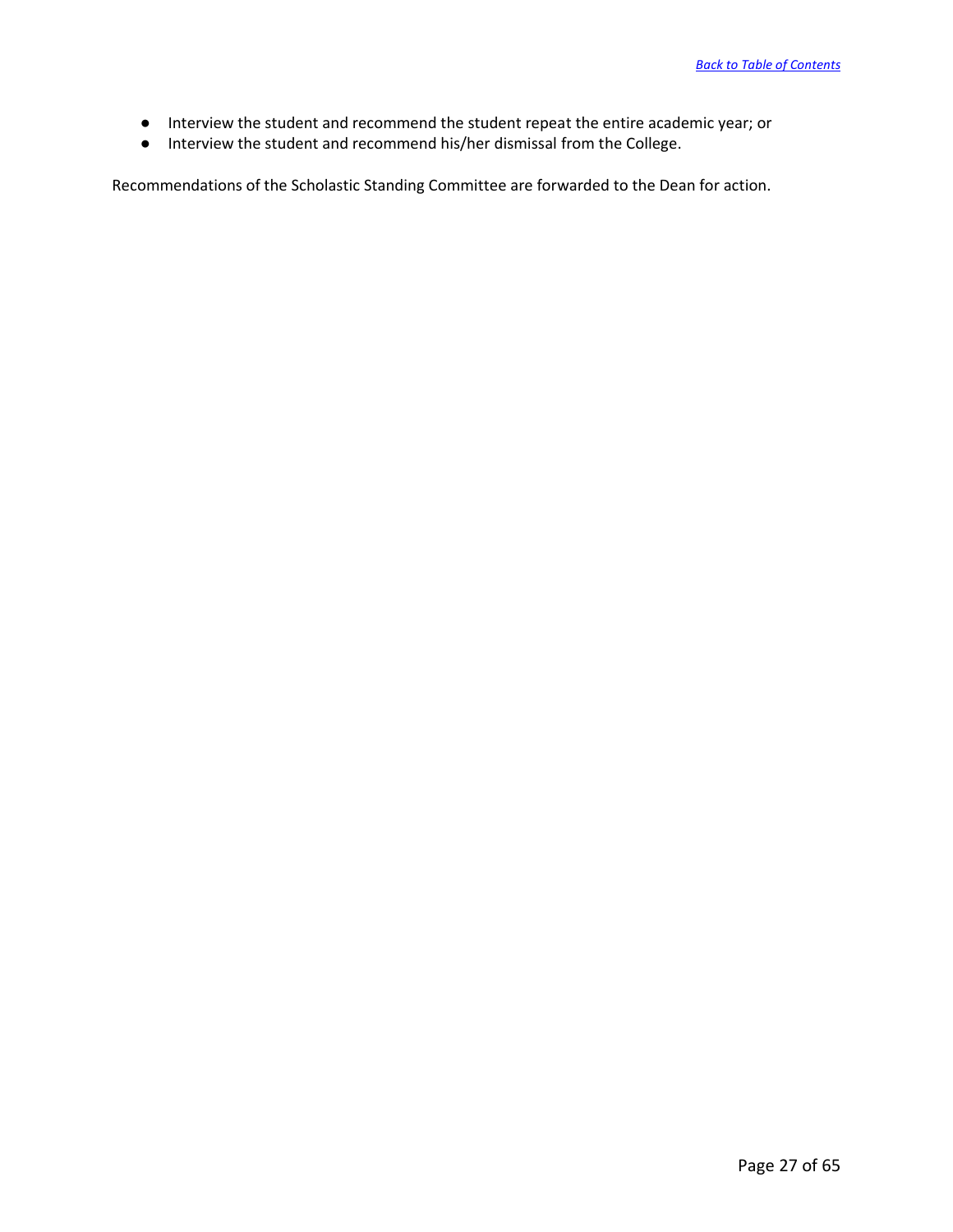- Interview the student and recommend the student repeat the entire academic year; or
- Interview the student and recommend his/her dismissal from the College.

Recommendations of the Scholastic Standing Committee are forwarded to the Dean for action.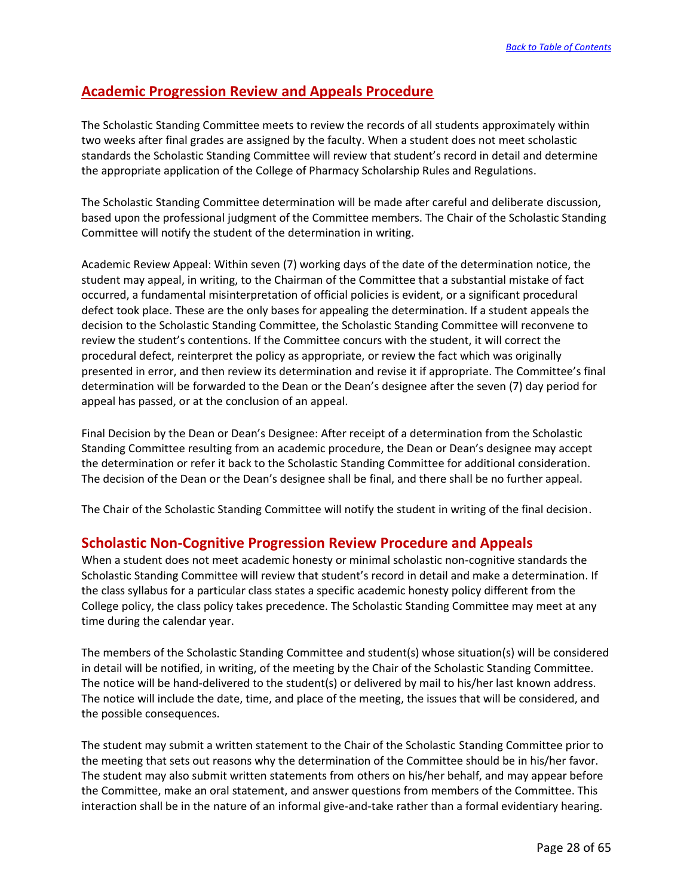## Academic Progression Review and Appeals Procedure

The Scholastic Standing Committee meets to review the records of all students approximately within two weeks after final grades are assigned by the faculty. When a student does not meet scholastic standards the Scholastic Standing Committee will review that student's record in detail and determine the appropriate application of the College of Pharmacy Scholarship Rules and Regulations.

The Scholastic Standing Committee determination will be made after careful and deliberate discussion, based upon the professional judgment of the Committee members. The Chair of the Scholastic Standing Committee will notify the student of the determination in writing.

Academic Review Appeal: Within seven (7) working days of the date of the determination notice, the student may appeal, in writing, to the Chairman of the Committee that a substantial mistake of fact occurred, a fundamental misinterpretation of official policies is evident, or a significant procedural defect took place. These are the only bases for appealing the determination. If a student appeals the decision to the Scholastic Standing Committee, the Scholastic Standing Committee will reconvene to review the student's contentions. If the Committee concurs with the student, it will correct the procedural defect, reinterpret the policy as appropriate, or review the fact which was originally presented in error, and then review its determination and revise it if appropriate. The Committee's final determination will be forwarded to the Dean or the Dean's designee after the seven (7) day period for appeal has passed, or at the conclusion of an appeal.

Final Decision by the Dean or Dean's Designee: After receipt of a determination from the Scholastic Standing Committee resulting from an academic procedure, the Dean or Dean's designee may accept the determination or refer it back to the Scholastic Standing Committee for additional consideration. The decision of the Dean or the Dean's designee shall be final, and there shall be no further appeal.

The Chair of the Scholastic Standing Committee will notify the student in writing of the final decision.

## Scholastic Non-Cognitive Progression Review Procedure and Appeals

When a student does not meet academic honesty or minimal scholastic non-cognitive standards the Scholastic Standing Committee will review that student's record in detail and make a determination. If the class syllabus for a particular class states a specific academic honesty policy different from the College policy, the class policy takes precedence. The Scholastic Standing Committee may meet at any time during the calendar year.

The members of the Scholastic Standing Committee and student(s) whose situation(s) will be considered in detail will be notified, in writing, of the meeting by the Chair of the Scholastic Standing Committee. The notice will be hand-delivered to the student(s) or delivered by mail to his/her last known address. The notice will include the date, time, and place of the meeting, the issues that will be considered, and the possible consequences.

The student may submit a written statement to the Chair of the Scholastic Standing Committee prior to the meeting that sets out reasons why the determination of the Committee should be in his/her favor. The student may also submit written statements from others on his/her behalf, and may appear before the Committee, make an oral statement, and answer questions from members of the Committee. This interaction shall be in the nature of an informal give-and-take rather than a formal evidentiary hearing.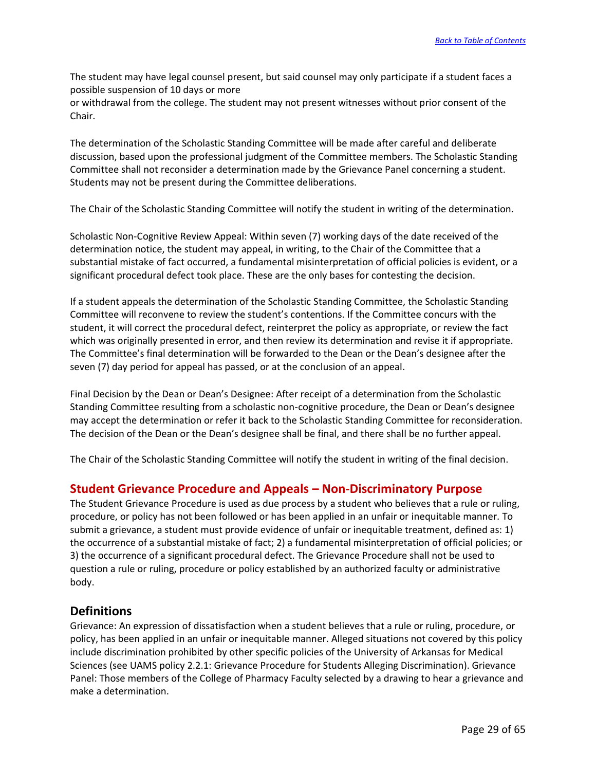The student may have legal counsel present, but said counsel may only participate if a student faces a possible suspension of 10 days or more
or withdrawal from the college. The student may not present witnesses without prior consent of the Chair.

The determination of the Scholastic Standing Committee will be made after careful and deliberate discussion, based upon the professional judgment of the Committee members. The Scholastic Standing Committee shall not reconsider a determination made by the Grievance Panel concerning a student. Students may not be present during the Committee deliberations.

The Chair of the Scholastic Standing Committee will notify the student in writing of the determination.

Scholastic Non-Cognitive Review Appeal: Within seven (7) working days of the date received of the determination notice, the student may appeal, in writing, to the Chair of the Committee that a substantial mistake of fact occurred, a fundamental misinterpretation of official policies is evident, or a significant procedural defect took place. These are the only bases for contesting the decision.

If a student appeals the determination of the Scholastic Standing Committee, the Scholastic Standing Committee will reconvene to review the student's contentions. If the Committee concurs with the student, it will correct the procedural defect, reinterpret the policy as appropriate, or review the fact which was originally presented in error, and then review its determination and revise it if appropriate. The Committee's final determination will be forwarded to the Dean or the Dean's designee after the seven (7) day period for appeal has passed, or at the conclusion of an appeal.

Final Decision by the Dean or Dean's Designee: After receipt of a determination from the Scholastic Standing Committee resulting from a scholastic non-cognitive procedure, the Dean or Dean's designee may accept the determination or refer it back to the Scholastic Standing Committee for reconsideration. The decision of the Dean or the Dean's designee shall be final, and there shall be no further appeal.

The Chair of the Scholastic Standing Committee will notify the student in writing of the final decision.

## Student Grievance Procedure and Appeals – Non-Discriminatory Purpose

The Student Grievance Procedure is used as due process by a student who believes that a rule or ruling, procedure, or policy has not been followed or has been applied in an unfair or inequitable manner. To submit a grievance, a student must provide evidence of unfair or inequitable treatment, defined as: 1) the occurrence of a substantial mistake of fact; 2) a fundamental misinterpretation of official policies; or 3) the occurrence of a significant procedural defect. The Grievance Procedure shall not be used to question a rule or ruling, procedure or policy established by an authorized faculty or administrative body.

## Definitions

Grievance: An expression of dissatisfaction when a student believes that a rule or ruling, procedure, or policy, has been applied in an unfair or inequitable manner. Alleged situations not covered by this policy include discrimination prohibited by other specific policies of the University of Arkansas for Medical Sciences (see UAMS policy 2.2.1: Grievance Procedure for Students Alleging Discrimination). Grievance Panel: Those members of the College of Pharmacy Faculty selected by a drawing to hear a grievance and make a determination.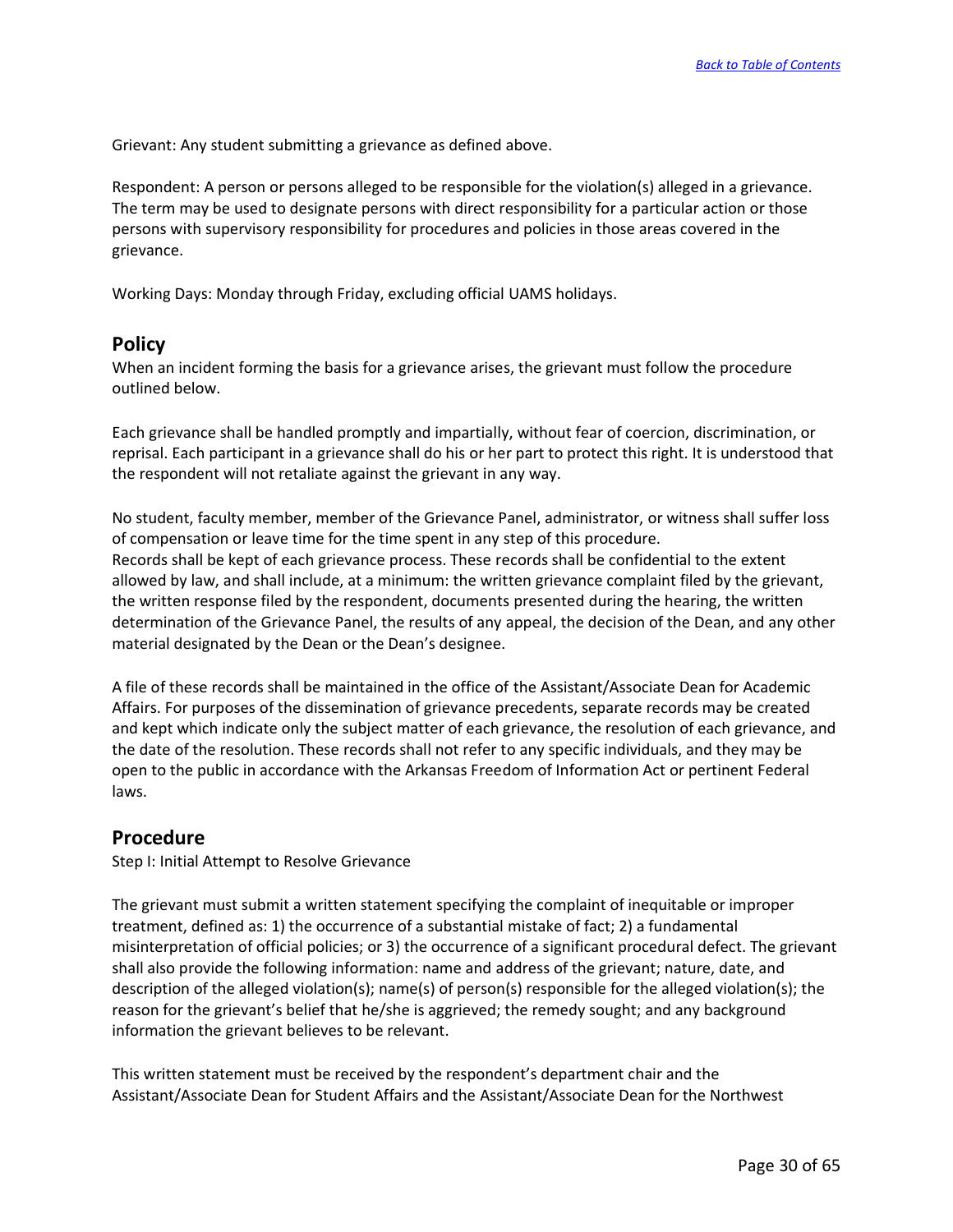Grievant: Any student submitting a grievance as defined above.

Respondent: A person or persons alleged to be responsible for the violation(s) alleged in a grievance. The term may be used to designate persons with direct responsibility for a particular action or those persons with supervisory responsibility for procedures and policies in those areas covered in the grievance.

Working Days: Monday through Friday, excluding official UAMS holidays.

## Policy

When an incident forming the basis for a grievance arises, the grievant must follow the procedure outlined below.

Each grievance shall be handled promptly and impartially, without fear of coercion, discrimination, or reprisal. Each participant in a grievance shall do his or her part to protect this right. It is understood that the respondent will not retaliate against the grievant in any way.

No student, faculty member, member of the Grievance Panel, administrator, or witness shall suffer loss of compensation or leave time for the time spent in any step of this procedure.
Records shall be kept of each grievance process. These records shall be confidential to the extent allowed by law, and shall include, at a minimum: the written grievance complaint filed by the grievant, the written response filed by the respondent, documents presented during the hearing, the written determination of the Grievance Panel, the results of any appeal, the decision of the Dean, and any other material designated by the Dean or the Dean's designee.

A file of these records shall be maintained in the office of the Assistant/Associate Dean for Academic Affairs. For purposes of the dissemination of grievance precedents, separate records may be created and kept which indicate only the subject matter of each grievance, the resolution of each grievance, and the date of the resolution. These records shall not refer to any specific individuals, and they may be open to the public in accordance with the Arkansas Freedom of Information Act or pertinent Federal laws.

## Procedure

Step I: Initial Attempt to Resolve Grievance

The grievant must submit a written statement specifying the complaint of inequitable or improper treatment, defined as: 1) the occurrence of a substantial mistake of fact; 2) a fundamental misinterpretation of official policies; or 3) the occurrence of a significant procedural defect. The grievant shall also provide the following information: name and address of the grievant; nature, date, and description of the alleged violation(s); name(s) of person(s) responsible for the alleged violation(s); the reason for the grievant's belief that he/she is aggrieved; the remedy sought; and any background information the grievant believes to be relevant.

This written statement must be received by the respondent's department chair and the Assistant/Associate Dean for Student Affairs and the Assistant/Associate Dean for the Northwest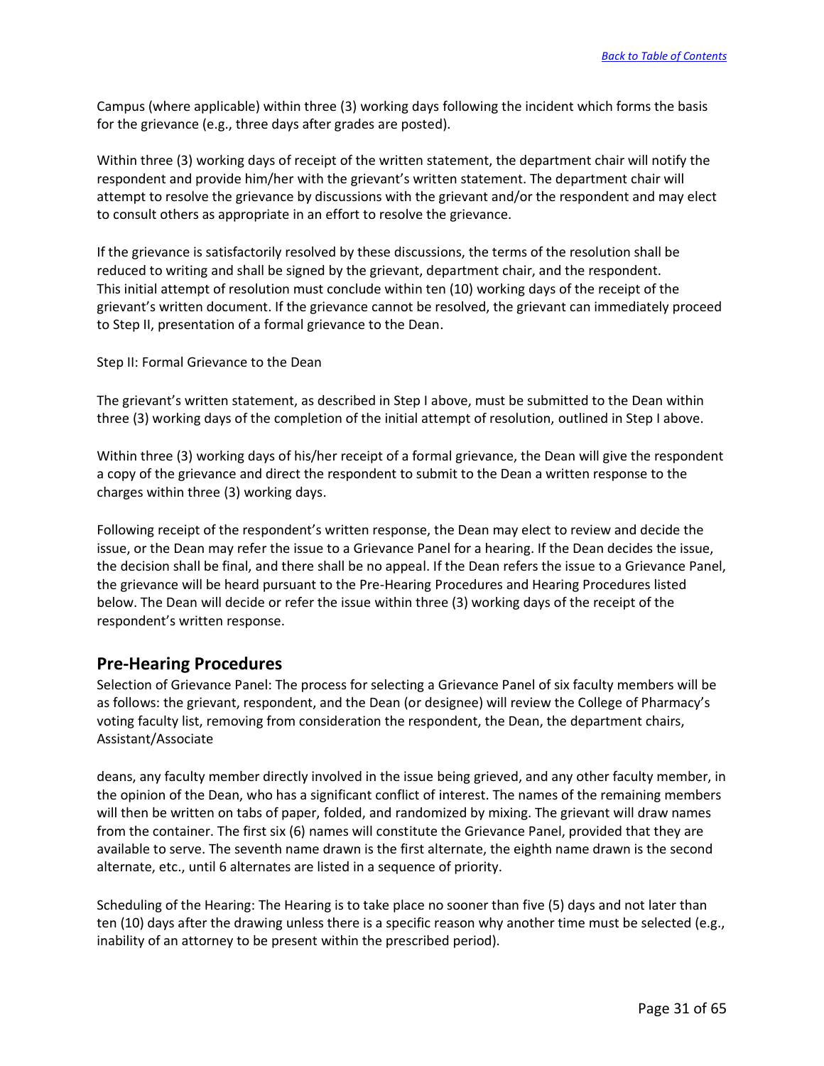Campus (where applicable) within three (3) working days following the incident which forms the basis for the grievance (e.g., three days after grades are posted).

Within three (3) working days of receipt of the written statement, the department chair will notify the respondent and provide him/her with the grievant's written statement. The department chair will attempt to resolve the grievance by discussions with the grievant and/or the respondent and may elect to consult others as appropriate in an effort to resolve the grievance.

If the grievance is satisfactorily resolved by these discussions, the terms of the resolution shall be reduced to writing and shall be signed by the grievant, department chair, and the respondent. This initial attempt of resolution must conclude within ten (10) working days of the receipt of the grievant's written document. If the grievance cannot be resolved, the grievant can immediately proceed to Step II, presentation of a formal grievance to the Dean.

Step II: Formal Grievance to the Dean

The grievant's written statement, as described in Step I above, must be submitted to the Dean within three (3) working days of the completion of the initial attempt of resolution, outlined in Step I above.

Within three (3) working days of his/her receipt of a formal grievance, the Dean will give the respondent a copy of the grievance and direct the respondent to submit to the Dean a written response to the charges within three (3) working days.

Following receipt of the respondent's written response, the Dean may elect to review and decide the issue, or the Dean may refer the issue to a Grievance Panel for a hearing. If the Dean decides the issue, the decision shall be final, and there shall be no appeal. If the Dean refers the issue to a Grievance Panel, the grievance will be heard pursuant to the Pre-Hearing Procedures and Hearing Procedures listed below. The Dean will decide or refer the issue within three (3) working days of the receipt of the respondent's written response.

## Pre-Hearing Procedures

Selection of Grievance Panel: The process for selecting a Grievance Panel of six faculty members will be as follows: the grievant, respondent, and the Dean (or designee) will review the College of Pharmacy's voting faculty list, removing from consideration the respondent, the Dean, the department chairs, Assistant/Associate deans, any faculty member directly involved in the issue being grieved, and any other faculty member, in the opinion of the Dean, who has a significant conflict of interest. The names of the remaining members will then be written on tabs of paper, folded, and randomized by mixing. The grievant will draw names from the container. The first six (6) names will constitute the Grievance Panel, provided that they are available to serve. The seventh name drawn is the first alternate, the eighth name drawn is the second alternate, etc., until 6 alternates are listed in a sequence of priority.

Scheduling of the Hearing: The Hearing is to take place no sooner than five (5) days and not later than ten (10) days after the drawing unless there is a specific reason why another time must be selected (e.g., inability of an attorney to be present within the prescribed period).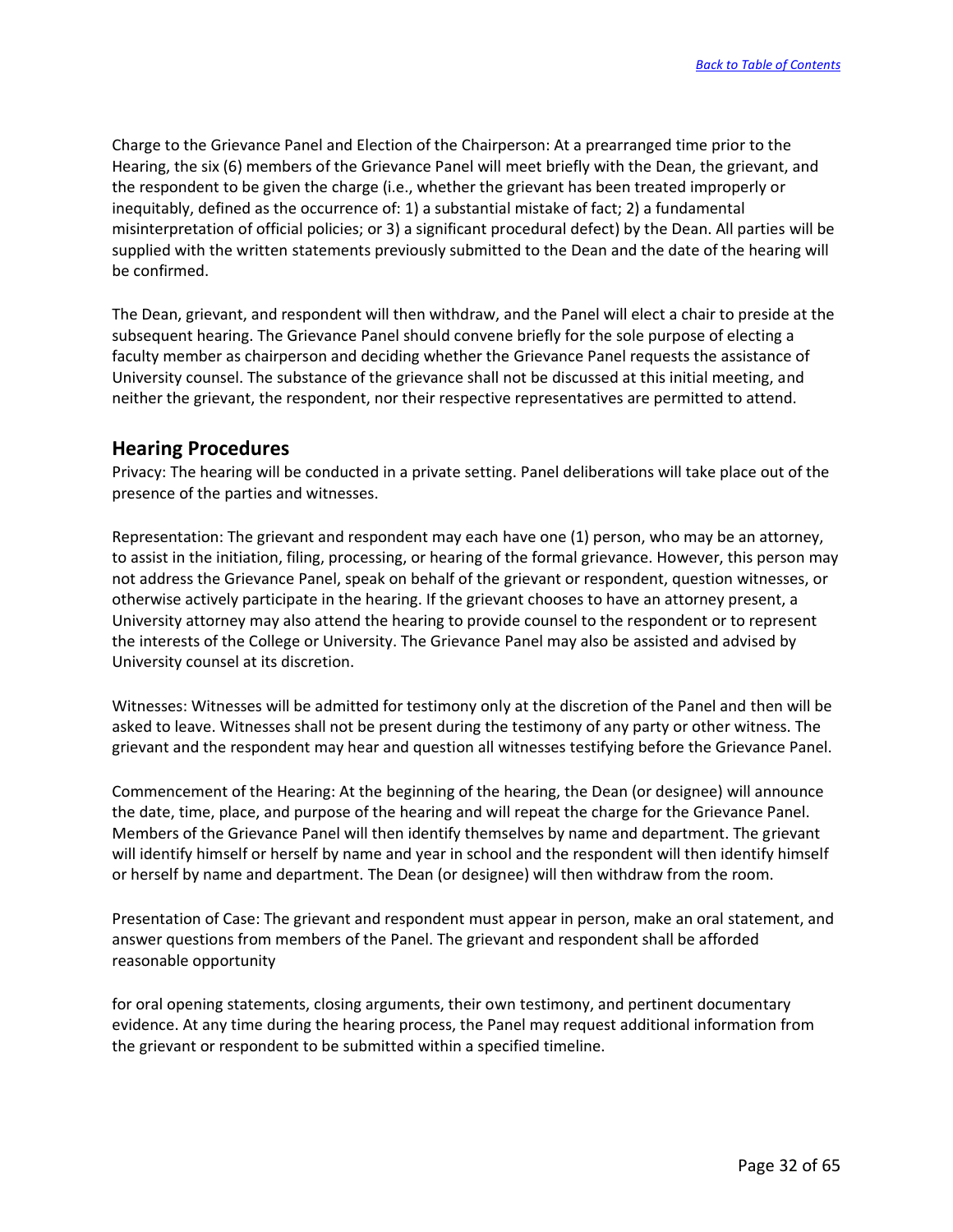Charge to the Grievance Panel and Election of the Chairperson: At a prearranged time prior to the Hearing, the six (6) members of the Grievance Panel will meet briefly with the Dean, the grievant, and the respondent to be given the charge (i.e., whether the grievant has been treated improperly or inequitably, defined as the occurrence of: 1) a substantial mistake of fact; 2) a fundamental misinterpretation of official policies; or 3) a significant procedural defect) by the Dean. All parties will be supplied with the written statements previously submitted to the Dean and the date of the hearing will be confirmed.

The Dean, grievant, and respondent will then withdraw, and the Panel will elect a chair to preside at the subsequent hearing. The Grievance Panel should convene briefly for the sole purpose of electing a faculty member as chairperson and deciding whether the Grievance Panel requests the assistance of University counsel. The substance of the grievance shall not be discussed at this initial meeting, and neither the grievant, the respondent, nor their respective representatives are permitted to attend.

## Hearing Procedures

Privacy: The hearing will be conducted in a private setting. Panel deliberations will take place out of the presence of the parties and witnesses.

Representation: The grievant and respondent may each have one (1) person, who may be an attorney, to assist in the initiation, filing, processing, or hearing of the formal grievance. However, this person may not address the Grievance Panel, speak on behalf of the grievant or respondent, question witnesses, or otherwise actively participate in the hearing. If the grievant chooses to have an attorney present, a University attorney may also attend the hearing to provide counsel to the respondent or to represent the interests of the College or University. The Grievance Panel may also be assisted and advised by University counsel at its discretion.

Witnesses: Witnesses will be admitted for testimony only at the discretion of the Panel and then will be asked to leave. Witnesses shall not be present during the testimony of any party or other witness. The grievant and the respondent may hear and question all witnesses testifying before the Grievance Panel.

Commencement of the Hearing: At the beginning of the hearing, the Dean (or designee) will announce the date, time, place, and purpose of the hearing and will repeat the charge for the Grievance Panel. Members of the Grievance Panel will then identify themselves by name and department. The grievant will identify himself or herself by name and year in school and the respondent will then identify himself or herself by name and department. The Dean (or designee) will then withdraw from the room.

Presentation of Case: The grievant and respondent must appear in person, make an oral statement, and answer questions from members of the Panel. The grievant and respondent shall be afforded reasonable opportunity for oral opening statements, closing arguments, their own testimony, and pertinent documentary evidence. At any time during the hearing process, the Panel may request additional information from the grievant or respondent to be submitted within a specified timeline.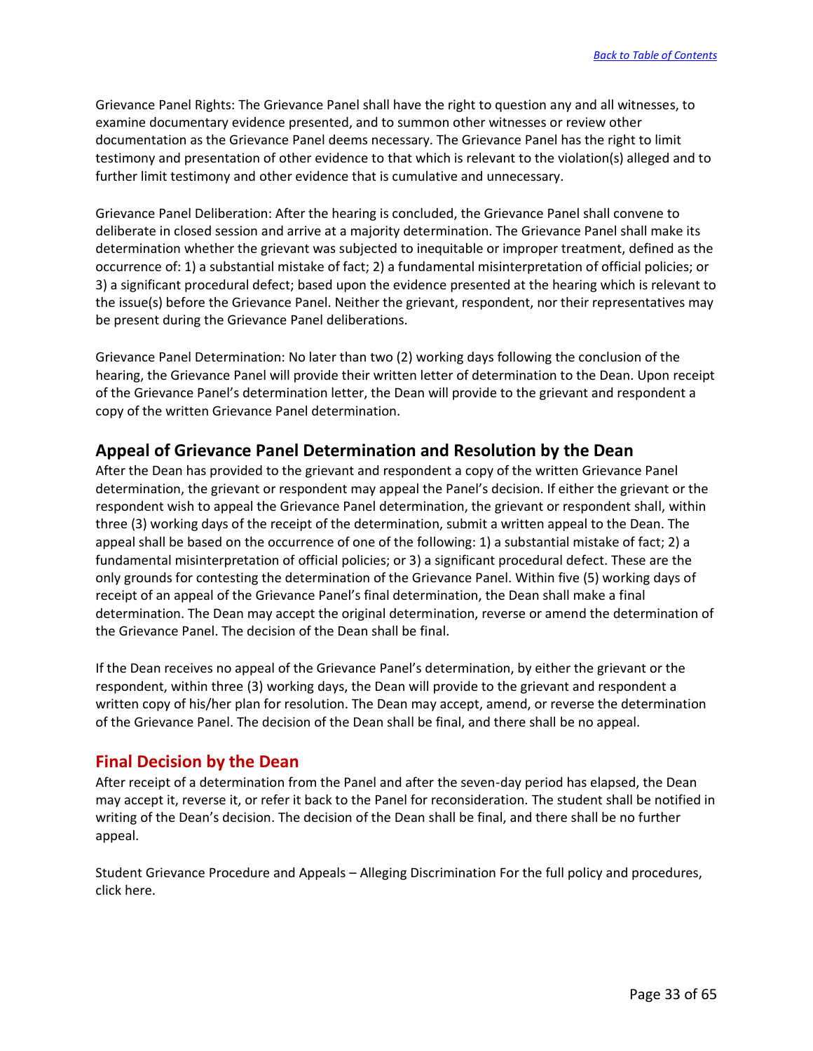Grievance Panel Rights: The Grievance Panel shall have the right to question any and all witnesses, to examine documentary evidence presented, and to summon other witnesses or review other documentation as the Grievance Panel deems necessary. The Grievance Panel has the right to limit testimony and presentation of other evidence to that which is relevant to the violation(s) alleged and to further limit testimony and other evidence that is cumulative and unnecessary.

Grievance Panel Deliberation: After the hearing is concluded, the Grievance Panel shall convene to deliberate in closed session and arrive at a majority determination. The Grievance Panel shall make its determination whether the grievant was subjected to inequitable or improper treatment, defined as the occurrence of: 1) a substantial mistake of fact; 2) a fundamental misinterpretation of official policies; or 3) a significant procedural defect; based upon the evidence presented at the hearing which is relevant to the issue(s) before the Grievance Panel. Neither the grievant, respondent, nor their representatives may be present during the Grievance Panel deliberations.

Grievance Panel Determination: No later than two (2) working days following the conclusion of the hearing, the Grievance Panel will provide their written letter of determination to the Dean. Upon receipt of the Grievance Panel's determination letter, the Dean will provide to the grievant and respondent a copy of the written Grievance Panel determination.

## Appeal of Grievance Panel Determination and Resolution by the Dean

After the Dean has provided to the grievant and respondent a copy of the written Grievance Panel determination, the grievant or respondent may appeal the Panel's decision. If either the grievant or the respondent wish to appeal the Grievance Panel determination, the grievant or respondent shall, within three (3) working days of the receipt of the determination, submit a written appeal to the Dean. The appeal shall be based on the occurrence of one of the following: 1) a substantial mistake of fact; 2) a fundamental misinterpretation of official policies; or 3) a significant procedural defect. These are the only grounds for contesting the determination of the Grievance Panel. Within five (5) working days of receipt of an appeal of the Grievance Panel's final determination, the Dean shall make a final determination. The Dean may accept the original determination, reverse or amend the determination of the Grievance Panel. The decision of the Dean shall be final.

If the Dean receives no appeal of the Grievance Panel's determination, by either the grievant or the respondent, within three (3) working days, the Dean will provide to the grievant and respondent a written copy of his/her plan for resolution. The Dean may accept, amend, or reverse the determination of the Grievance Panel. The decision of the Dean shall be final, and there shall be no appeal.

## Final Decision by the Dean

After receipt of a determination from the Panel and after the seven-day period has elapsed, the Dean may accept it, reverse it, or refer it back to the Panel for reconsideration. The student shall be notified in writing of the Dean's decision. The decision of the Dean shall be final, and there shall be no further appeal.

Student Grievance Procedure and Appeals – Alleging Discrimination For the full policy and procedures, click here.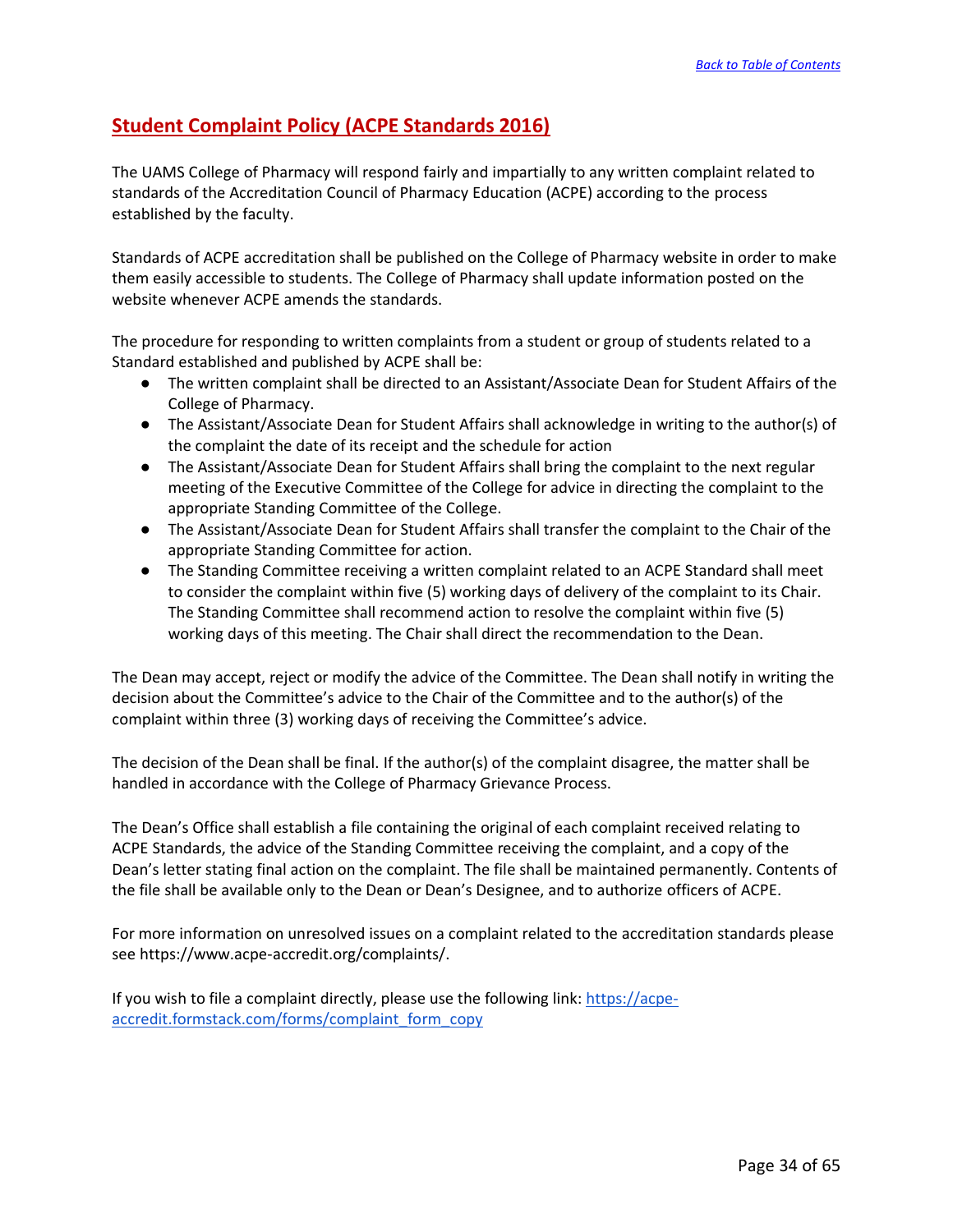## Student Complaint Policy (ACPE Standards 2016)

The UAMS College of Pharmacy will respond fairly and impartially to any written complaint related to standards of the Accreditation Council of Pharmacy Education (ACPE) according to the process established by the faculty.

Standards of ACPE accreditation shall be published on the College of Pharmacy website in order to make them easily accessible to students. The College of Pharmacy shall update information posted on the website whenever ACPE amends the standards.

The procedure for responding to written complaints from a student or group of students related to a Standard established and published by ACPE shall be:

- The written complaint shall be directed to an Assistant/Associate Dean for Student Affairs of the College of Pharmacy.
- The Assistant/Associate Dean for Student Affairs shall acknowledge in writing to the author(s) of the complaint the date of its receipt and the schedule for action
- The Assistant/Associate Dean for Student Affairs shall bring the complaint to the next regular meeting of the Executive Committee of the College for advice in directing the complaint to the appropriate Standing Committee of the College.
- The Assistant/Associate Dean for Student Affairs shall transfer the complaint to the Chair of the appropriate Standing Committee for action.
- The Standing Committee receiving a written complaint related to an ACPE Standard shall meet to consider the complaint within five (5) working days of delivery of the complaint to its Chair. The Standing Committee shall recommend action to resolve the complaint within five (5) working days of this meeting. The Chair shall direct the recommendation to the Dean.

The Dean may accept, reject or modify the advice of the Committee. The Dean shall notify in writing the decision about the Committee's advice to the Chair of the Committee and to the author(s) of the complaint within three (3) working days of receiving the Committee's advice.

The decision of the Dean shall be final. If the author(s) of the complaint disagree, the matter shall be handled in accordance with the College of Pharmacy Grievance Process.

The Dean's Office shall establish a file containing the original of each complaint received relating to ACPE Standards, the advice of the Standing Committee receiving the complaint, and a copy of the Dean's letter stating final action on the complaint. The file shall be maintained permanently. Contents of the file shall be available only to the Dean or Dean's Designee, and to authorize officers of ACPE.

For more information on unresolved issues on a complaint related to the accreditation standards please see https://www.acpe-accredit.org/complaints/.

If you wish to file a complaint directly, please use the following link: [https://acpe-accredit.formstack.com/forms/complaint_form_copy](https://acpe-accredit.formstack.com/forms/complaint_form_copy)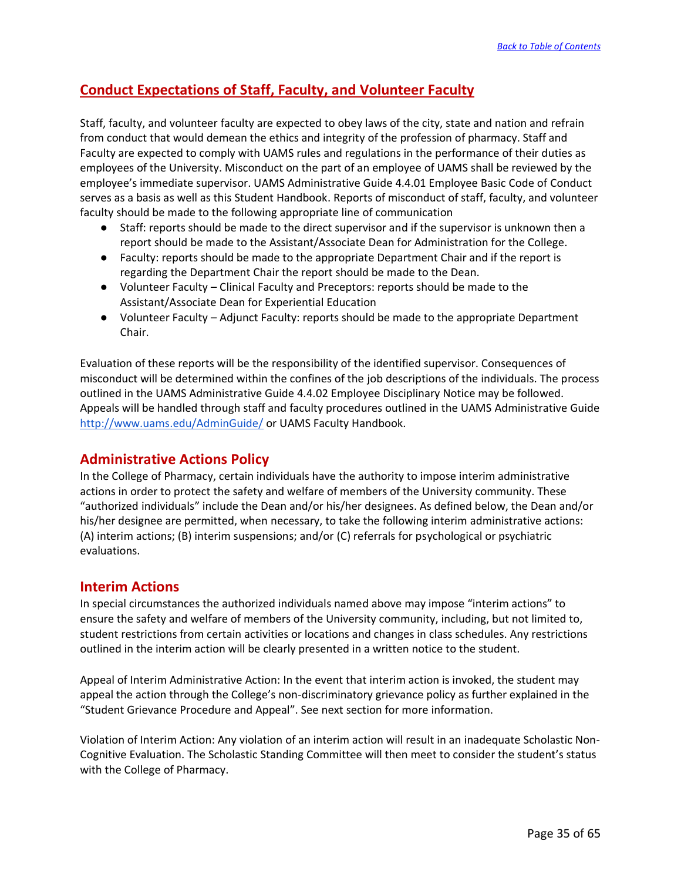## Conduct Expectations of Staff, Faculty, and Volunteer Faculty

Staff, faculty, and volunteer faculty are expected to obey laws of the city, state and nation and refrain from conduct that would demean the ethics and integrity of the profession of pharmacy. Staff and Faculty are expected to comply with UAMS rules and regulations in the performance of their duties as employees of the University. Misconduct on the part of an employee of UAMS shall be reviewed by the employee's immediate supervisor. UAMS Administrative Guide 4.4.01 Employee Basic Code of Conduct serves as a basis as well as this Student Handbook. Reports of misconduct of staff, faculty, and volunteer faculty should be made to the following appropriate line of communication

- Staff: reports should be made to the direct supervisor and if the supervisor is unknown then a report should be made to the Assistant/Associate Dean for Administration for the College.
- Faculty: reports should be made to the appropriate Department Chair and if the report is regarding the Department Chair the report should be made to the Dean.
- Volunteer Faculty – Clinical Faculty and Preceptors: reports should be made to the Assistant/Associate Dean for Experiential Education
- Volunteer Faculty – Adjunct Faculty: reports should be made to the appropriate Department Chair.

Evaluation of these reports will be the responsibility of the identified supervisor. Consequences of misconduct will be determined within the confines of the job descriptions of the individuals. The process outlined in the UAMS Administrative Guide 4.4.02 Employee Disciplinary Notice may be followed. Appeals will be handled through staff and faculty procedures outlined in the UAMS Administrative Guide http://www.uams.edu/AdminGuide/ or UAMS Faculty Handbook.

### Administrative Actions Policy

In the College of Pharmacy, certain individuals have the authority to impose interim administrative actions in order to protect the safety and welfare of members of the University community. These "authorized individuals" include the Dean and/or his/her designees. As defined below, the Dean and/or his/her designee are permitted, when necessary, to take the following interim administrative actions: (A) interim actions; (B) interim suspensions; and/or (C) referrals for psychological or psychiatric evaluations.

### Interim Actions

In special circumstances the authorized individuals named above may impose "interim actions" to ensure the safety and welfare of members of the University community, including, but not limited to, student restrictions from certain activities or locations and changes in class schedules. Any restrictions outlined in the interim action will be clearly presented in a written notice to the student.

Appeal of Interim Administrative Action: In the event that interim action is invoked, the student may appeal the action through the College's non-discriminatory grievance policy as further explained in the "Student Grievance Procedure and Appeal". See next section for more information.

Violation of Interim Action: Any violation of an interim action will result in an inadequate Scholastic Non-Cognitive Evaluation. The Scholastic Standing Committee will then meet to consider the student's status with the College of Pharmacy.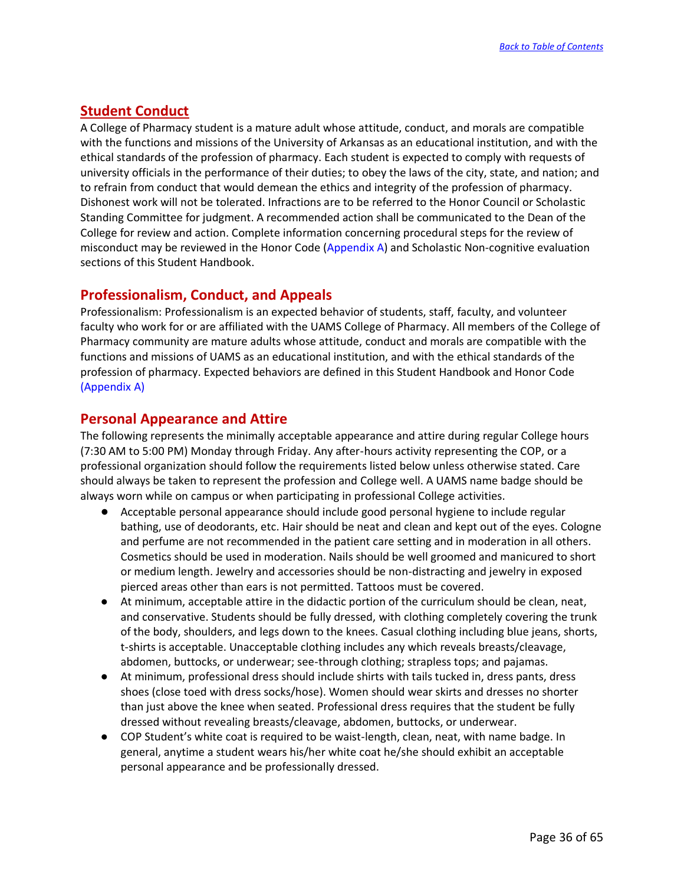## Student Conduct

A College of Pharmacy student is a mature adult whose attitude, conduct, and morals are compatible with the functions and missions of the University of Arkansas as an educational institution, and with the ethical standards of the profession of pharmacy. Each student is expected to comply with requests of university officials in the performance of their duties; to obey the laws of the city, state, and nation; and to refrain from conduct that would demean the ethics and integrity of the profession of pharmacy. Dishonest work will not be tolerated. Infractions are to be referred to the Honor Council or Scholastic Standing Committee for judgment. A recommended action shall be communicated to the Dean of the College for review and action. Complete information concerning procedural steps for the review of misconduct may be reviewed in the Honor Code (Appendix A) and Scholastic Non-cognitive evaluation sections of this Student Handbook.

## Professionalism, Conduct, and Appeals

Professionalism: Professionalism is an expected behavior of students, staff, faculty, and volunteer faculty who work for or are affiliated with the UAMS College of Pharmacy. All members of the College of Pharmacy community are mature adults whose attitude, conduct and morals are compatible with the functions and missions of UAMS as an educational institution, and with the ethical standards of the profession of pharmacy. Expected behaviors are defined in this Student Handbook and Honor Code (Appendix A)

## Personal Appearance and Attire

The following represents the minimally acceptable appearance and attire during regular College hours (7:30 AM to 5:00 PM) Monday through Friday. Any after-hours activity representing the COP, or a professional organization should follow the requirements listed below unless otherwise stated. Care should always be taken to represent the profession and College well. A UAMS name badge should be always worn while on campus or when participating in professional College activities.

- Acceptable personal appearance should include good personal hygiene to include regular bathing, use of deodorants, etc. Hair should be neat and clean and kept out of the eyes. Cologne and perfume are not recommended in the patient care setting and in moderation in all others. Cosmetics should be used in moderation. Nails should be well groomed and manicured to short or medium length. Jewelry and accessories should be non-distracting and jewelry in exposed pierced areas other than ears is not permitted. Tattoos must be covered.
- At minimum, acceptable attire in the didactic portion of the curriculum should be clean, neat, and conservative. Students should be fully dressed, with clothing completely covering the trunk of the body, shoulders, and legs down to the knees. Casual clothing including blue jeans, shorts, t-shirts is acceptable. Unacceptable clothing includes any which reveals breasts/cleavage, abdomen, buttocks, or underwear; see-through clothing; strapless tops; and pajamas.
- At minimum, professional dress should include shirts with tails tucked in, dress pants, dress shoes (close toed with dress socks/hose). Women should wear skirts and dresses no shorter than just above the knee when seated. Professional dress requires that the student be fully dressed without revealing breasts/cleavage, abdomen, buttocks, or underwear.
- COP Student's white coat is required to be waist-length, clean, neat, with name badge. In general, anytime a student wears his/her white coat he/she should exhibit an acceptable personal appearance and be professionally dressed.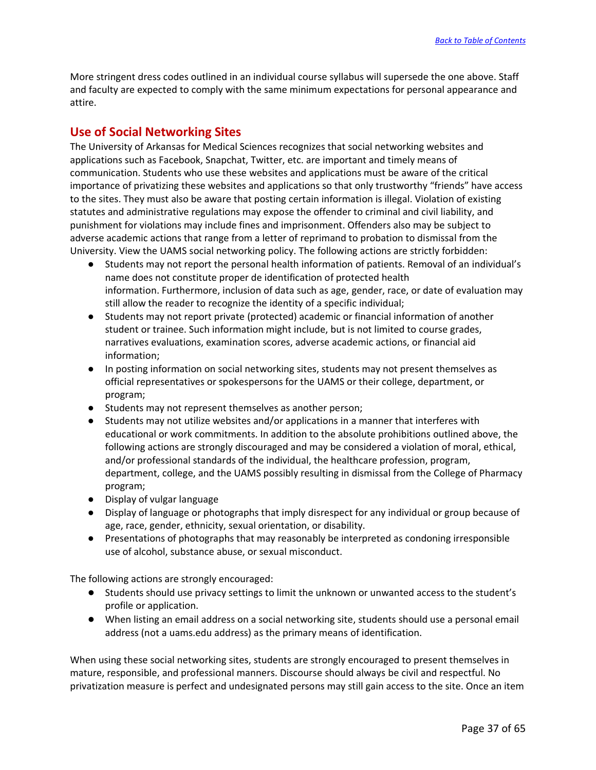More stringent dress codes outlined in an individual course syllabus will supersede the one above. Staff and faculty are expected to comply with the same minimum expectations for personal appearance and attire.

## Use of Social Networking Sites

The University of Arkansas for Medical Sciences recognizes that social networking websites and applications such as Facebook, Snapchat, Twitter, etc. are important and timely means of communication. Students who use these websites and applications must be aware of the critical importance of privatizing these websites and applications so that only trustworthy "friends" have access to the sites. They must also be aware that posting certain information is illegal. Violation of existing statutes and administrative regulations may expose the offender to criminal and civil liability, and punishment for violations may include fines and imprisonment. Offenders also may be subject to adverse academic actions that range from a letter of reprimand to probation to dismissal from the University. View the UAMS social networking policy. The following actions are strictly forbidden:

- Students may not report the personal health information of patients. Removal of an individual's name does not constitute proper de identification of protected health information. Furthermore, inclusion of data such as age, gender, race, or date of evaluation may still allow the reader to recognize the identity of a specific individual;
- Students may not report private (protected) academic or financial information of another student or trainee. Such information might include, but is not limited to course grades, narratives evaluations, examination scores, adverse academic actions, or financial aid information;
- In posting information on social networking sites, students may not present themselves as official representatives or spokespersons for the UAMS or their college, department, or program;
- Students may not represent themselves as another person;
- Students may not utilize websites and/or applications in a manner that interferes with educational or work commitments. In addition to the absolute prohibitions outlined above, the following actions are strongly discouraged and may be considered a violation of moral, ethical, and/or professional standards of the individual, the healthcare profession, program, department, college, and the UAMS possibly resulting in dismissal from the College of Pharmacy program;
- Display of vulgar language
- Display of language or photographs that imply disrespect for any individual or group because of age, race, gender, ethnicity, sexual orientation, or disability.
- Presentations of photographs that may reasonably be interpreted as condoning irresponsible use of alcohol, substance abuse, or sexual misconduct.

The following actions are strongly encouraged:

- Students should use privacy settings to limit the unknown or unwanted access to the student's profile or application.
- When listing an email address on a social networking site, students should use a personal email address (not a uams.edu address) as the primary means of identification.

When using these social networking sites, students are strongly encouraged to present themselves in mature, responsible, and professional manners. Discourse should always be civil and respectful. No privatization measure is perfect and undesignated persons may still gain access to the site. Once an item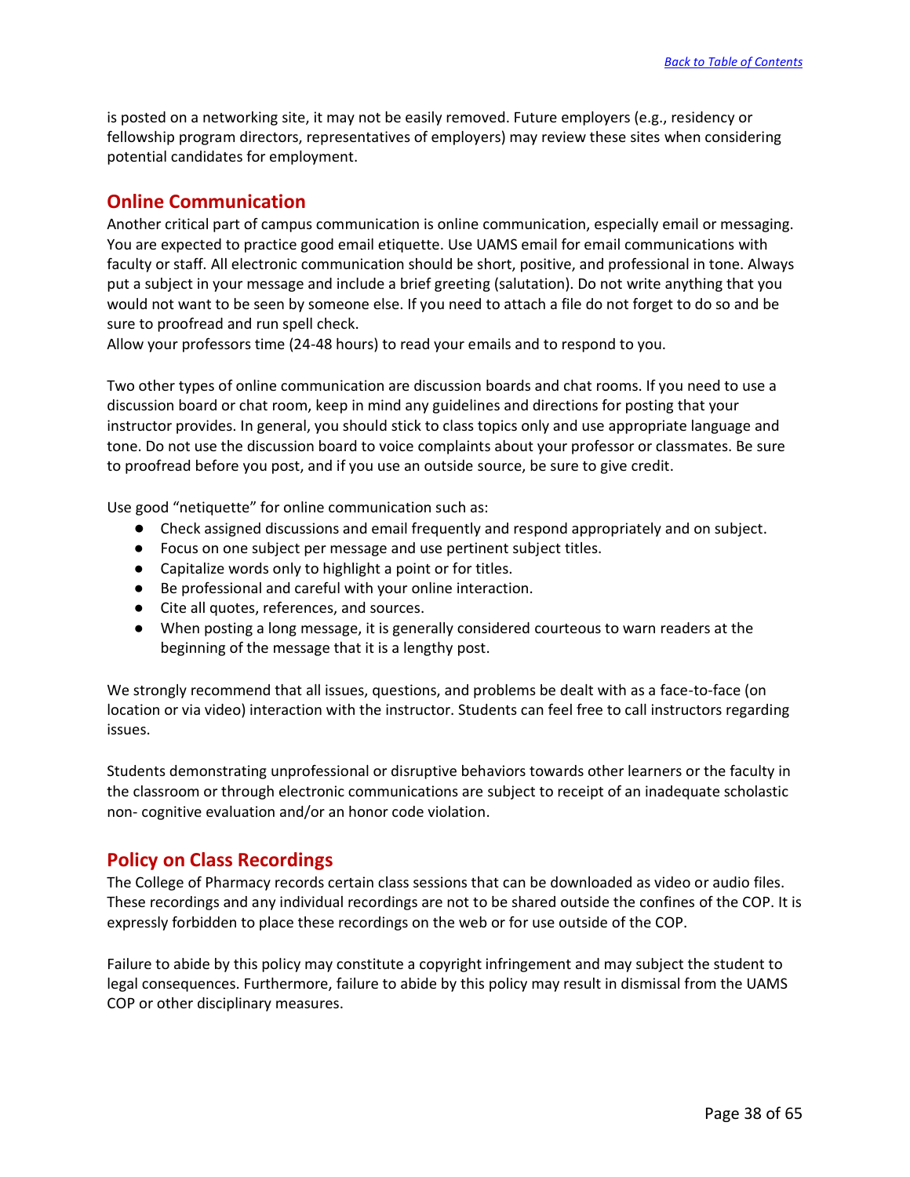is posted on a networking site, it may not be easily removed. Future employers (e.g., residency or fellowship program directors, representatives of employers) may review these sites when considering potential candidates for employment.

## Online Communication

Another critical part of campus communication is online communication, especially email or messaging. You are expected to practice good email etiquette. Use UAMS email for email communications with faculty or staff. All electronic communication should be short, positive, and professional in tone. Always put a subject in your message and include a brief greeting (salutation). Do not write anything that you would not want to be seen by someone else. If you need to attach a file do not forget to do so and be sure to proofread and run spell check.
Allow your professors time (24-48 hours) to read your emails and to respond to you.

Two other types of online communication are discussion boards and chat rooms. If you need to use a discussion board or chat room, keep in mind any guidelines and directions for posting that your instructor provides. In general, you should stick to class topics only and use appropriate language and tone. Do not use the discussion board to voice complaints about your professor or classmates. Be sure to proofread before you post, and if you use an outside source, be sure to give credit.

Use good "netiquette" for online communication such as:

- Check assigned discussions and email frequently and respond appropriately and on subject.
- Focus on one subject per message and use pertinent subject titles.
- Capitalize words only to highlight a point or for titles.
- Be professional and careful with your online interaction.
- Cite all quotes, references, and sources.
- When posting a long message, it is generally considered courteous to warn readers at the beginning of the message that it is a lengthy post.

We strongly recommend that all issues, questions, and problems be dealt with as a face-to-face (on location or via video) interaction with the instructor. Students can feel free to call instructors regarding issues.

Students demonstrating unprofessional or disruptive behaviors towards other learners or the faculty in the classroom or through electronic communications are subject to receipt of an inadequate scholastic non- cognitive evaluation and/or an honor code violation.

## Policy on Class Recordings

The College of Pharmacy records certain class sessions that can be downloaded as video or audio files. These recordings and any individual recordings are not to be shared outside the confines of the COP. It is expressly forbidden to place these recordings on the web or for use outside of the COP.

Failure to abide by this policy may constitute a copyright infringement and may subject the student to legal consequences. Furthermore, failure to abide by this policy may result in dismissal from the UAMS COP or other disciplinary measures.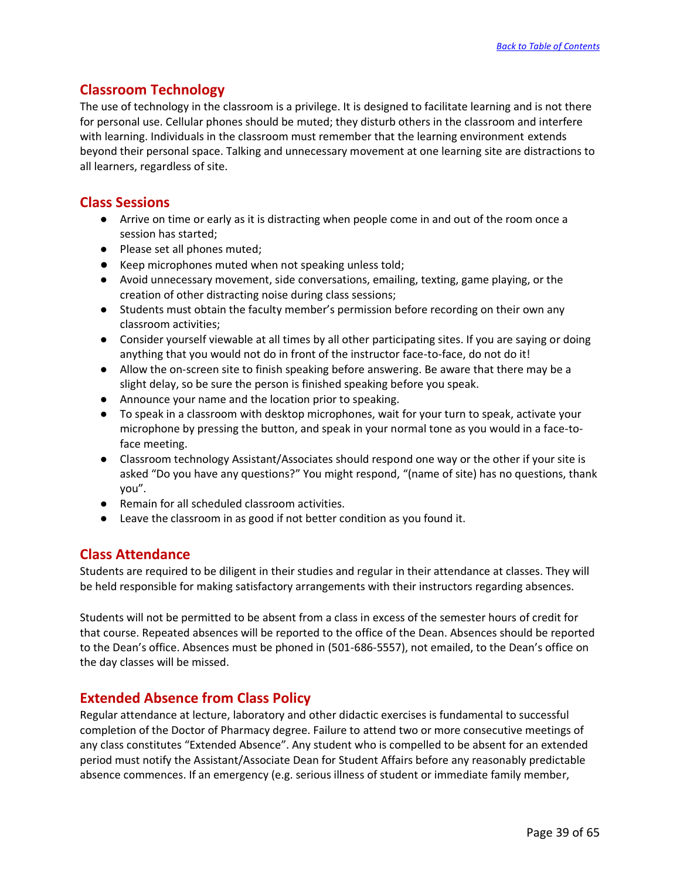## Classroom Technology

The use of technology in the classroom is a privilege. It is designed to facilitate learning and is not there for personal use. Cellular phones should be muted; they disturb others in the classroom and interfere with learning. Individuals in the classroom must remember that the learning environment extends beyond their personal space. Talking and unnecessary movement at one learning site are distractions to all learners, regardless of site.

## Class Sessions

- Arrive on time or early as it is distracting when people come in and out of the room once a session has started;
- Please set all phones muted;
- Keep microphones muted when not speaking unless told;
- Avoid unnecessary movement, side conversations, emailing, texting, game playing, or the creation of other distracting noise during class sessions;
- Students must obtain the faculty member's permission before recording on their own any classroom activities;
- Consider yourself viewable at all times by all other participating sites. If you are saying or doing anything that you would not do in front of the instructor face-to-face, do not do it!
- Allow the on-screen site to finish speaking before answering. Be aware that there may be a slight delay, so be sure the person is finished speaking before you speak.
- Announce your name and the location prior to speaking.
- To speak in a classroom with desktop microphones, wait for your turn to speak, activate your microphone by pressing the button, and speak in your normal tone as you would in a face-to-face meeting.
- Classroom technology Assistant/Associates should respond one way or the other if your site is asked "Do you have any questions?" You might respond, "(name of site) has no questions, thank you".
- Remain for all scheduled classroom activities.
- Leave the classroom in as good if not better condition as you found it.

## Class Attendance

Students are required to be diligent in their studies and regular in their attendance at classes. They will be held responsible for making satisfactory arrangements with their instructors regarding absences.

Students will not be permitted to be absent from a class in excess of the semester hours of credit for that course. Repeated absences will be reported to the office of the Dean. Absences should be reported to the Dean's office. Absences must be phoned in (501-686-5557), not emailed, to the Dean's office on the day classes will be missed.

## Extended Absence from Class Policy

Regular attendance at lecture, laboratory and other didactic exercises is fundamental to successful completion of the Doctor of Pharmacy degree. Failure to attend two or more consecutive meetings of any class constitutes "Extended Absence". Any student who is compelled to be absent for an extended period must notify the Assistant/Associate Dean for Student Affairs before any reasonably predictable absence commences. If an emergency (e.g. serious illness of student or immediate family member,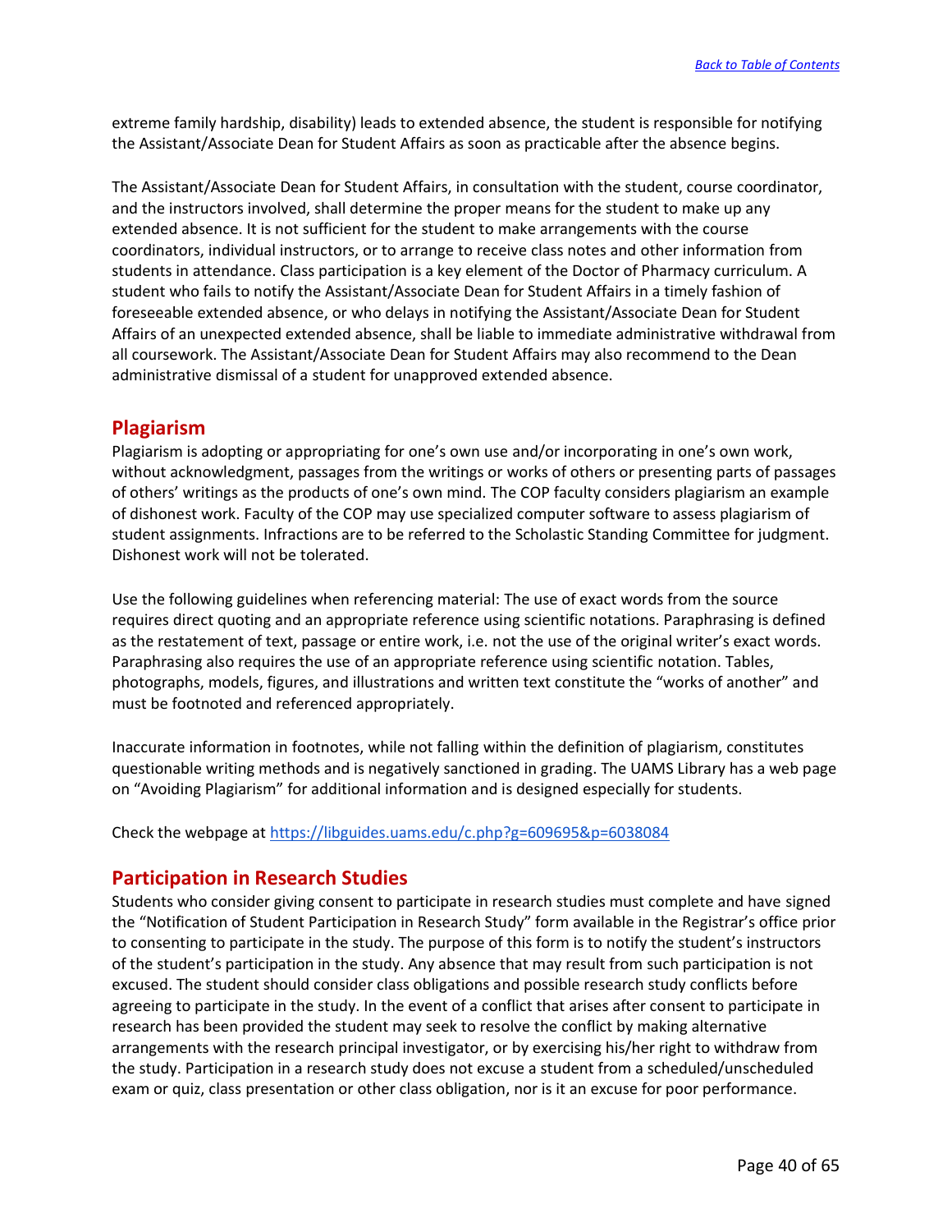extreme family hardship, disability) leads to extended absence, the student is responsible for notifying the Assistant/Associate Dean for Student Affairs as soon as practicable after the absence begins.

The Assistant/Associate Dean for Student Affairs, in consultation with the student, course coordinator, and the instructors involved, shall determine the proper means for the student to make up any extended absence. It is not sufficient for the student to make arrangements with the course coordinators, individual instructors, or to arrange to receive class notes and other information from students in attendance. Class participation is a key element of the Doctor of Pharmacy curriculum. A student who fails to notify the Assistant/Associate Dean for Student Affairs in a timely fashion of foreseeable extended absence, or who delays in notifying the Assistant/Associate Dean for Student Affairs of an unexpected extended absence, shall be liable to immediate administrative withdrawal from all coursework. The Assistant/Associate Dean for Student Affairs may also recommend to the Dean administrative dismissal of a student for unapproved extended absence.

## Plagiarism

Plagiarism is adopting or appropriating for one's own use and/or incorporating in one's own work, without acknowledgment, passages from the writings or works of others or presenting parts of passages of others' writings as the products of one's own mind. The COP faculty considers plagiarism an example of dishonest work. Faculty of the COP may use specialized computer software to assess plagiarism of student assignments. Infractions are to be referred to the Scholastic Standing Committee for judgment. Dishonest work will not be tolerated.

Use the following guidelines when referencing material: The use of exact words from the source requires direct quoting and an appropriate reference using scientific notations. Paraphrasing is defined as the restatement of text, passage or entire work, i.e. not the use of the original writer's exact words. Paraphrasing also requires the use of an appropriate reference using scientific notation. Tables, photographs, models, figures, and illustrations and written text constitute the "works of another" and must be footnoted and referenced appropriately.

Inaccurate information in footnotes, while not falling within the definition of plagiarism, constitutes questionable writing methods and is negatively sanctioned in grading. The UAMS Library has a web page on "Avoiding Plagiarism" for additional information and is designed especially for students.

Check the webpage at https://libguides.uams.edu/c.php?g=609695&p=6038084

## Participation in Research Studies

Students who consider giving consent to participate in research studies must complete and have signed the "Notification of Student Participation in Research Study" form available in the Registrar's office prior to consenting to participate in the study. The purpose of this form is to notify the student's instructors of the student's participation in the study. Any absence that may result from such participation is not excused. The student should consider class obligations and possible research study conflicts before agreeing to participate in the study. In the event of a conflict that arises after consent to participate in research has been provided the student may seek to resolve the conflict by making alternative arrangements with the research principal investigator, or by exercising his/her right to withdraw from the study. Participation in a research study does not excuse a student from a scheduled/unscheduled exam or quiz, class presentation or other class obligation, nor is it an excuse for poor performance.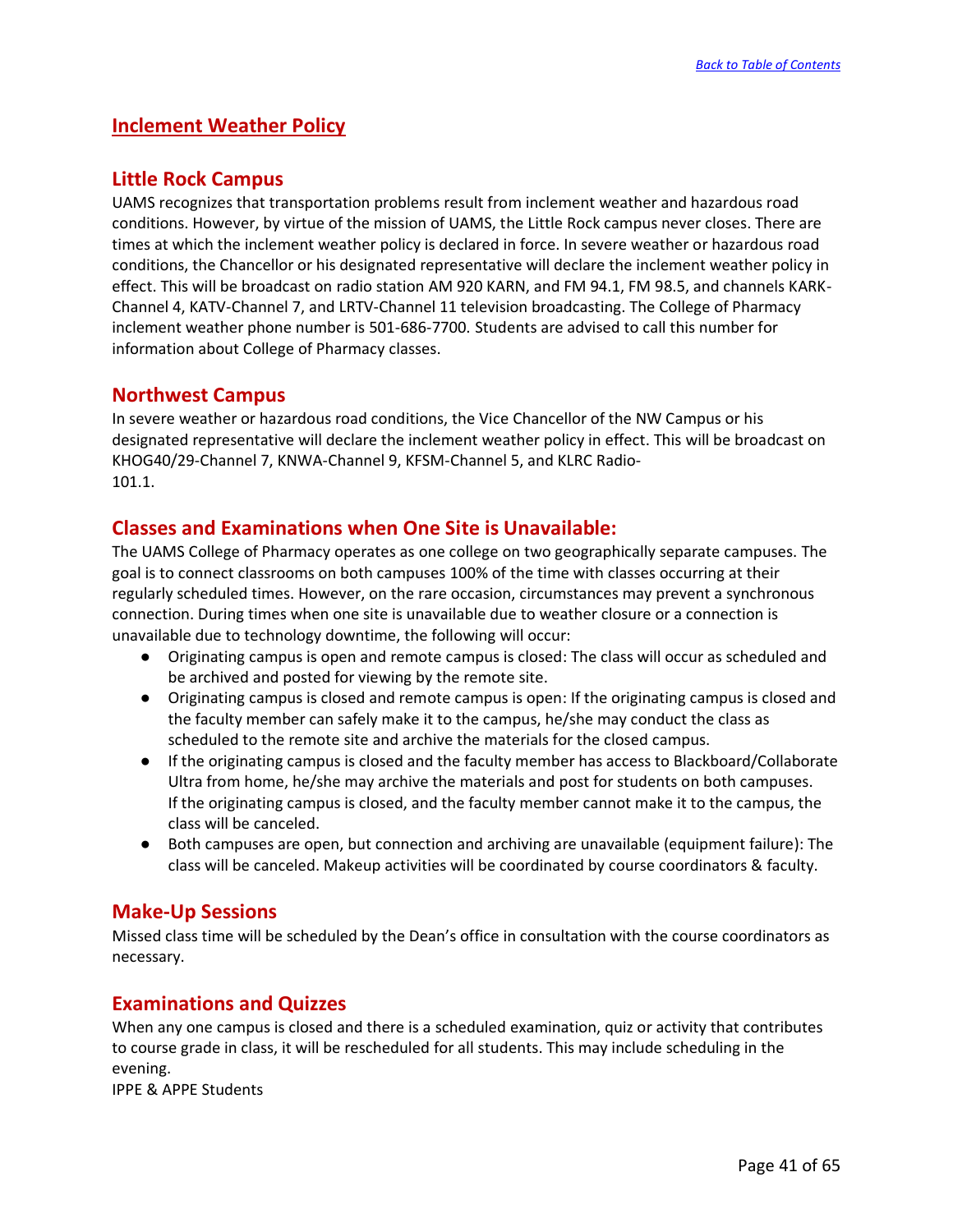# Inclement Weather Policy

## Little Rock Campus

UAMS recognizes that transportation problems result from inclement weather and hazardous road conditions. However, by virtue of the mission of UAMS, the Little Rock campus never closes. There are times at which the inclement weather policy is declared in force. In severe weather or hazardous road conditions, the Chancellor or his designated representative will declare the inclement weather policy in effect. This will be broadcast on radio station AM 920 KARN, and FM 94.1, FM 98.5, and channels KARK-Channel 4, KATV-Channel 7, and LRTV-Channel 11 television broadcasting. The College of Pharmacy inclement weather phone number is 501-686-7700. Students are advised to call this number for information about College of Pharmacy classes.

## Northwest Campus

In severe weather or hazardous road conditions, the Vice Chancellor of the NW Campus or his designated representative will declare the inclement weather policy in effect. This will be broadcast on KHOG40/29-Channel 7, KNWA-Channel 9, KFSM-Channel 5, and KLRC Radio-
101.1.

## Classes and Examinations when One Site is Unavailable:

The UAMS College of Pharmacy operates as one college on two geographically separate campuses. The goal is to connect classrooms on both campuses 100% of the time with classes occurring at their regularly scheduled times. However, on the rare occasion, circumstances may prevent a synchronous connection. During times when one site is unavailable due to weather closure or a connection is unavailable due to technology downtime, the following will occur:

- Originating campus is open and remote campus is closed: The class will occur as scheduled and be archived and posted for viewing by the remote site.
- Originating campus is closed and remote campus is open: If the originating campus is closed and the faculty member can safely make it to the campus, he/she may conduct the class as scheduled to the remote site and archive the materials for the closed campus.
- If the originating campus is closed and the faculty member has access to Blackboard/Collaborate Ultra from home, he/she may archive the materials and post for students on both campuses. If the originating campus is closed, and the faculty member cannot make it to the campus, the class will be canceled.
- Both campuses are open, but connection and archiving are unavailable (equipment failure): The class will be canceled. Makeup activities will be coordinated by course coordinators & faculty.

## Make-Up Sessions

Missed class time will be scheduled by the Dean's office in consultation with the course coordinators as necessary.

## Examinations and Quizzes

When any one campus is closed and there is a scheduled examination, quiz or activity that contributes to course grade in class, it will be rescheduled for all students. This may include scheduling in the evening.
IPPE & APPE Students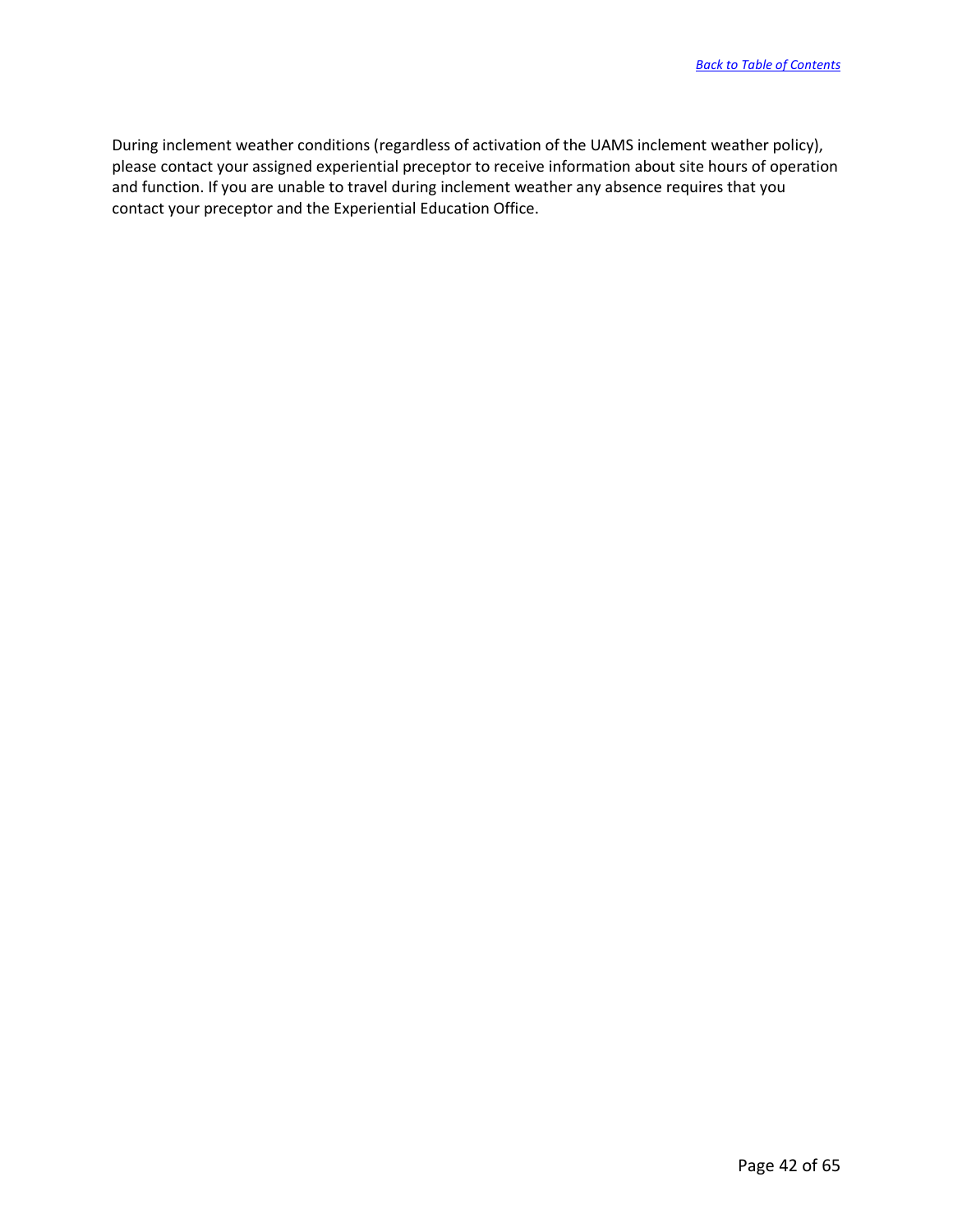During inclement weather conditions (regardless of activation of the UAMS inclement weather policy), please contact your assigned experiential preceptor to receive information about site hours of operation and function. If you are unable to travel during inclement weather any absence requires that you contact your preceptor and the Experiential Education Office.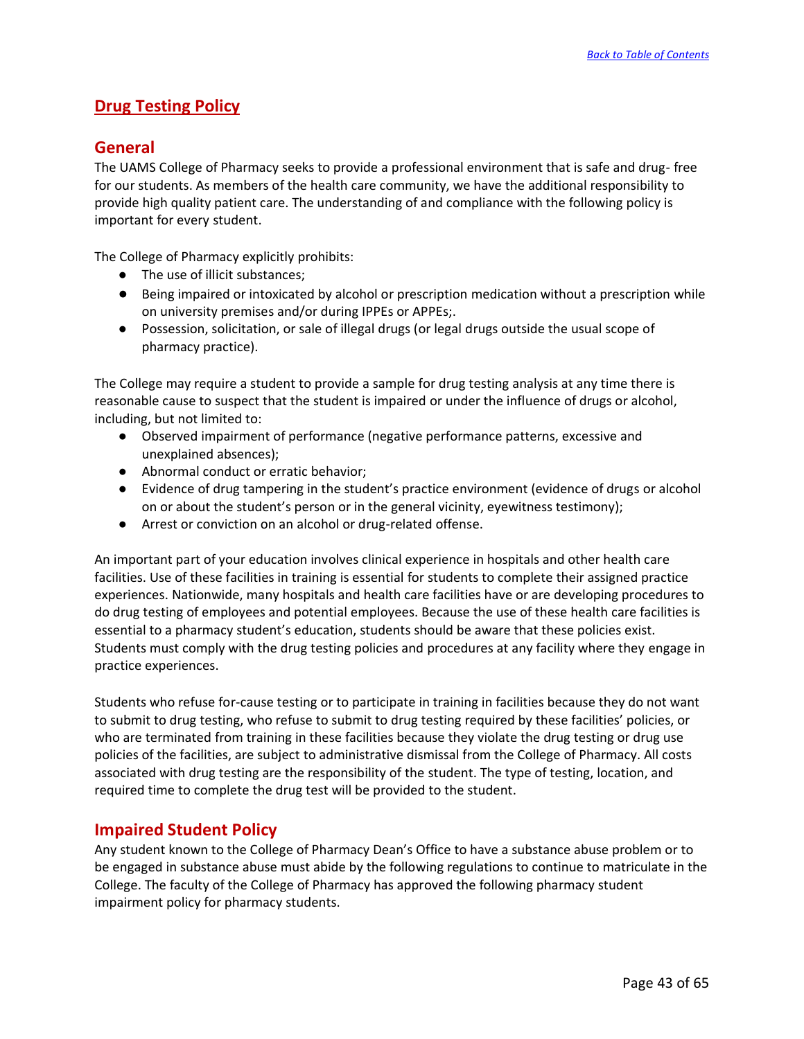## Drug Testing Policy

### General

The UAMS College of Pharmacy seeks to provide a professional environment that is safe and drug- free for our students. As members of the health care community, we have the additional responsibility to provide high quality patient care. The understanding of and compliance with the following policy is important for every student.

The College of Pharmacy explicitly prohibits:

- The use of illicit substances;
- Being impaired or intoxicated by alcohol or prescription medication without a prescription while on university premises and/or during IPPEs or APPEs;.
- Possession, solicitation, or sale of illegal drugs (or legal drugs outside the usual scope of pharmacy practice).

The College may require a student to provide a sample for drug testing analysis at any time there is reasonable cause to suspect that the student is impaired or under the influence of drugs or alcohol, including, but not limited to:

- Observed impairment of performance (negative performance patterns, excessive and unexplained absences);
- Abnormal conduct or erratic behavior;
- Evidence of drug tampering in the student's practice environment (evidence of drugs or alcohol on or about the student's person or in the general vicinity, eyewitness testimony);
- Arrest or conviction on an alcohol or drug-related offense.

An important part of your education involves clinical experience in hospitals and other health care facilities. Use of these facilities in training is essential for students to complete their assigned practice experiences. Nationwide, many hospitals and health care facilities have or are developing procedures to do drug testing of employees and potential employees. Because the use of these health care facilities is essential to a pharmacy student's education, students should be aware that these policies exist. Students must comply with the drug testing policies and procedures at any facility where they engage in practice experiences.

Students who refuse for-cause testing or to participate in training in facilities because they do not want to submit to drug testing, who refuse to submit to drug testing required by these facilities' policies, or who are terminated from training in these facilities because they violate the drug testing or drug use policies of the facilities, are subject to administrative dismissal from the College of Pharmacy. All costs associated with drug testing are the responsibility of the student. The type of testing, location, and required time to complete the drug test will be provided to the student.

### Impaired Student Policy

Any student known to the College of Pharmacy Dean's Office to have a substance abuse problem or to be engaged in substance abuse must abide by the following regulations to continue to matriculate in the College. The faculty of the College of Pharmacy has approved the following pharmacy student impairment policy for pharmacy students.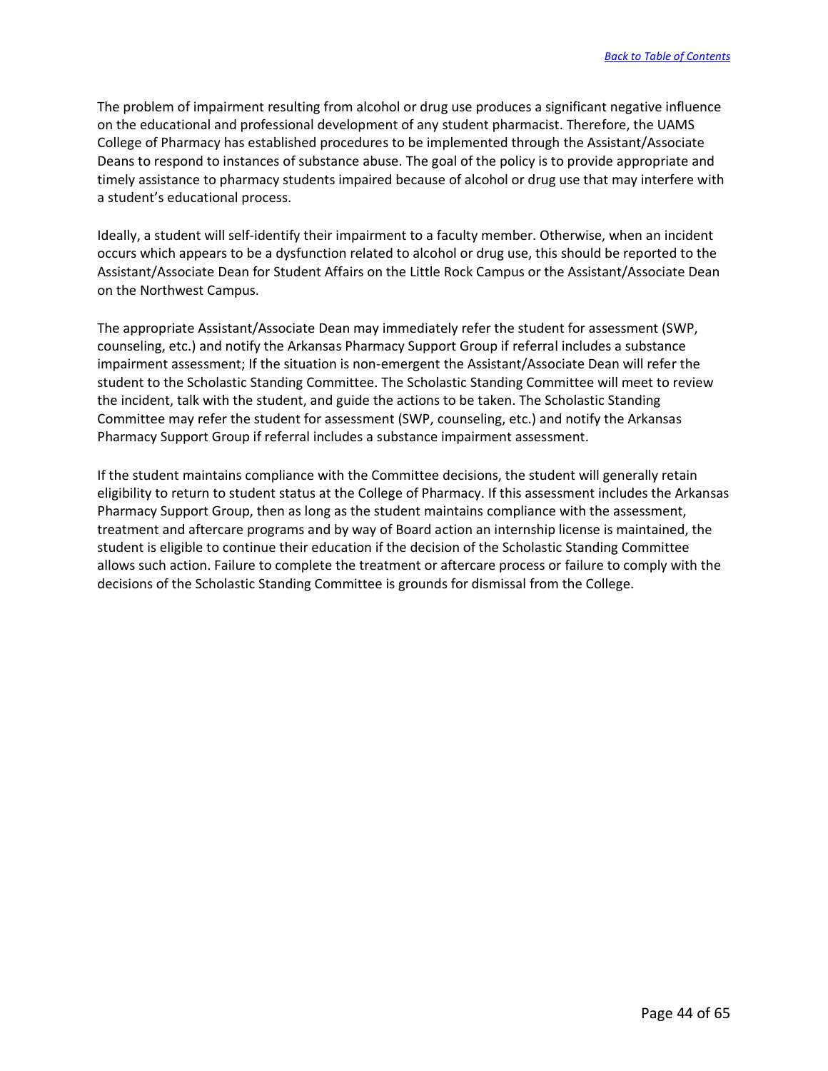The problem of impairment resulting from alcohol or drug use produces a significant negative influence on the educational and professional development of any student pharmacist. Therefore, the UAMS College of Pharmacy has established procedures to be implemented through the Assistant/Associate Deans to respond to instances of substance abuse. The goal of the policy is to provide appropriate and timely assistance to pharmacy students impaired because of alcohol or drug use that may interfere with a student's educational process.

Ideally, a student will self-identify their impairment to a faculty member. Otherwise, when an incident occurs which appears to be a dysfunction related to alcohol or drug use, this should be reported to the Assistant/Associate Dean for Student Affairs on the Little Rock Campus or the Assistant/Associate Dean on the Northwest Campus.

The appropriate Assistant/Associate Dean may immediately refer the student for assessment (SWP, counseling, etc.) and notify the Arkansas Pharmacy Support Group if referral includes a substance impairment assessment; If the situation is non-emergent the Assistant/Associate Dean will refer the student to the Scholastic Standing Committee. The Scholastic Standing Committee will meet to review the incident, talk with the student, and guide the actions to be taken. The Scholastic Standing Committee may refer the student for assessment (SWP, counseling, etc.) and notify the Arkansas Pharmacy Support Group if referral includes a substance impairment assessment.

If the student maintains compliance with the Committee decisions, the student will generally retain eligibility to return to student status at the College of Pharmacy. If this assessment includes the Arkansas Pharmacy Support Group, then as long as the student maintains compliance with the assessment, treatment and aftercare programs and by way of Board action an internship license is maintained, the student is eligible to continue their education if the decision of the Scholastic Standing Committee allows such action. Failure to complete the treatment or aftercare process or failure to comply with the decisions of the Scholastic Standing Committee is grounds for dismissal from the College.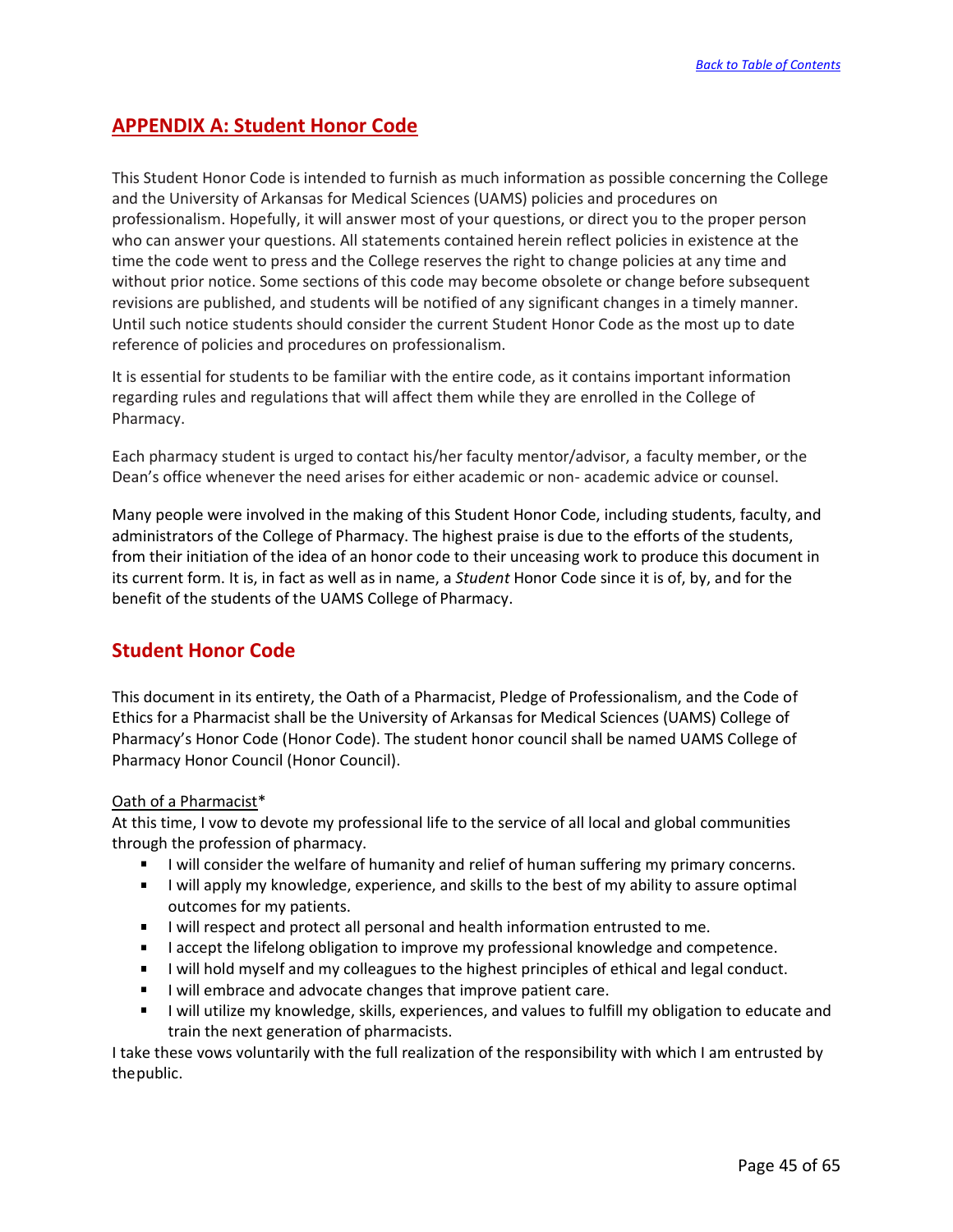# APPENDIX A: Student Honor Code

This Student Honor Code is intended to furnish as much information as possible concerning the College and the University of Arkansas for Medical Sciences (UAMS) policies and procedures on professionalism. Hopefully, it will answer most of your questions, or direct you to the proper person who can answer your questions. All statements contained herein reflect policies in existence at the time the code went to press and the College reserves the right to change policies at any time and without prior notice. Some sections of this code may become obsolete or change before subsequent revisions are published, and students will be notified of any significant changes in a timely manner. Until such notice students should consider the current Student Honor Code as the most up to date reference of policies and procedures on professionalism.

It is essential for students to be familiar with the entire code, as it contains important information regarding rules and regulations that will affect them while they are enrolled in the College of Pharmacy.

Each pharmacy student is urged to contact his/her faculty mentor/advisor, a faculty member, or the Dean's office whenever the need arises for either academic or non- academic advice or counsel.

Many people were involved in the making of this Student Honor Code, including students, faculty, and administrators of the College of Pharmacy. The highest praise is due to the efforts of the students, from their initiation of the idea of an honor code to their unceasing work to produce this document in its current form. It is, in fact as well as in name, a *Student* Honor Code since it is of, by, and for the benefit of the students of the UAMS College of Pharmacy.

## Student Honor Code

This document in its entirety, the Oath of a Pharmacist, Pledge of Professionalism, and the Code of Ethics for a Pharmacist shall be the University of Arkansas for Medical Sciences (UAMS) College of Pharmacy's Honor Code (Honor Code). The student honor council shall be named UAMS College of Pharmacy Honor Council (Honor Council).

Oath of a Pharmacist*

At this time, I vow to devote my professional life to the service of all local and global communities through the profession of pharmacy.

- I will consider the welfare of humanity and relief of human suffering my primary concerns.
- I will apply my knowledge, experience, and skills to the best of my ability to assure optimal outcomes for my patients.
- I will respect and protect all personal and health information entrusted to me.
- I accept the lifelong obligation to improve my professional knowledge and competence.
- I will hold myself and my colleagues to the highest principles of ethical and legal conduct.
- I will embrace and advocate changes that improve patient care.
- I will utilize my knowledge, skills, experiences, and values to fulfill my obligation to educate and train the next generation of pharmacists.

I take these vows voluntarily with the full realization of the responsibility with which I am entrusted by the public.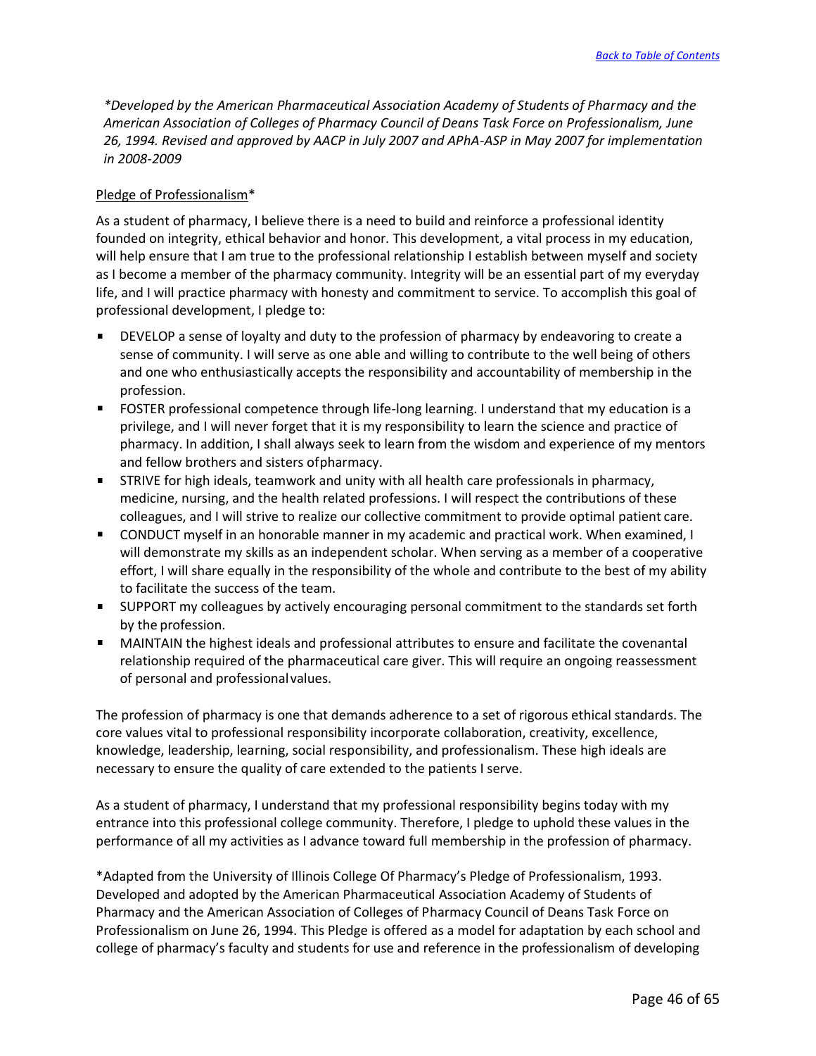[Back to Table of Contents](#)

*\*Developed by the American Pharmaceutical Association Academy of Students of Pharmacy and the American Association of Colleges of Pharmacy Council of Deans Task Force on Professionalism, June 26, 1994. Revised and approved by AACP in July 2007 and APhA-ASP in May 2007 for implementation in 2008-2009*

Pledge of Professionalism*

As a student of pharmacy, I believe there is a need to build and reinforce a professional identity founded on integrity, ethical behavior and honor. This development, a vital process in my education, will help ensure that I am true to the professional relationship I establish between myself and society as I become a member of the pharmacy community. Integrity will be an essential part of my everyday life, and I will practice pharmacy with honesty and commitment to service. To accomplish this goal of professional development, I pledge to:

- DEVELOP a sense of loyalty and duty to the profession of pharmacy by endeavoring to create a sense of community. I will serve as one able and willing to contribute to the well being of others and one who enthusiastically accepts the responsibility and accountability of membership in the profession.
- FOSTER professional competence through life-long learning. I understand that my education is a privilege, and I will never forget that it is my responsibility to learn the science and practice of pharmacy. In addition, I shall always seek to learn from the wisdom and experience of my mentors and fellow brothers and sisters ofpharmacy.
- STRIVE for high ideals, teamwork and unity with all health care professionals in pharmacy, medicine, nursing, and the health related professions. I will respect the contributions of these colleagues, and I will strive to realize our collective commitment to provide optimal patient care.
- CONDUCT myself in an honorable manner in my academic and practical work. When examined, I will demonstrate my skills as an independent scholar. When serving as a member of a cooperative effort, I will share equally in the responsibility of the whole and contribute to the best of my ability to facilitate the success of the team.
- SUPPORT my colleagues by actively encouraging personal commitment to the standards set forth by the profession.
- MAINTAIN the highest ideals and professional attributes to ensure and facilitate the covenantal relationship required of the pharmaceutical care giver. This will require an ongoing reassessment of personal and professionalvalues.

The profession of pharmacy is one that demands adherence to a set of rigorous ethical standards. The core values vital to professional responsibility incorporate collaboration, creativity, excellence, knowledge, leadership, learning, social responsibility, and professionalism. These high ideals are necessary to ensure the quality of care extended to the patients I serve.

As a student of pharmacy, I understand that my professional responsibility begins today with my entrance into this professional college community. Therefore, I pledge to uphold these values in the performance of all my activities as I advance toward full membership in the profession of pharmacy.

*Adapted from the University of Illinois College Of Pharmacy's Pledge of Professionalism, 1993. Developed and adopted by the American Pharmaceutical Association Academy of Students of Pharmacy and the American Association of Colleges of Pharmacy Council of Deans Task Force on Professionalism on June 26, 1994. This Pledge is offered as a model for adaptation by each school and college of pharmacy's faculty and students for use and reference in the professionalism of developing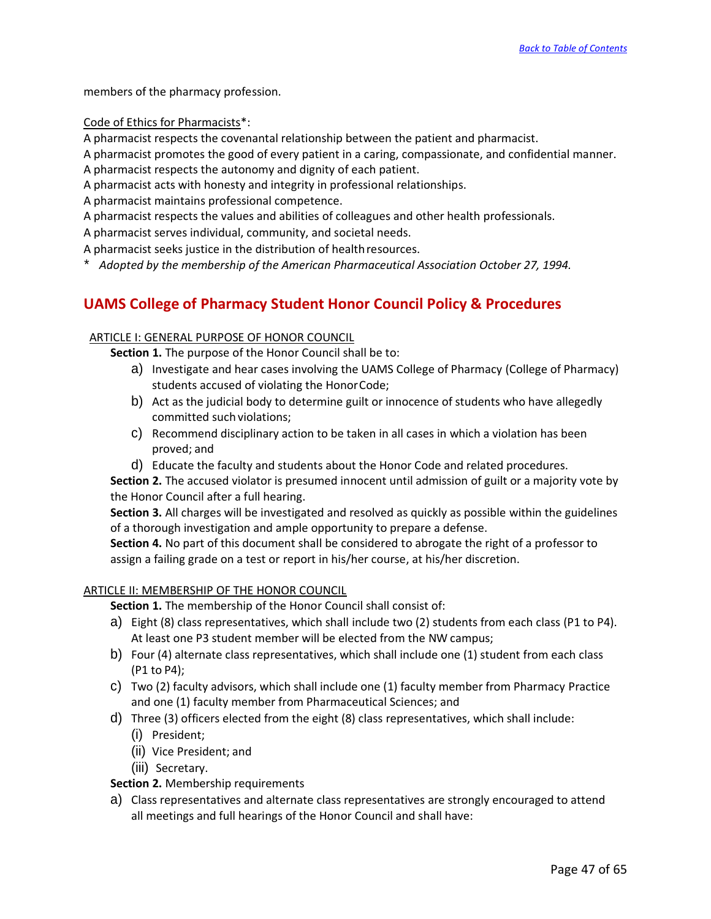members of the pharmacy profession.

Code of Ethics for Pharmacists*:

A pharmacist respects the covenantal relationship between the patient and pharmacist.
A pharmacist promotes the good of every patient in a caring, compassionate, and confidential manner.
A pharmacist respects the autonomy and dignity of each patient.
A pharmacist acts with honesty and integrity in professional relationships.
A pharmacist maintains professional competence.
A pharmacist respects the values and abilities of colleagues and other health professionals.
A pharmacist serves individual, community, and societal needs.
A pharmacist seeks justice in the distribution of health resources.

\* *Adopted by the membership of the American Pharmaceutical Association October 27, 1994.*

## UAMS College of Pharmacy Student Honor Council Policy & Procedures

ARTICLE I: GENERAL PURPOSE OF HONOR COUNCIL

**Section 1.** The purpose of the Honor Council shall be to:

a) Investigate and hear cases involving the UAMS College of Pharmacy (College of Pharmacy) students accused of violating the Honor Code;
b) Act as the judicial body to determine guilt or innocence of students who have allegedly committed such violations;
c) Recommend disciplinary action to be taken in all cases in which a violation has been proved; and
d) Educate the faculty and students about the Honor Code and related procedures.

**Section 2.** The accused violator is presumed innocent until admission of guilt or a majority vote by the Honor Council after a full hearing.

**Section 3.** All charges will be investigated and resolved as quickly as possible within the guidelines of a thorough investigation and ample opportunity to prepare a defense.

**Section 4.** No part of this document shall be considered to abrogate the right of a professor to assign a failing grade on a test or report in his/her course, at his/her discretion.

ARTICLE II: MEMBERSHIP OF THE HONOR COUNCIL

**Section 1.** The membership of the Honor Council shall consist of:

a) Eight (8) class representatives, which shall include two (2) students from each class (P1 to P4). At least one P3 student member will be elected from the NW campus;
b) Four (4) alternate class representatives, which shall include one (1) student from each class (P1 to P4);
c) Two (2) faculty advisors, which shall include one (1) faculty member from Pharmacy Practice and one (1) faculty member from Pharmaceutical Sciences; and
d) Three (3) officers elected from the eight (8) class representatives, which shall include:
   (i) President;
   (ii) Vice President; and
   (iii) Secretary.

**Section 2.** Membership requirements

a) Class representatives and alternate class representatives are strongly encouraged to attend all meetings and full hearings of the Honor Council and shall have: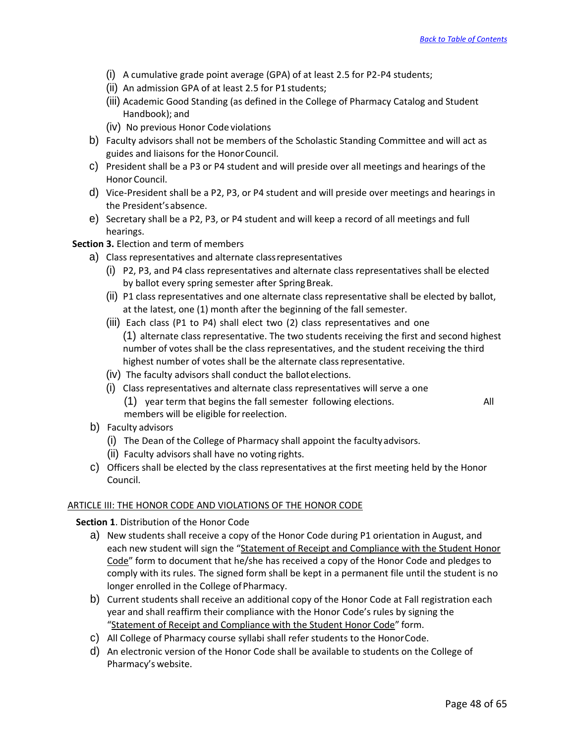(i) A cumulative grade point average (GPA) of at least 2.5 for P2-P4 students;
(ii) An admission GPA of at least 2.5 for P1 students;
(iii) Academic Good Standing (as defined in the College of Pharmacy Catalog and Student Handbook); and
(iv) No previous Honor Code violations

b) Faculty advisors shall not be members of the Scholastic Standing Committee and will act as guides and liaisons for the Honor Council.

c) President shall be a P3 or P4 student and will preside over all meetings and hearings of the Honor Council.

d) Vice-President shall be a P2, P3, or P4 student and will preside over meetings and hearings in the President's absence.

e) Secretary shall be a P2, P3, or P4 student and will keep a record of all meetings and full hearings.

**Section 3.** Election and term of members

a) Class representatives and alternate class representatives
   (i) P2, P3, and P4 class representatives and alternate class representatives shall be elected by ballot every spring semester after Spring Break.
   (ii) P1 class representatives and one alternate class representative shall be elected by ballot, at the latest, one (1) month after the beginning of the fall semester.
   (iii) Each class (P1 to P4) shall elect two (2) class representatives and one (1) alternate class representative. The two students receiving the first and second highest number of votes shall be the class representatives, and the student receiving the third highest number of votes shall be the alternate class representative.
   (iv) The faculty advisors shall conduct the ballot elections.
   (i) Class representatives and alternate class representatives will serve a one (1) year term that begins the fall semester following elections. All members will be eligible for reelection.

b) Faculty advisors
   (i) The Dean of the College of Pharmacy shall appoint the faculty advisors.
   (ii) Faculty advisors shall have no voting rights.

c) Officers shall be elected by the class representatives at the first meeting held by the Honor Council.

## ARTICLE III: THE HONOR CODE AND VIOLATIONS OF THE HONOR CODE

**Section 1**. Distribution of the Honor Code

a) New students shall receive a copy of the Honor Code during P1 orientation in August, and each new student will sign the "Statement of Receipt and Compliance with the Student Honor Code" form to document that he/she has received a copy of the Honor Code and pledges to comply with its rules. The signed form shall be kept in a permanent file until the student is no longer enrolled in the College of Pharmacy.

b) Current students shall receive an additional copy of the Honor Code at Fall registration each year and shall reaffirm their compliance with the Honor Code's rules by signing the "Statement of Receipt and Compliance with the Student Honor Code" form.

c) All College of Pharmacy course syllabi shall refer students to the Honor Code.

d) An electronic version of the Honor Code shall be available to students on the College of Pharmacy's website.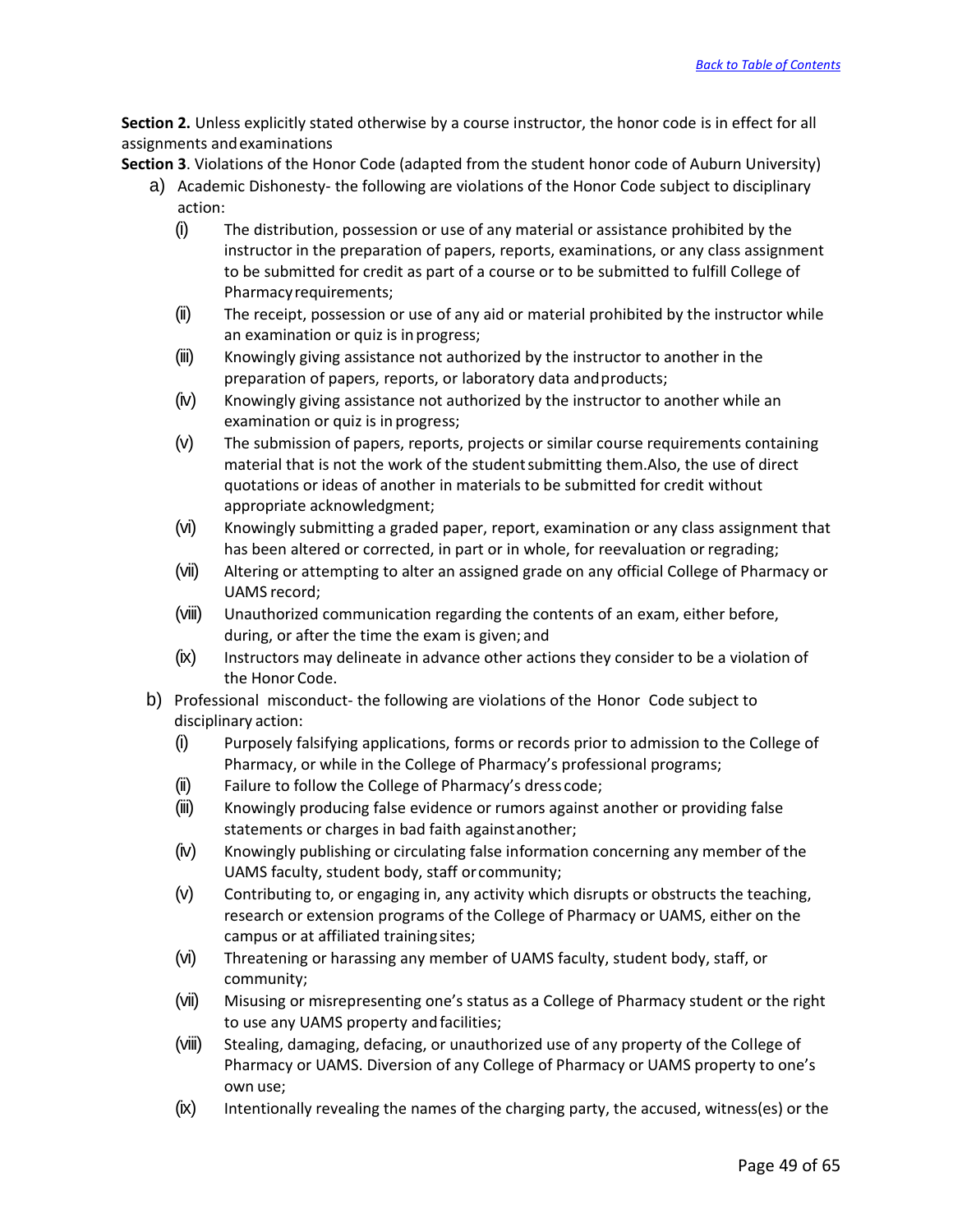**Section 2.** Unless explicitly stated otherwise by a course instructor, the honor code is in effect for all assignments and examinations

**Section 3**. Violations of the Honor Code (adapted from the student honor code of Auburn University)

a) Academic Dishonesty- the following are violations of the Honor Code subject to disciplinary action:

   (i) The distribution, possession or use of any material or assistance prohibited by the instructor in the preparation of papers, reports, examinations, or any class assignment to be submitted for credit as part of a course or to be submitted to fulfill College of Pharmacy requirements;

   (ii) The receipt, possession or use of any aid or material prohibited by the instructor while an examination or quiz is in progress;

   (iii) Knowingly giving assistance not authorized by the instructor to another in the preparation of papers, reports, or laboratory data and products;

   (iv) Knowingly giving assistance not authorized by the instructor to another while an examination or quiz is in progress;

   (v) The submission of papers, reports, projects or similar course requirements containing material that is not the work of the student submitting them. Also, the use of direct quotations or ideas of another in materials to be submitted for credit without appropriate acknowledgment;

   (vi) Knowingly submitting a graded paper, report, examination or any class assignment that has been altered or corrected, in part or in whole, for reevaluation or regrading;

   (vii) Altering or attempting to alter an assigned grade on any official College of Pharmacy or UAMS record;

   (viii) Unauthorized communication regarding the contents of an exam, either before, during, or after the time the exam is given; and

   (ix) Instructors may delineate in advance other actions they consider to be a violation of the Honor Code.

b) Professional misconduct- the following are violations of the Honor Code subject to disciplinary action:

   (i) Purposely falsifying applications, forms or records prior to admission to the College of Pharmacy, or while in the College of Pharmacy's professional programs;

   (ii) Failure to follow the College of Pharmacy's dress code;

   (iii) Knowingly producing false evidence or rumors against another or providing false statements or charges in bad faith against another;

   (iv) Knowingly publishing or circulating false information concerning any member of the UAMS faculty, student body, staff or community;

   (v) Contributing to, or engaging in, any activity which disrupts or obstructs the teaching, research or extension programs of the College of Pharmacy or UAMS, either on the campus or at affiliated training sites;

   (vi) Threatening or harassing any member of UAMS faculty, student body, staff, or community;

   (vii) Misusing or misrepresenting one's status as a College of Pharmacy student or the right to use any UAMS property and facilities;

   (viii) Stealing, damaging, defacing, or unauthorized use of any property of the College of Pharmacy or UAMS. Diversion of any College of Pharmacy or UAMS property to one's own use;

   (ix) Intentionally revealing the names of the charging party, the accused, witness(es) or the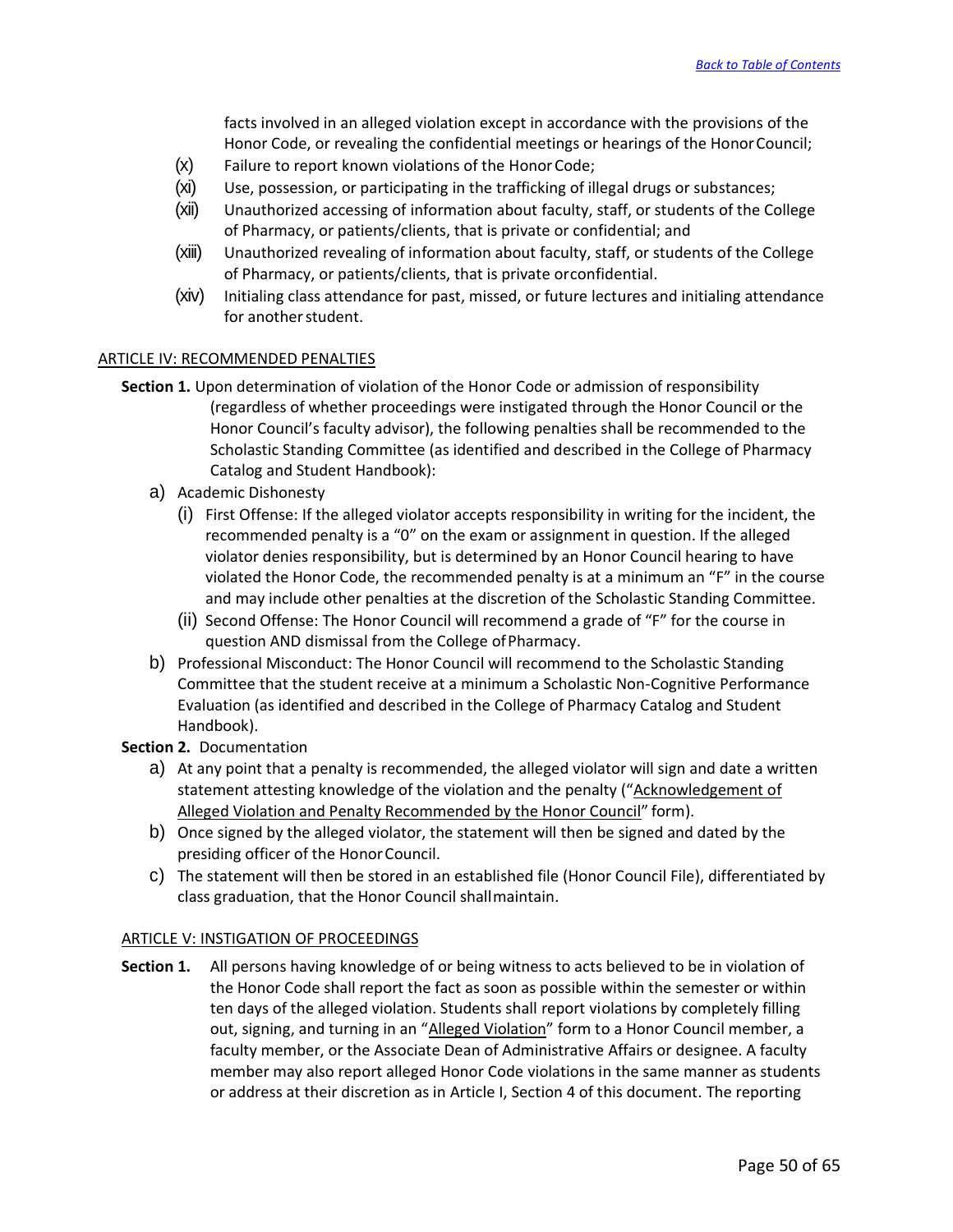facts involved in an alleged violation except in accordance with the provisions of the Honor Code, or revealing the confidential meetings or hearings of the Honor Council;

(x) Failure to report known violations of the Honor Code;

(xi) Use, possession, or participating in the trafficking of illegal drugs or substances;

(xii) Unauthorized accessing of information about faculty, staff, or students of the College of Pharmacy, or patients/clients, that is private or confidential; and

(xiii) Unauthorized revealing of information about faculty, staff, or students of the College of Pharmacy, or patients/clients, that is private or confidential.

(xiv) Initialing class attendance for past, missed, or future lectures and initialing attendance for another student.

ARTICLE IV: RECOMMENDED PENALTIES

**Section 1.** Upon determination of violation of the Honor Code or admission of responsibility (regardless of whether proceedings were instigated through the Honor Council or the Honor Council's faculty advisor), the following penalties shall be recommended to the Scholastic Standing Committee (as identified and described in the College of Pharmacy Catalog and Student Handbook):

a) Academic Dishonesty

(i) First Offense: If the alleged violator accepts responsibility in writing for the incident, the recommended penalty is a "0" on the exam or assignment in question. If the alleged violator denies responsibility, but is determined by an Honor Council hearing to have violated the Honor Code, the recommended penalty is at a minimum an "F" in the course and may include other penalties at the discretion of the Scholastic Standing Committee.

(ii) Second Offense: The Honor Council will recommend a grade of "F" for the course in question AND dismissal from the College of Pharmacy.

b) Professional Misconduct: The Honor Council will recommend to the Scholastic Standing Committee that the student receive at a minimum a Scholastic Non-Cognitive Performance Evaluation (as identified and described in the College of Pharmacy Catalog and Student Handbook).

**Section 2.** Documentation

a) At any point that a penalty is recommended, the alleged violator will sign and date a written statement attesting knowledge of the violation and the penalty ("Acknowledgement of Alleged Violation and Penalty Recommended by the Honor Council" form).

b) Once signed by the alleged violator, the statement will then be signed and dated by the presiding officer of the Honor Council.

c) The statement will then be stored in an established file (Honor Council File), differentiated by class graduation, that the Honor Council shall maintain.

ARTICLE V: INSTIGATION OF PROCEEDINGS

**Section 1.** All persons having knowledge of or being witness to acts believed to be in violation of the Honor Code shall report the fact as soon as possible within the semester or within ten days of the alleged violation. Students shall report violations by completely filling out, signing, and turning in an "Alleged Violation" form to a Honor Council member, a faculty member, or the Associate Dean of Administrative Affairs or designee. A faculty member may also report alleged Honor Code violations in the same manner as students or address at their discretion as in Article I, Section 4 of this document. The reporting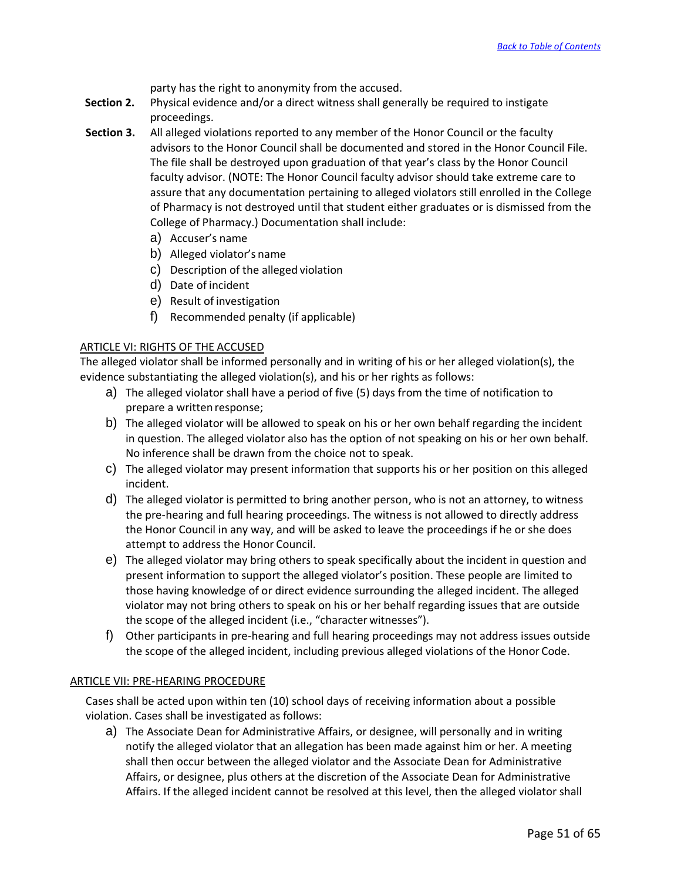party has the right to anonymity from the accused.

**Section 2.** Physical evidence and/or a direct witness shall generally be required to instigate proceedings.

**Section 3.** All alleged violations reported to any member of the Honor Council or the faculty advisors to the Honor Council shall be documented and stored in the Honor Council File. The file shall be destroyed upon graduation of that year's class by the Honor Council faculty advisor. (NOTE: The Honor Council faculty advisor should take extreme care to assure that any documentation pertaining to alleged violators still enrolled in the College of Pharmacy is not destroyed until that student either graduates or is dismissed from the College of Pharmacy.) Documentation shall include:

a) Accuser's name
b) Alleged violator's name
c) Description of the alleged violation
d) Date of incident
e) Result of investigation
f) Recommended penalty (if applicable)

ARTICLE VI: RIGHTS OF THE ACCUSED

The alleged violator shall be informed personally and in writing of his or her alleged violation(s), the evidence substantiating the alleged violation(s), and his or her rights as follows:

a) The alleged violator shall have a period of five (5) days from the time of notification to prepare a written response;
b) The alleged violator will be allowed to speak on his or her own behalf regarding the incident in question. The alleged violator also has the option of not speaking on his or her own behalf. No inference shall be drawn from the choice not to speak.
c) The alleged violator may present information that supports his or her position on this alleged incident.
d) The alleged violator is permitted to bring another person, who is not an attorney, to witness the pre-hearing and full hearing proceedings. The witness is not allowed to directly address the Honor Council in any way, and will be asked to leave the proceedings if he or she does attempt to address the Honor Council.
e) The alleged violator may bring others to speak specifically about the incident in question and present information to support the alleged violator's position. These people are limited to those having knowledge of or direct evidence surrounding the alleged incident. The alleged violator may not bring others to speak on his or her behalf regarding issues that are outside the scope of the alleged incident (i.e., "character witnesses").
f) Other participants in pre-hearing and full hearing proceedings may not address issues outside the scope of the alleged incident, including previous alleged violations of the Honor Code.

ARTICLE VII: PRE-HEARING PROCEDURE

Cases shall be acted upon within ten (10) school days of receiving information about a possible violation. Cases shall be investigated as follows:

a) The Associate Dean for Administrative Affairs, or designee, will personally and in writing notify the alleged violator that an allegation has been made against him or her. A meeting shall then occur between the alleged violator and the Associate Dean for Administrative Affairs, or designee, plus others at the discretion of the Associate Dean for Administrative Affairs. If the alleged incident cannot be resolved at this level, then the alleged violator shall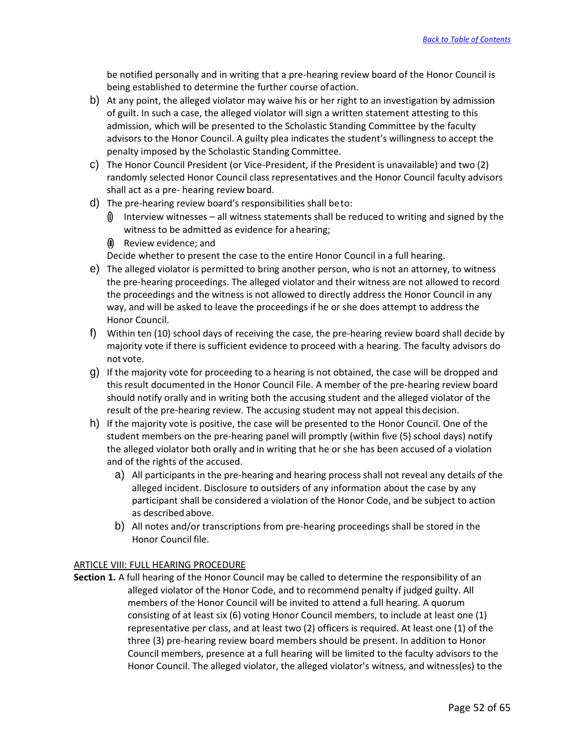be notified personally and in writing that a pre-hearing review board of the Honor Council is being established to determine the further course of action.

b) At any point, the alleged violator may waive his or her right to an investigation by admission of guilt. In such a case, the alleged violator will sign a written statement attesting to this admission, which will be presented to the Scholastic Standing Committee by the faculty advisors to the Honor Council. A guilty plea indicates the student's willingness to accept the penalty imposed by the Scholastic Standing Committee.

c) The Honor Council President (or Vice-President, if the President is unavailable) and two (2) randomly selected Honor Council class representatives and the Honor Council faculty advisors shall act as a pre- hearing review board.

d) The pre-hearing review board's responsibilities shall be to:

   (i) Interview witnesses – all witness statements shall be reduced to writing and signed by the witness to be admitted as evidence for a hearing;

   (ii) Review evidence; and

   Decide whether to present the case to the entire Honor Council in a full hearing.

e) The alleged violator is permitted to bring another person, who is not an attorney, to witness the pre-hearing proceedings. The alleged violator and their witness are not allowed to record the proceedings and the witness is not allowed to directly address the Honor Council in any way, and will be asked to leave the proceedings if he or she does attempt to address the Honor Council.

f) Within ten (10) school days of receiving the case, the pre-hearing review board shall decide by majority vote if there is sufficient evidence to proceed with a hearing. The faculty advisors do not vote.

g) If the majority vote for proceeding to a hearing is not obtained, the case will be dropped and this result documented in the Honor Council File. A member of the pre-hearing review board should notify orally and in writing both the accusing student and the alleged violator of the result of the pre-hearing review. The accusing student may not appeal this decision.

h) If the majority vote is positive, the case will be presented to the Honor Council. One of the student members on the pre-hearing panel will promptly (within five (5) school days) notify the alleged violator both orally and in writing that he or she has been accused of a violation and of the rights of the accused.

   a) All participants in the pre-hearing and hearing process shall not reveal any details of the alleged incident. Disclosure to outsiders of any information about the case by any participant shall be considered a violation of the Honor Code, and be subject to action as described above.

   b) All notes and/or transcriptions from pre-hearing proceedings shall be stored in the Honor Council file.

ARTICLE VIII: FULL HEARING PROCEDURE

**Section 1.** A full hearing of the Honor Council may be called to determine the responsibility of an alleged violator of the Honor Code, and to recommend penalty if judged guilty. All members of the Honor Council will be invited to attend a full hearing. A quorum consisting of at least six (6) voting Honor Council members, to include at least one (1) representative per class, and at least two (2) officers is required. At least one (1) of the three (3) pre-hearing review board members should be present. In addition to Honor Council members, presence at a full hearing will be limited to the faculty advisors to the Honor Council. The alleged violator, the alleged violator's witness, and witness(es) to the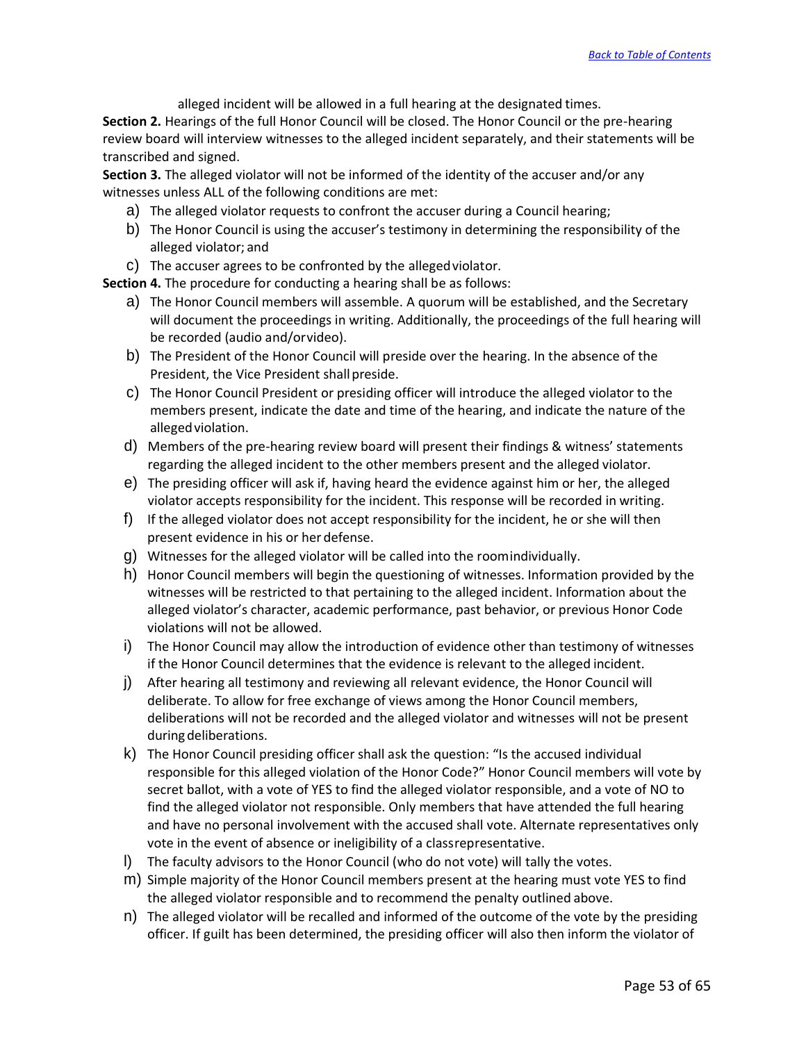alleged incident will be allowed in a full hearing at the designated times.

**Section 2.** Hearings of the full Honor Council will be closed. The Honor Council or the pre-hearing review board will interview witnesses to the alleged incident separately, and their statements will be transcribed and signed.

**Section 3.** The alleged violator will not be informed of the identity of the accuser and/or any witnesses unless ALL of the following conditions are met:

a) The alleged violator requests to confront the accuser during a Council hearing;
b) The Honor Council is using the accuser's testimony in determining the responsibility of the alleged violator; and
c) The accuser agrees to be confronted by the alleged violator.

**Section 4.** The procedure for conducting a hearing shall be as follows:

a) The Honor Council members will assemble. A quorum will be established, and the Secretary will document the proceedings in writing. Additionally, the proceedings of the full hearing will be recorded (audio and/or video).
b) The President of the Honor Council will preside over the hearing. In the absence of the President, the Vice President shall preside.
c) The Honor Council President or presiding officer will introduce the alleged violator to the members present, indicate the date and time of the hearing, and indicate the nature of the alleged violation.
d) Members of the pre-hearing review board will present their findings & witness' statements regarding the alleged incident to the other members present and the alleged violator.
e) The presiding officer will ask if, having heard the evidence against him or her, the alleged violator accepts responsibility for the incident. This response will be recorded in writing.
f) If the alleged violator does not accept responsibility for the incident, he or she will then present evidence in his or her defense.
g) Witnesses for the alleged violator will be called into the room individually.
h) Honor Council members will begin the questioning of witnesses. Information provided by the witnesses will be restricted to that pertaining to the alleged incident. Information about the alleged violator's character, academic performance, past behavior, or previous Honor Code violations will not be allowed.
i) The Honor Council may allow the introduction of evidence other than testimony of witnesses if the Honor Council determines that the evidence is relevant to the alleged incident.
j) After hearing all testimony and reviewing all relevant evidence, the Honor Council will deliberate. To allow for free exchange of views among the Honor Council members, deliberations will not be recorded and the alleged violator and witnesses will not be present during deliberations.
k) The Honor Council presiding officer shall ask the question: "Is the accused individual responsible for this alleged violation of the Honor Code?" Honor Council members will vote by secret ballot, with a vote of YES to find the alleged violator responsible, and a vote of NO to find the alleged violator not responsible. Only members that have attended the full hearing and have no personal involvement with the accused shall vote. Alternate representatives only vote in the event of absence or ineligibility of a class representative.
l) The faculty advisors to the Honor Council (who do not vote) will tally the votes.
m) Simple majority of the Honor Council members present at the hearing must vote YES to find the alleged violator responsible and to recommend the penalty outlined above.
n) The alleged violator will be recalled and informed of the outcome of the vote by the presiding officer. If guilt has been determined, the presiding officer will also then inform the violator of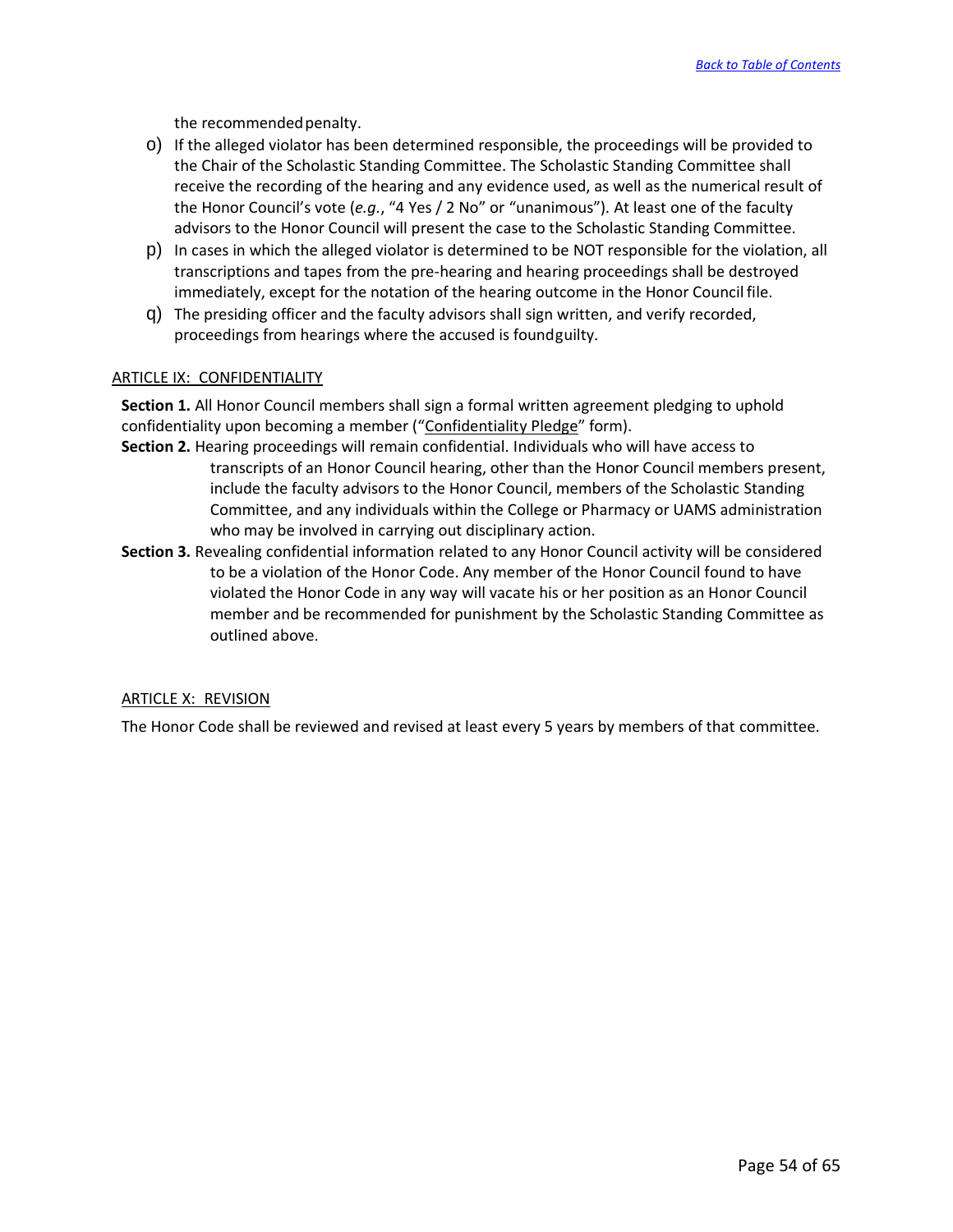the recommended penalty.

o) If the alleged violator has been determined responsible, the proceedings will be provided to the Chair of the Scholastic Standing Committee. The Scholastic Standing Committee shall receive the recording of the hearing and any evidence used, as well as the numerical result of the Honor Council's vote (*e.g.*, "4 Yes / 2 No" or "unanimous"). At least one of the faculty advisors to the Honor Council will present the case to the Scholastic Standing Committee.

p) In cases in which the alleged violator is determined to be NOT responsible for the violation, all transcriptions and tapes from the pre-hearing and hearing proceedings shall be destroyed immediately, except for the notation of the hearing outcome in the Honor Council file.

q) The presiding officer and the faculty advisors shall sign written, and verify recorded, proceedings from hearings where the accused is found guilty.

ARTICLE IX: CONFIDENTIALITY

**Section 1.** All Honor Council members shall sign a formal written agreement pledging to uphold confidentiality upon becoming a member ("Confidentiality Pledge" form).

**Section 2.** Hearing proceedings will remain confidential. Individuals who will have access to transcripts of an Honor Council hearing, other than the Honor Council members present, include the faculty advisors to the Honor Council, members of the Scholastic Standing Committee, and any individuals within the College or Pharmacy or UAMS administration who may be involved in carrying out disciplinary action.

**Section 3.** Revealing confidential information related to any Honor Council activity will be considered to be a violation of the Honor Code. Any member of the Honor Council found to have violated the Honor Code in any way will vacate his or her position as an Honor Council member and be recommended for punishment by the Scholastic Standing Committee as outlined above.

ARTICLE X: REVISION

The Honor Code shall be reviewed and revised at least every 5 years by members of that committee.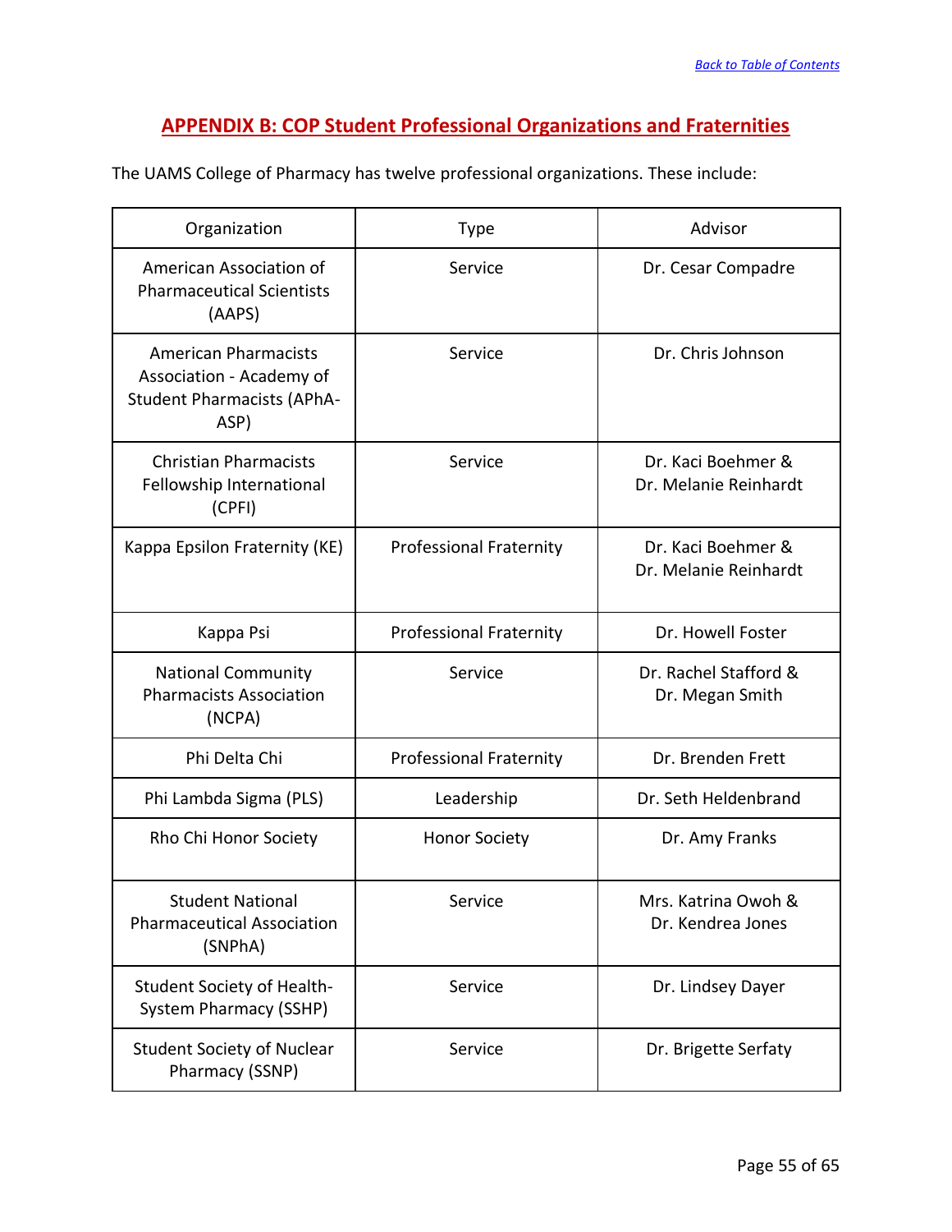[Back to Table of Contents]

## APPENDIX B: COP Student Professional Organizations and Fraternities

The UAMS College of Pharmacy has twelve professional organizations. These include:

| Organization | Type | Advisor |
|---|---|---|
| American Association of Pharmaceutical Scientists (AAPS) | Service | Dr. Cesar Compadre |
| American Pharmacists Association - Academy of Student Pharmacists (APhA-ASP) | Service | Dr. Chris Johnson |
| Christian Pharmacists Fellowship International (CPFI) | Service | Dr. Kaci Boehmer & Dr. Melanie Reinhardt |
| Kappa Epsilon Fraternity (KE) | Professional Fraternity | Dr. Kaci Boehmer & Dr. Melanie Reinhardt |
| Kappa Psi | Professional Fraternity | Dr. Howell Foster |
| National Community Pharmacists Association (NCPA) | Service | Dr. Rachel Stafford & Dr. Megan Smith |
| Phi Delta Chi | Professional Fraternity | Dr. Brenden Frett |
| Phi Lambda Sigma (PLS) | Leadership | Dr. Seth Heldenbrand |
| Rho Chi Honor Society | Honor Society | Dr. Amy Franks |
| Student National Pharmaceutical Association (SNPhA) | Service | Mrs. Katrina Owoh & Dr. Kendrea Jones |
| Student Society of Health-System Pharmacy (SSHP) | Service | Dr. Lindsey Dayer |
| Student Society of Nuclear Pharmacy (SSNP) | Service | Dr. Brigette Serfaty |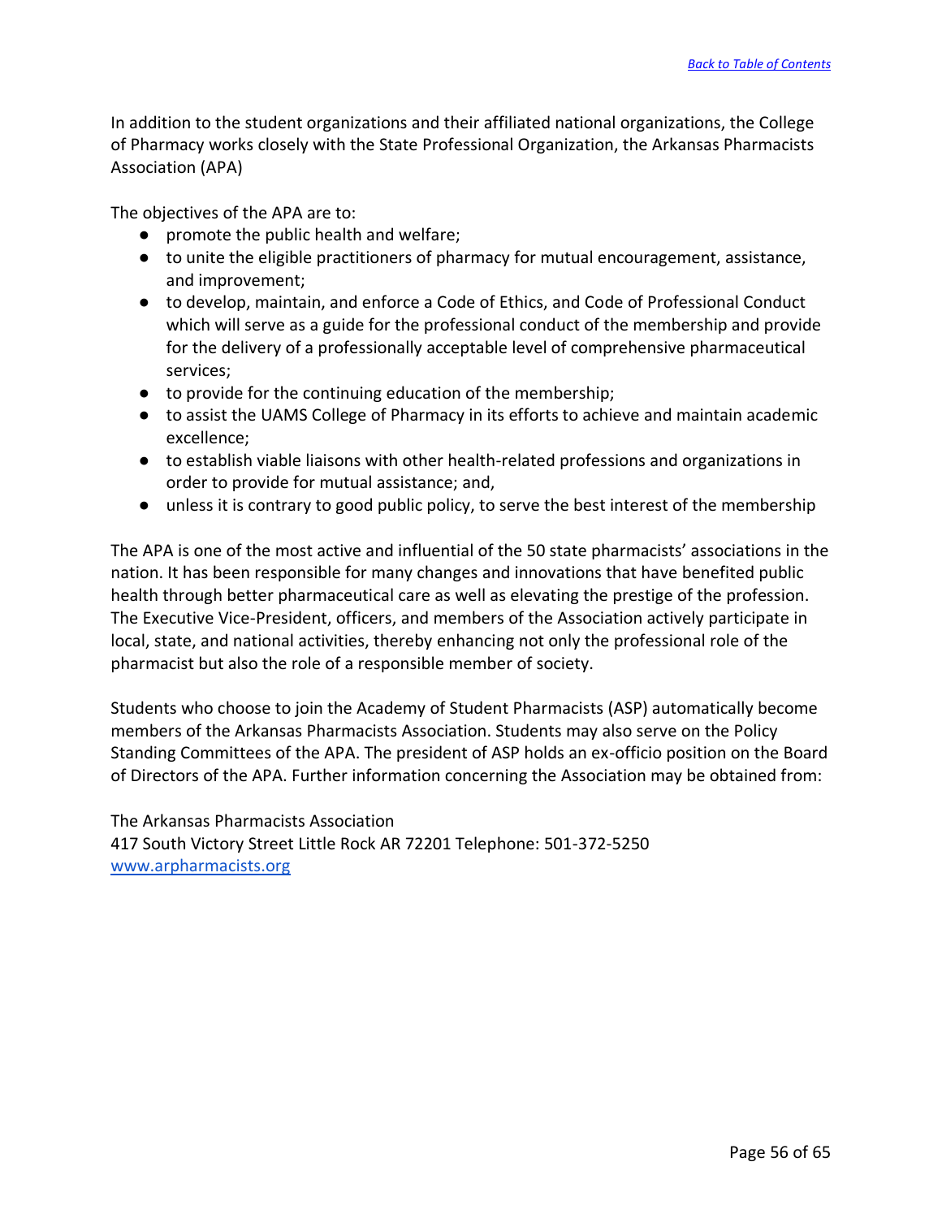In addition to the student organizations and their affiliated national organizations, the College of Pharmacy works closely with the State Professional Organization, the Arkansas Pharmacists Association (APA)

The objectives of the APA are to:

- promote the public health and welfare;
- to unite the eligible practitioners of pharmacy for mutual encouragement, assistance, and improvement;
- to develop, maintain, and enforce a Code of Ethics, and Code of Professional Conduct which will serve as a guide for the professional conduct of the membership and provide for the delivery of a professionally acceptable level of comprehensive pharmaceutical services;
- to provide for the continuing education of the membership;
- to assist the UAMS College of Pharmacy in its efforts to achieve and maintain academic excellence;
- to establish viable liaisons with other health-related professions and organizations in order to provide for mutual assistance; and,
- unless it is contrary to good public policy, to serve the best interest of the membership

The APA is one of the most active and influential of the 50 state pharmacists' associations in the nation. It has been responsible for many changes and innovations that have benefited public health through better pharmaceutical care as well as elevating the prestige of the profession. The Executive Vice-President, officers, and members of the Association actively participate in local, state, and national activities, thereby enhancing not only the professional role of the pharmacist but also the role of a responsible member of society.

Students who choose to join the Academy of Student Pharmacists (ASP) automatically become members of the Arkansas Pharmacists Association. Students may also serve on the Policy Standing Committees of the APA. The president of ASP holds an ex-officio position on the Board of Directors of the APA. Further information concerning the Association may be obtained from:

The Arkansas Pharmacists Association
417 South Victory Street Little Rock AR 72201 Telephone: 501-372-5250
[www.arpharmacists.org](http://www.arpharmacists.org)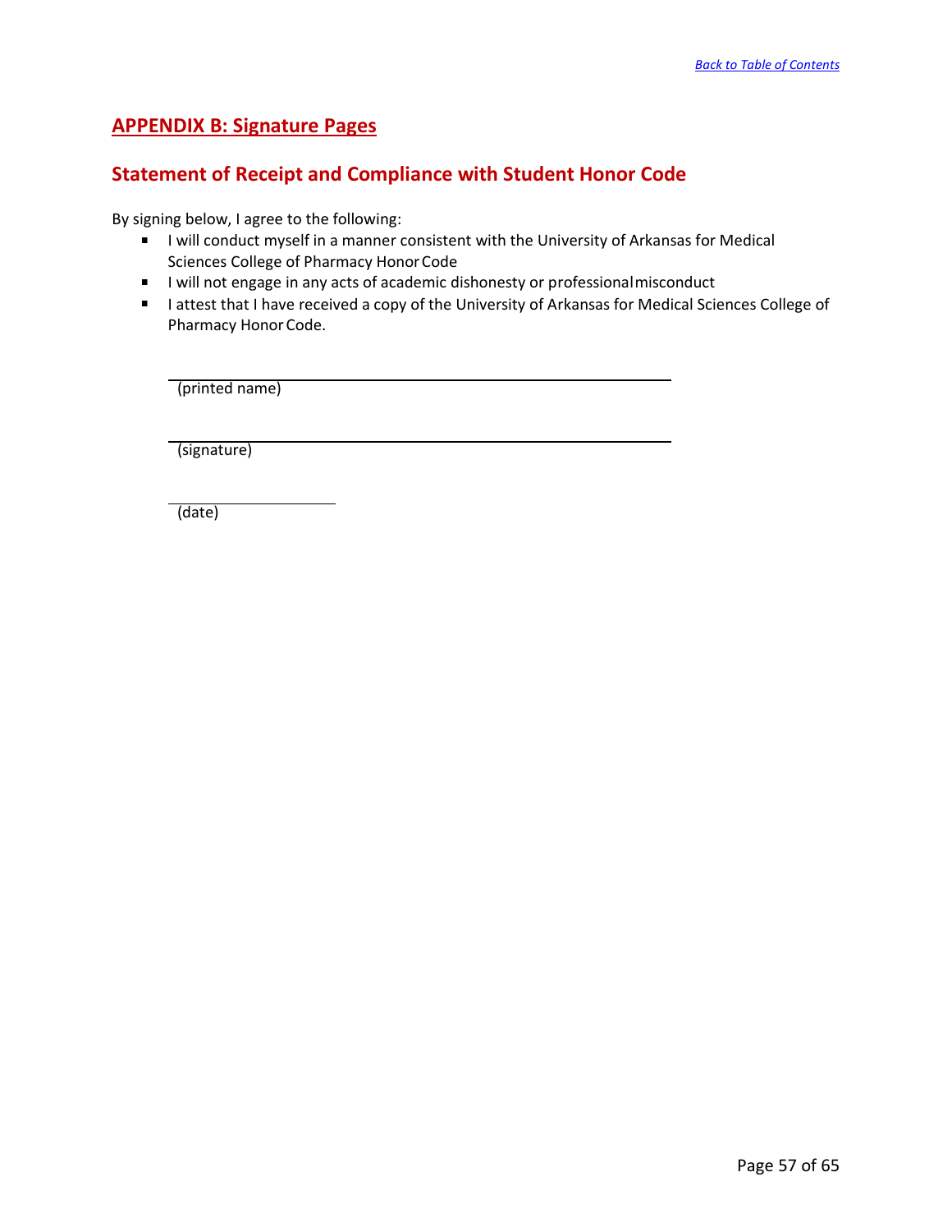## APPENDIX B: Signature Pages

### Statement of Receipt and Compliance with Student Honor Code

By signing below, I agree to the following:

- I will conduct myself in a manner consistent with the University of Arkansas for Medical Sciences College of Pharmacy Honor Code
- I will not engage in any acts of academic dishonesty or professional misconduct
- I attest that I have received a copy of the University of Arkansas for Medical Sciences College of Pharmacy Honor Code.

______________________________________________
(printed name)

______________________________________________
(signature)

____________________
(date)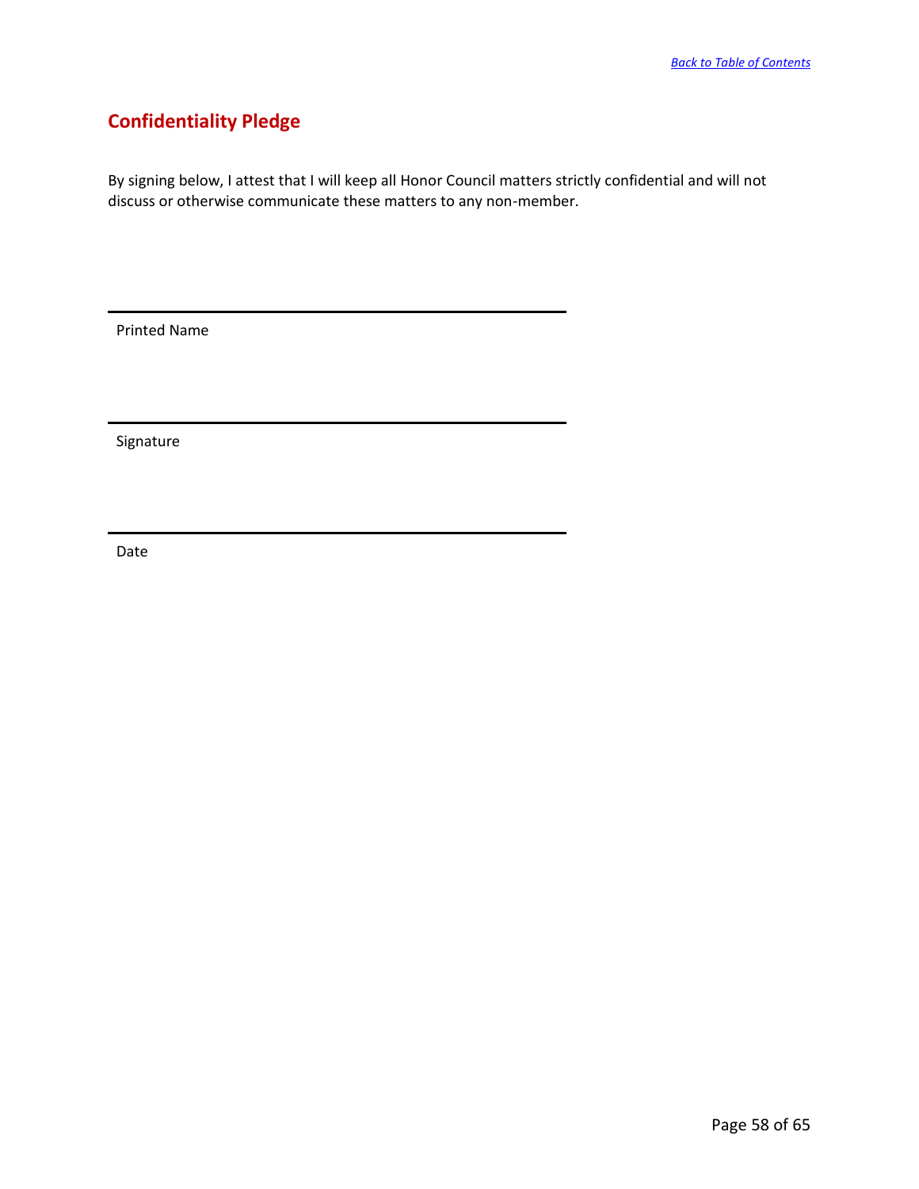## Confidentiality Pledge

By signing below, I attest that I will keep all Honor Council matters strictly confidential and will not discuss or otherwise communicate these matters to any non-member.

\_\_\_\_\_\_\_\_\_\_\_\_\_\_\_\_\_\_\_\_\_\_\_\_\_\_\_\_\_\_\_\_\_\_\_\_\_\_\_\_

Printed Name

\_\_\_\_\_\_\_\_\_\_\_\_\_\_\_\_\_\_\_\_\_\_\_\_\_\_\_\_\_\_\_\_\_\_\_\_\_\_\_\_

Signature

\_\_\_\_\_\_\_\_\_\_\_\_\_\_\_\_\_\_\_\_\_\_\_\_\_\_\_\_\_\_\_\_\_\_\_\_\_\_\_\_

Date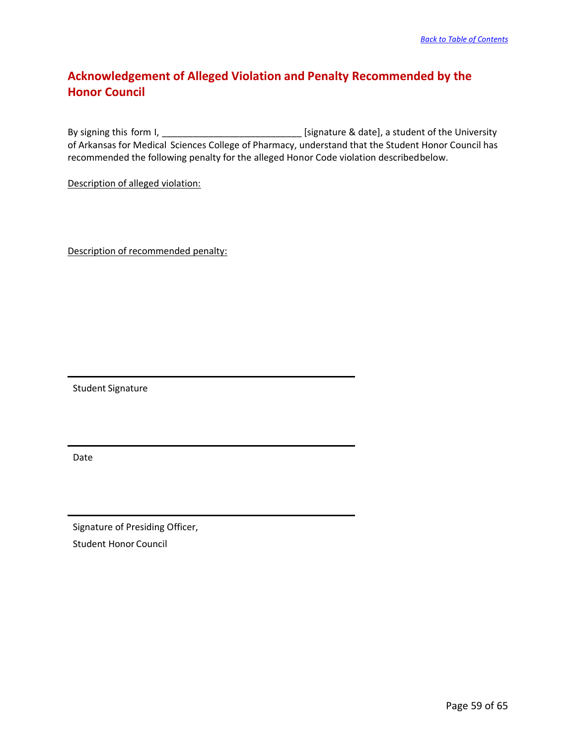[Back to Table of Contents](#)

## Acknowledgement of Alleged Violation and Penalty Recommended by the Honor Council

By signing this form I, ___________________________ [signature & date], a student of the University of Arkansas for Medical Sciences College of Pharmacy, understand that the Student Honor Council has recommended the following penalty for the alleged Honor Code violation described below.

Description of alleged violation:

Description of recommended penalty:

_______________________________________

Student Signature

_______________________________________

Date

_______________________________________

Signature of Presiding Officer,

Student Honor Council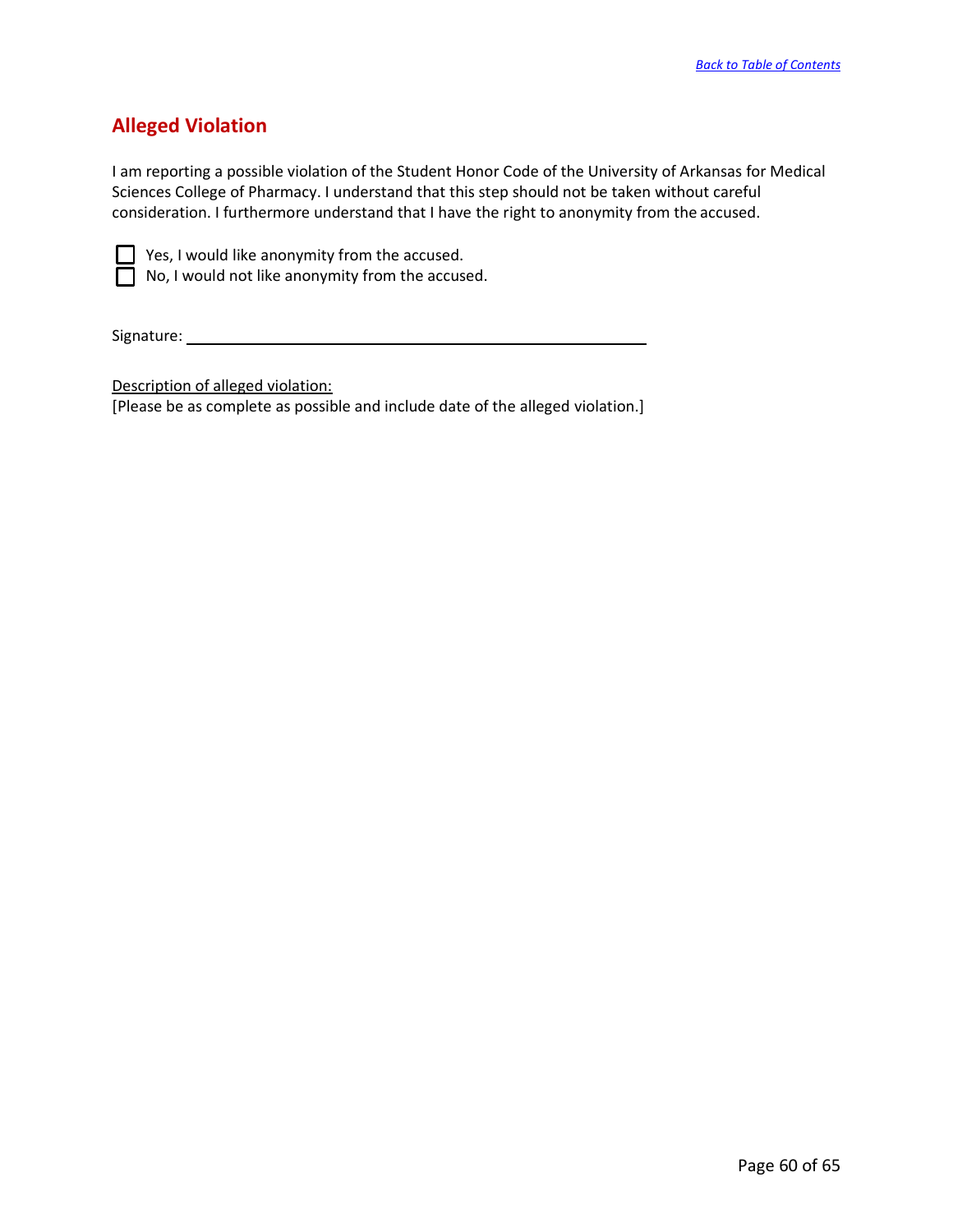## Alleged Violation

I am reporting a possible violation of the Student Honor Code of the University of Arkansas for Medical Sciences College of Pharmacy. I understand that this step should not be taken without careful consideration. I furthermore understand that I have the right to anonymity from the accused.

☐ Yes, I would like anonymity from the accused.
☐ No, I would not like anonymity from the accused.

Signature: ______________________________________________

Description of alleged violation:
[Please be as complete as possible and include date of the alleged violation.]